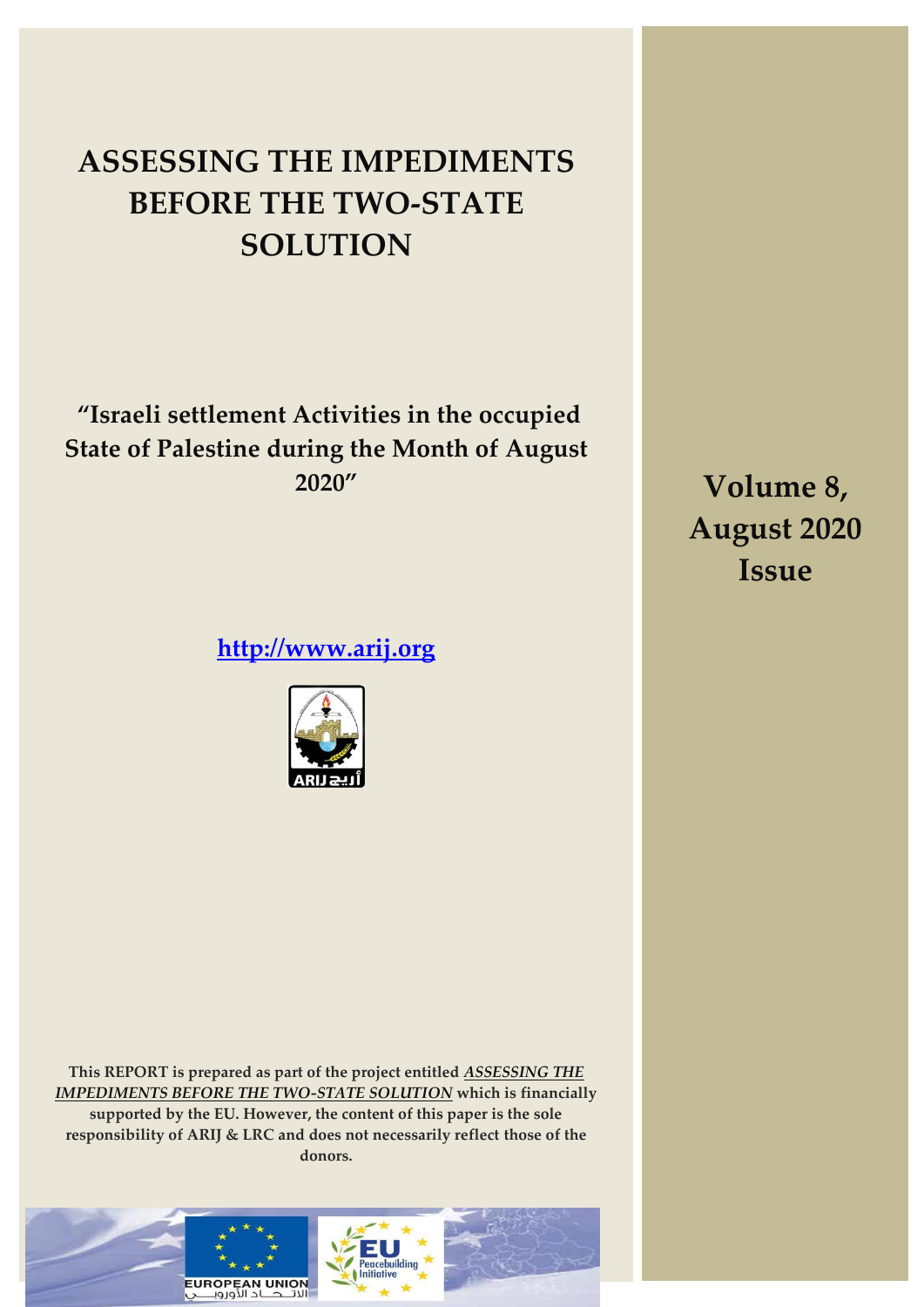# ASSESSING THE IMPEDIMENTS BEFORE THE TWO-STATE SOLUTION

## "Israeli settlement Activities in the occupied State of Palestine during the Month of August 2020"

**Volume 8, August 2020 Issue**

[http://www.arij.org](http://www.arij.org)

**This REPORT is prepared as part of the project entitled *ASSESSING THE IMPEDIMENTS BEFORE THE TWO-STATE SOLUTION* which is financially supported by the EU. However, the content of this paper is the sole responsibility of ARIJ & LRC and does not necessarily reflect those of the donors.**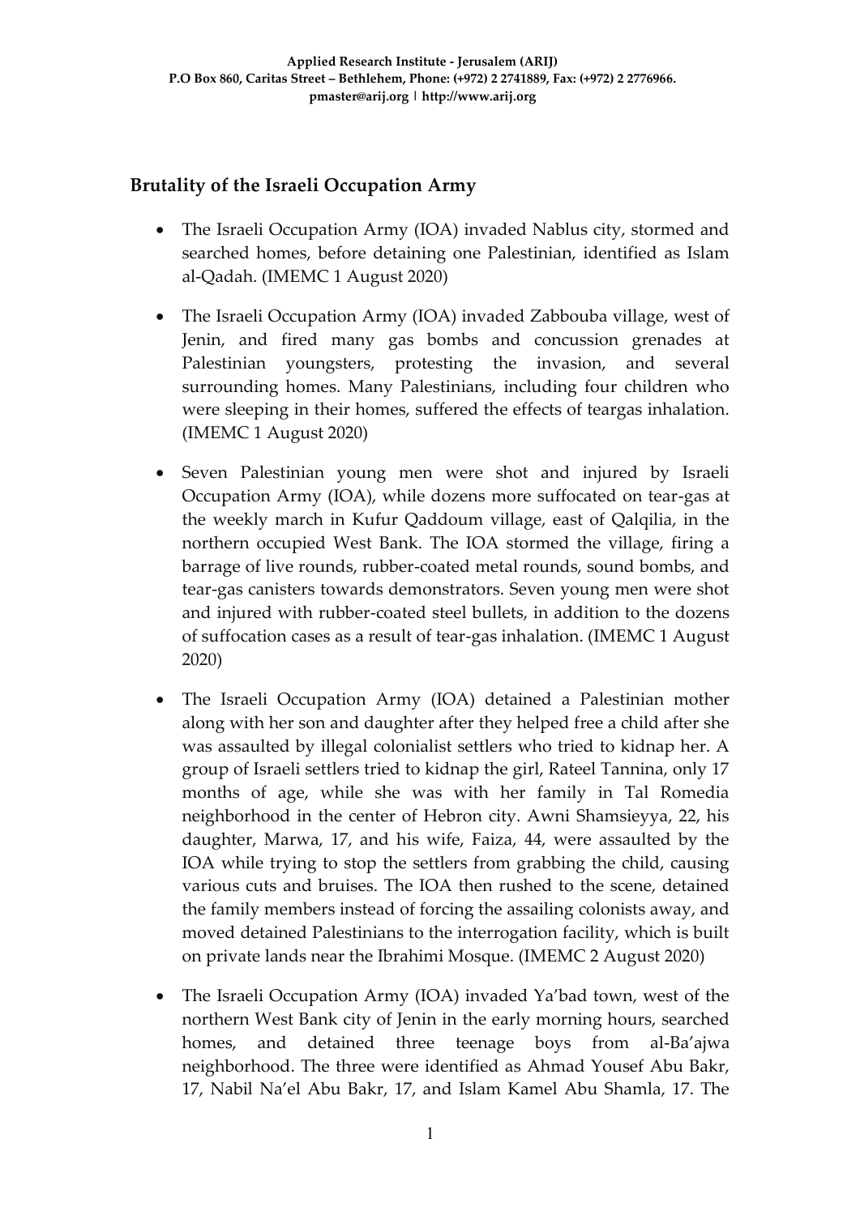## Brutality of the Israeli Occupation Army

- The Israeli Occupation Army (IOA) invaded Nablus city, stormed and searched homes, before detaining one Palestinian, identified as Islam al-Qadah. (IMEMC 1 August 2020)

- The Israeli Occupation Army (IOA) invaded Zabbouba village, west of Jenin, and fired many gas bombs and concussion grenades at Palestinian youngsters, protesting the invasion, and several surrounding homes. Many Palestinians, including four children who were sleeping in their homes, suffered the effects of teargas inhalation. (IMEMC 1 August 2020)

- Seven Palestinian young men were shot and injured by Israeli Occupation Army (IOA), while dozens more suffocated on tear-gas at the weekly march in Kufur Qaddoum village, east of Qalqilia, in the northern occupied West Bank. The IOA stormed the village, firing a barrage of live rounds, rubber-coated metal rounds, sound bombs, and tear-gas canisters towards demonstrators. Seven young men were shot and injured with rubber-coated steel bullets, in addition to the dozens of suffocation cases as a result of tear-gas inhalation. (IMEMC 1 August 2020)

- The Israeli Occupation Army (IOA) detained a Palestinian mother along with her son and daughter after they helped free a child after she was assaulted by illegal colonialist settlers who tried to kidnap her. A group of Israeli settlers tried to kidnap the girl, Rateel Tannina, only 17 months of age, while she was with her family in Tal Romedia neighborhood in the center of Hebron city. Awni Shamsieyya, 22, his daughter, Marwa, 17, and his wife, Faiza, 44, were assaulted by the IOA while trying to stop the settlers from grabbing the child, causing various cuts and bruises. The IOA then rushed to the scene, detained the family members instead of forcing the assailing colonists away, and moved detained Palestinians to the interrogation facility, which is built on private lands near the Ibrahimi Mosque. (IMEMC 2 August 2020)

- The Israeli Occupation Army (IOA) invaded Ya'bad town, west of the northern West Bank city of Jenin in the early morning hours, searched homes, and detained three teenage boys from al-Ba'ajwa neighborhood. The three were identified as Ahmad Yousef Abu Bakr, 17, Nabil Na'el Abu Bakr, 17, and Islam Kamel Abu Shamla, 17. The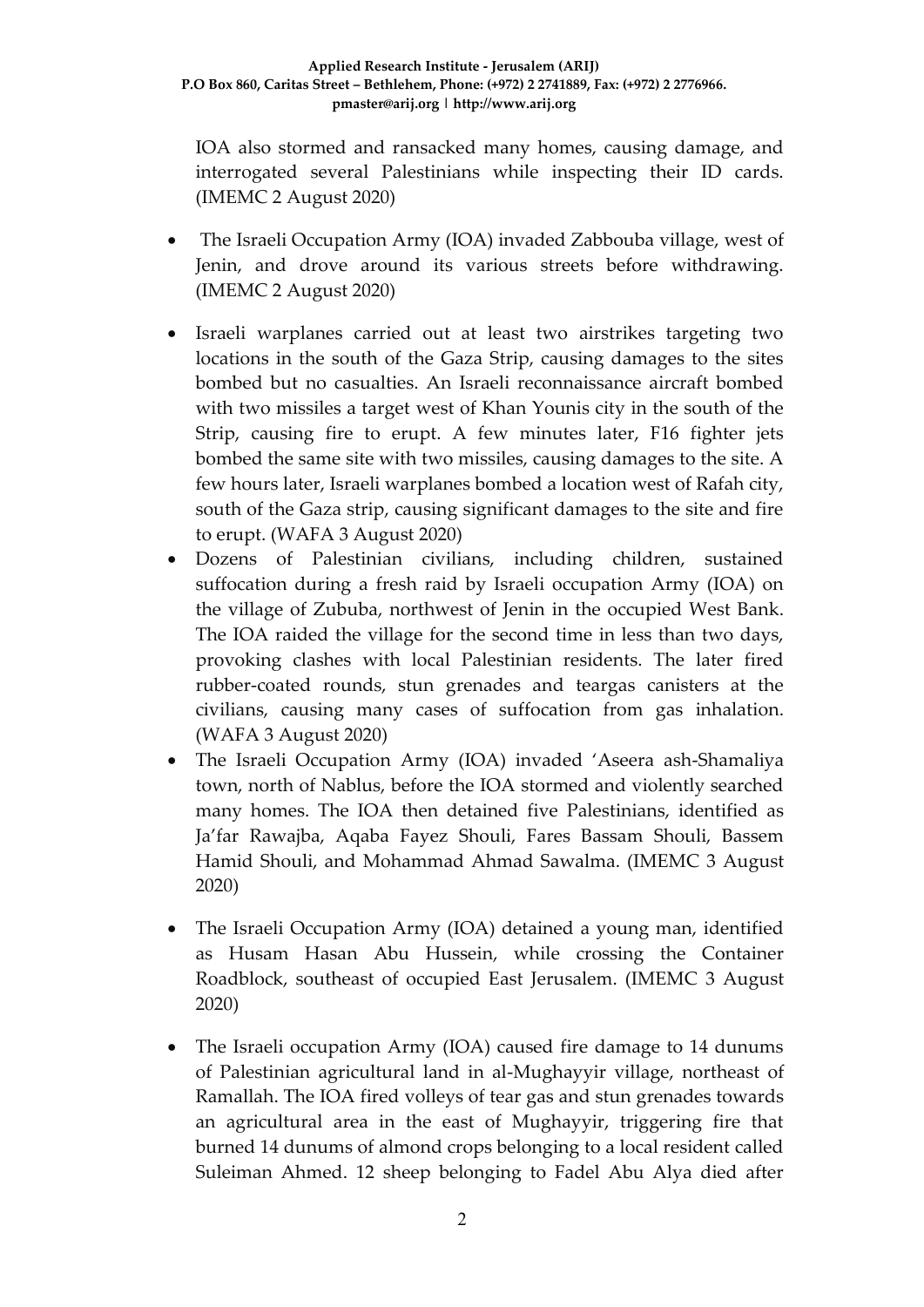IOA also stormed and ransacked many homes, causing damage, and interrogated several Palestinians while inspecting their ID cards. (IMEMC 2 August 2020)

- The Israeli Occupation Army (IOA) invaded Zabbouba village, west of Jenin, and drove around its various streets before withdrawing. (IMEMC 2 August 2020)
- Israeli warplanes carried out at least two airstrikes targeting two locations in the south of the Gaza Strip, causing damages to the sites bombed but no casualties. An Israeli reconnaissance aircraft bombed with two missiles a target west of Khan Younis city in the south of the Strip, causing fire to erupt. A few minutes later, F16 fighter jets bombed the same site with two missiles, causing damages to the site. A few hours later, Israeli warplanes bombed a location west of Rafah city, south of the Gaza strip, causing significant damages to the site and fire to erupt. (WAFA 3 August 2020)
- Dozens of Palestinian civilians, including children, sustained suffocation during a fresh raid by Israeli occupation Army (IOA) on the village of Zububa, northwest of Jenin in the occupied West Bank. The IOA raided the village for the second time in less than two days, provoking clashes with local Palestinian residents. The later fired rubber-coated rounds, stun grenades and teargas canisters at the civilians, causing many cases of suffocation from gas inhalation. (WAFA 3 August 2020)
- The Israeli Occupation Army (IOA) invaded 'Aseera ash-Shamaliya town, north of Nablus, before the IOA stormed and violently searched many homes. The IOA then detained five Palestinians, identified as Ja'far Rawajba, Aqaba Fayez Shouli, Fares Bassam Shouli, Bassem Hamid Shouli, and Mohammad Ahmad Sawalma. (IMEMC 3 August 2020)
- The Israeli Occupation Army (IOA) detained a young man, identified as Husam Hasan Abu Hussein, while crossing the Container Roadblock, southeast of occupied East Jerusalem. (IMEMC 3 August 2020)
- The Israeli occupation Army (IOA) caused fire damage to 14 dunums of Palestinian agricultural land in al-Mughayyir village, northeast of Ramallah. The IOA fired volleys of tear gas and stun grenades towards an agricultural area in the east of Mughayyir, triggering fire that burned 14 dunums of almond crops belonging to a local resident called Suleiman Ahmed. 12 sheep belonging to Fadel Abu Alya died after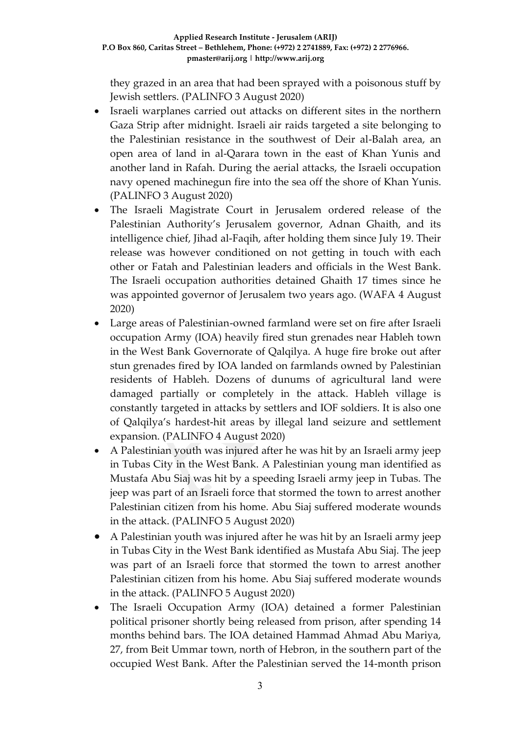they grazed in an area that had been sprayed with a poisonous stuff by Jewish settlers. (PALINFO 3 August 2020)

- Israeli warplanes carried out attacks on different sites in the northern Gaza Strip after midnight. Israeli air raids targeted a site belonging to the Palestinian resistance in the southwest of Deir al-Balah area, an open area of land in al-Qarara town in the east of Khan Yunis and another land in Rafah. During the aerial attacks, the Israeli occupation navy opened machinegun fire into the sea off the shore of Khan Yunis. (PALINFO 3 August 2020)
- The Israeli Magistrate Court in Jerusalem ordered release of the Palestinian Authority's Jerusalem governor, Adnan Ghaith, and its intelligence chief, Jihad al-Faqih, after holding them since July 19. Their release was however conditioned on not getting in touch with each other or Fatah and Palestinian leaders and officials in the West Bank. The Israeli occupation authorities detained Ghaith 17 times since he was appointed governor of Jerusalem two years ago. (WAFA 4 August 2020)
- Large areas of Palestinian-owned farmland were set on fire after Israeli occupation Army (IOA) heavily fired stun grenades near Hableh town in the West Bank Governorate of Qalqilya. A huge fire broke out after stun grenades fired by IOA landed on farmlands owned by Palestinian residents of Hableh. Dozens of dunums of agricultural land were damaged partially or completely in the attack. Hableh village is constantly targeted in attacks by settlers and IOF soldiers. It is also one of Qalqilya's hardest-hit areas by illegal land seizure and settlement expansion. (PALINFO 4 August 2020)
- A Palestinian youth was injured after he was hit by an Israeli army jeep in Tubas City in the West Bank. A Palestinian young man identified as Mustafa Abu Siaj was hit by a speeding Israeli army jeep in Tubas. The jeep was part of an Israeli force that stormed the town to arrest another Palestinian citizen from his home. Abu Siaj suffered moderate wounds in the attack. (PALINFO 5 August 2020)
- A Palestinian youth was injured after he was hit by an Israeli army jeep in Tubas City in the West Bank identified as Mustafa Abu Siaj. The jeep was part of an Israeli force that stormed the town to arrest another Palestinian citizen from his home. Abu Siaj suffered moderate wounds in the attack. (PALINFO 5 August 2020)
- The Israeli Occupation Army (IOA) detained a former Palestinian political prisoner shortly being released from prison, after spending 14 months behind bars. The IOA detained Hammad Ahmad Abu Mariya, 27, from Beit Ummar town, north of Hebron, in the southern part of the occupied West Bank. After the Palestinian served the 14-month prison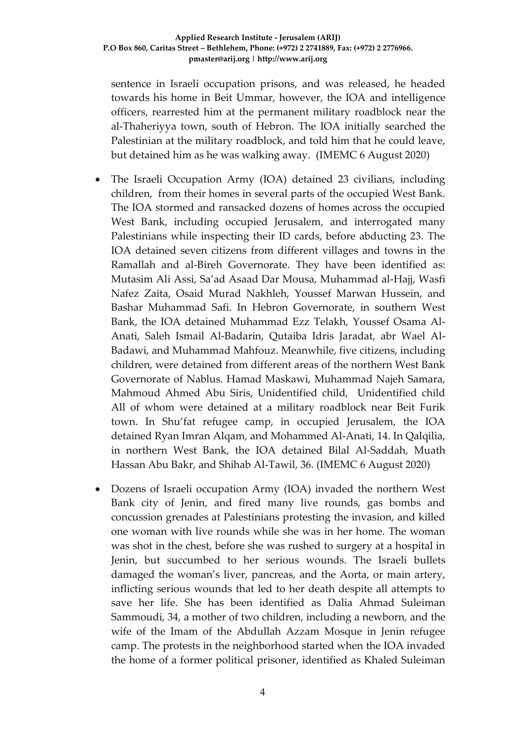sentence in Israeli occupation prisons, and was released, he headed towards his home in Beit Ummar, however, the IOA and intelligence officers, rearrested him at the permanent military roadblock near the al-Thaheriyya town, south of Hebron. The IOA initially searched the Palestinian at the military roadblock, and told him that he could leave, but detained him as he was walking away. (IMEMC 6 August 2020)

- The Israeli Occupation Army (IOA) detained 23 civilians, including children, from their homes in several parts of the occupied West Bank. The IOA stormed and ransacked dozens of homes across the occupied West Bank, including occupied Jerusalem, and interrogated many Palestinians while inspecting their ID cards, before abducting 23. The IOA detained seven citizens from different villages and towns in the Ramallah and al-Bireh Governorate. They have been identified as: Mutasim Ali Assi, Sa'ad Asaad Dar Mousa, Muhammad al-Hajj, Wasfi Nafez Zaita, Osaid Murad Nakhleh, Youssef Marwan Hussein, and Bashar Muhammad Safi. In Hebron Governorate, in southern West Bank, the IOA detained Muhammad Ezz Telakh, Youssef Osama Al-Anati, Saleh Ismail Al-Badarin, Qutaiba Idris Jaradat, abr Wael Al-Badawi, and Muhammad Mahfouz. Meanwhile, five citizens, including children, were detained from different areas of the northern West Bank Governorate of Nablus. Hamad Maskawi, Muhammad Najeh Samara, Mahmoud Ahmed Abu Siris, Unidentified child, Unidentified child All of whom were detained at a military roadblock near Beit Furik town. In Shu'fat refugee camp, in occupied Jerusalem, the IOA detained Ryan Imran Alqam, and Mohammed Al-Anati, 14. In Qalqilia, in northern West Bank, the IOA detained Bilal Al-Saddah, Muath Hassan Abu Bakr, and Shihab Al-Tawil, 36. (IMEMC 6 August 2020)

- Dozens of Israeli occupation Army (IOA) invaded the northern West Bank city of Jenin, and fired many live rounds, gas bombs and concussion grenades at Palestinians protesting the invasion, and killed one woman with live rounds while she was in her home. The woman was shot in the chest, before she was rushed to surgery at a hospital in Jenin, but succumbed to her serious wounds. The Israeli bullets damaged the woman's liver, pancreas, and the Aorta, or main artery, inflicting serious wounds that led to her death despite all attempts to save her life. She has been identified as Dalia Ahmad Suleiman Sammoudi, 34, a mother of two children, including a newborn, and the wife of the Imam of the Abdullah Azzam Mosque in Jenin refugee camp. The protests in the neighborhood started when the IOA invaded the home of a former political prisoner, identified as Khaled Suleiman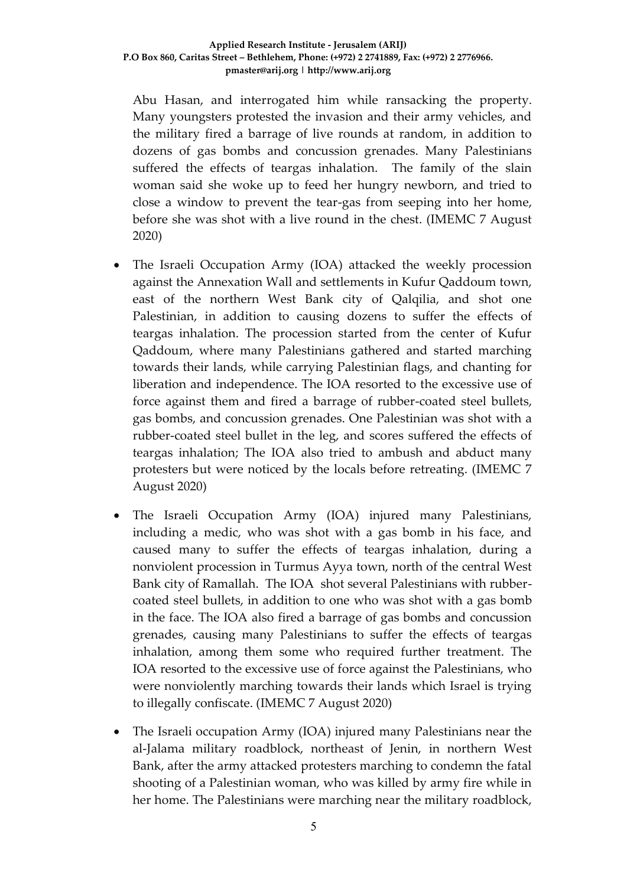Abu Hasan, and interrogated him while ransacking the property. Many youngsters protested the invasion and their army vehicles, and the military fired a barrage of live rounds at random, in addition to dozens of gas bombs and concussion grenades. Many Palestinians suffered the effects of teargas inhalation. The family of the slain woman said she woke up to feed her hungry newborn, and tried to close a window to prevent the tear-gas from seeping into her home, before she was shot with a live round in the chest. (IMEMC 7 August 2020)

- The Israeli Occupation Army (IOA) attacked the weekly procession against the Annexation Wall and settlements in Kufur Qaddoum town, east of the northern West Bank city of Qalqilia, and shot one Palestinian, in addition to causing dozens to suffer the effects of teargas inhalation. The procession started from the center of Kufur Qaddoum, where many Palestinians gathered and started marching towards their lands, while carrying Palestinian flags, and chanting for liberation and independence. The IOA resorted to the excessive use of force against them and fired a barrage of rubber-coated steel bullets, gas bombs, and concussion grenades. One Palestinian was shot with a rubber-coated steel bullet in the leg, and scores suffered the effects of teargas inhalation; The IOA also tried to ambush and abduct many protesters but were noticed by the locals before retreating. (IMEMC 7 August 2020)

- The Israeli Occupation Army (IOA) injured many Palestinians, including a medic, who was shot with a gas bomb in his face, and caused many to suffer the effects of teargas inhalation, during a nonviolent procession in Turmus Ayya town, north of the central West Bank city of Ramallah. The IOA shot several Palestinians with rubber-coated steel bullets, in addition to one who was shot with a gas bomb in the face. The IOA also fired a barrage of gas bombs and concussion grenades, causing many Palestinians to suffer the effects of teargas inhalation, among them some who required further treatment. The IOA resorted to the excessive use of force against the Palestinians, who were nonviolently marching towards their lands which Israel is trying to illegally confiscate. (IMEMC 7 August 2020)

- The Israeli occupation Army (IOA) injured many Palestinians near the al-Jalama military roadblock, northeast of Jenin, in northern West Bank, after the army attacked protesters marching to condemn the fatal shooting of a Palestinian woman, who was killed by army fire while in her home. The Palestinians were marching near the military roadblock,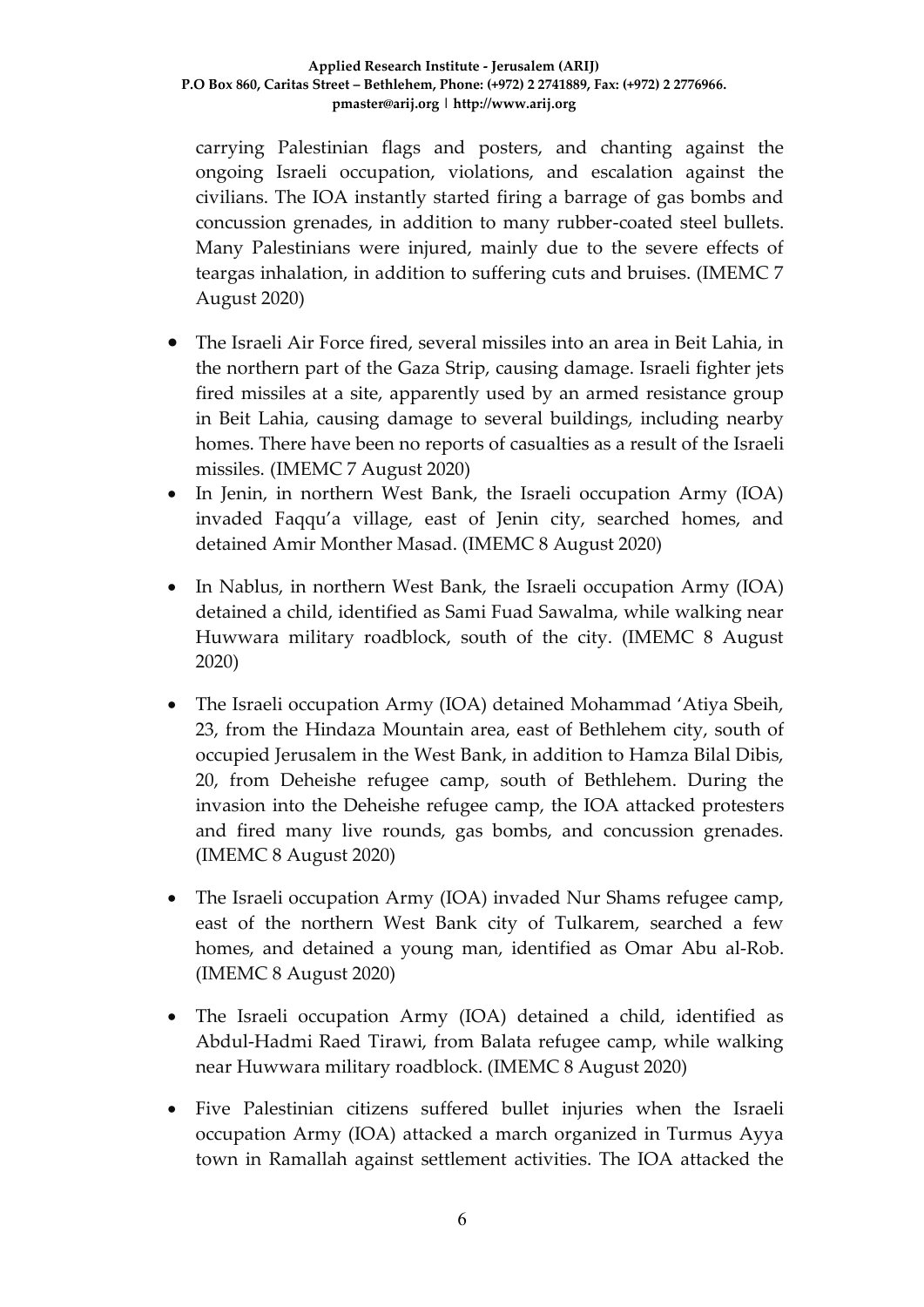carrying Palestinian flags and posters, and chanting against the ongoing Israeli occupation, violations, and escalation against the civilians. The IOA instantly started firing a barrage of gas bombs and concussion grenades, in addition to many rubber-coated steel bullets. Many Palestinians were injured, mainly due to the severe effects of teargas inhalation, in addition to suffering cuts and bruises. (IMEMC 7 August 2020)

- The Israeli Air Force fired, several missiles into an area in Beit Lahia, in the northern part of the Gaza Strip, causing damage. Israeli fighter jets fired missiles at a site, apparently used by an armed resistance group in Beit Lahia, causing damage to several buildings, including nearby homes. There have been no reports of casualties as a result of the Israeli missiles. (IMEMC 7 August 2020)
- In Jenin, in northern West Bank, the Israeli occupation Army (IOA) invaded Faqqu'a village, east of Jenin city, searched homes, and detained Amir Monther Masad. (IMEMC 8 August 2020)
- In Nablus, in northern West Bank, the Israeli occupation Army (IOA) detained a child, identified as Sami Fuad Sawalma, while walking near Huwwara military roadblock, south of the city. (IMEMC 8 August 2020)
- The Israeli occupation Army (IOA) detained Mohammad 'Atiya Sbeih, 23, from the Hindaza Mountain area, east of Bethlehem city, south of occupied Jerusalem in the West Bank, in addition to Hamza Bilal Dibis, 20, from Deheishe refugee camp, south of Bethlehem. During the invasion into the Deheishe refugee camp, the IOA attacked protesters and fired many live rounds, gas bombs, and concussion grenades. (IMEMC 8 August 2020)
- The Israeli occupation Army (IOA) invaded Nur Shams refugee camp, east of the northern West Bank city of Tulkarem, searched a few homes, and detained a young man, identified as Omar Abu al-Rob. (IMEMC 8 August 2020)
- The Israeli occupation Army (IOA) detained a child, identified as Abdul-Hadmi Raed Tirawi, from Balata refugee camp, while walking near Huwwara military roadblock. (IMEMC 8 August 2020)
- Five Palestinian citizens suffered bullet injuries when the Israeli occupation Army (IOA) attacked a march organized in Turmus Ayya town in Ramallah against settlement activities. The IOA attacked the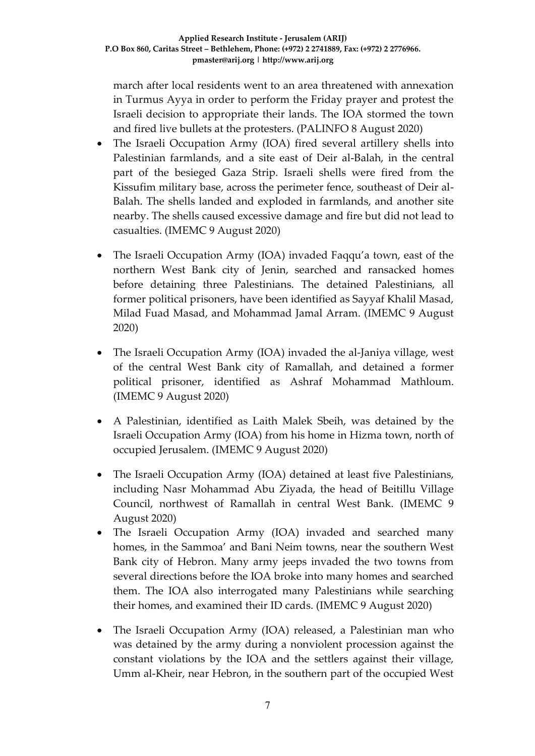march after local residents went to an area threatened with annexation in Turmus Ayya in order to perform the Friday prayer and protest the Israeli decision to appropriate their lands. The IOA stormed the town and fired live bullets at the protesters. (PALINFO 8 August 2020)

- The Israeli Occupation Army (IOA) fired several artillery shells into Palestinian farmlands, and a site east of Deir al-Balah, in the central part of the besieged Gaza Strip. Israeli shells were fired from the Kissufim military base, across the perimeter fence, southeast of Deir al-Balah. The shells landed and exploded in farmlands, and another site nearby. The shells caused excessive damage and fire but did not lead to casualties. (IMEMC 9 August 2020)

- The Israeli Occupation Army (IOA) invaded Faqqu'a town, east of the northern West Bank city of Jenin, searched and ransacked homes before detaining three Palestinians. The detained Palestinians, all former political prisoners, have been identified as Sayyaf Khalil Masad, Milad Fuad Masad, and Mohammad Jamal Arram. (IMEMC 9 August 2020)

- The Israeli Occupation Army (IOA) invaded the al-Janiya village, west of the central West Bank city of Ramallah, and detained a former political prisoner, identified as Ashraf Mohammad Mathloum. (IMEMC 9 August 2020)

- A Palestinian, identified as Laith Malek Sbeih, was detained by the Israeli Occupation Army (IOA) from his home in Hizma town, north of occupied Jerusalem. (IMEMC 9 August 2020)

- The Israeli Occupation Army (IOA) detained at least five Palestinians, including Nasr Mohammad Abu Ziyada, the head of Beitillu Village Council, northwest of Ramallah in central West Bank. (IMEMC 9 August 2020)
- The Israeli Occupation Army (IOA) invaded and searched many homes, in the Sammoa' and Bani Neim towns, near the southern West Bank city of Hebron. Many army jeeps invaded the two towns from several directions before the IOA broke into many homes and searched them. The IOA also interrogated many Palestinians while searching their homes, and examined their ID cards. (IMEMC 9 August 2020)

- The Israeli Occupation Army (IOA) released, a Palestinian man who was detained by the army during a nonviolent procession against the constant violations by the IOA and the settlers against their village, Umm al-Kheir, near Hebron, in the southern part of the occupied West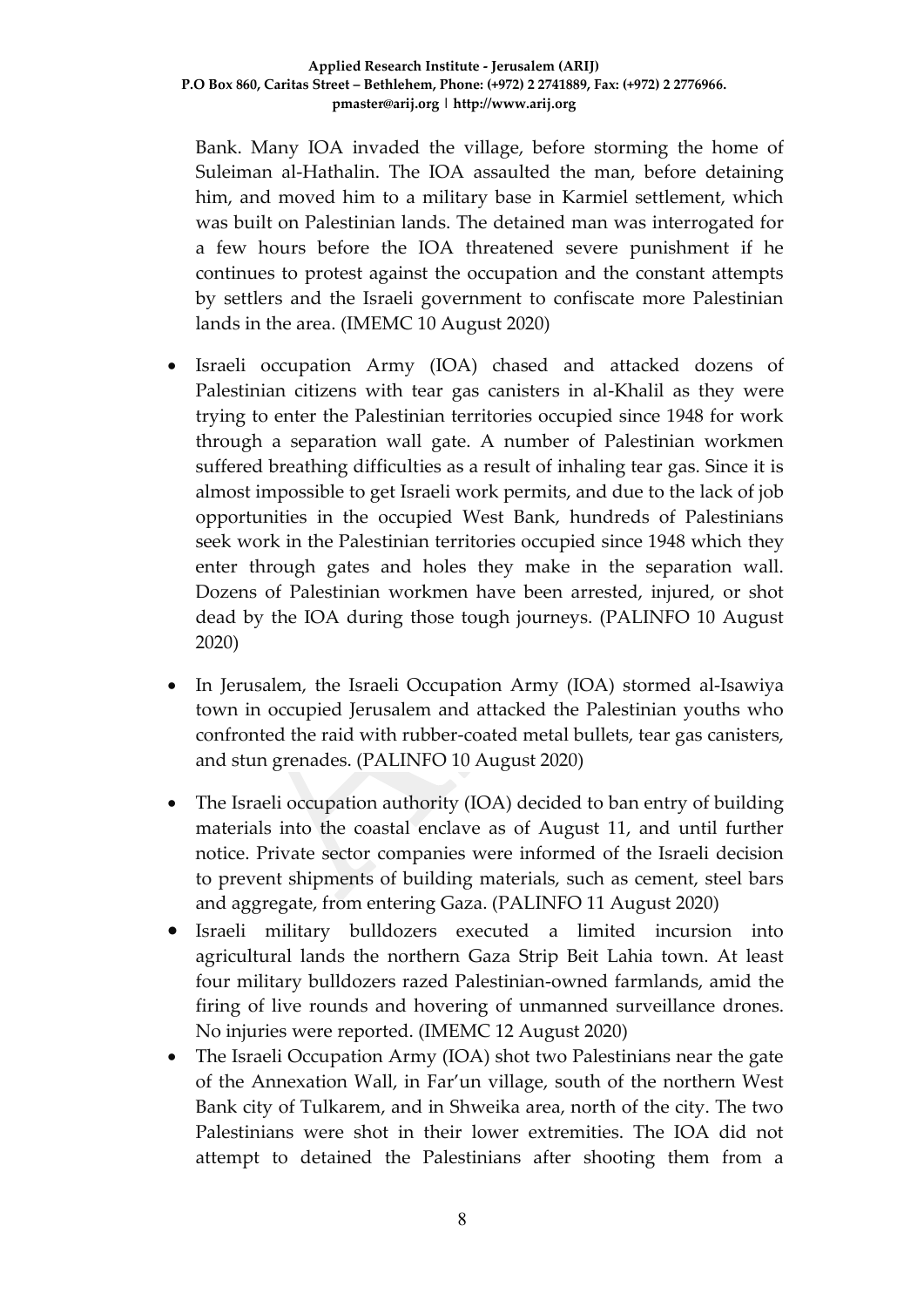Bank. Many IOA invaded the village, before storming the home of Suleiman al-Hathalin. The IOA assaulted the man, before detaining him, and moved him to a military base in Karmiel settlement, which was built on Palestinian lands. The detained man was interrogated for a few hours before the IOA threatened severe punishment if he continues to protest against the occupation and the constant attempts by settlers and the Israeli government to confiscate more Palestinian lands in the area. (IMEMC 10 August 2020)

- Israeli occupation Army (IOA) chased and attacked dozens of Palestinian citizens with tear gas canisters in al-Khalil as they were trying to enter the Palestinian territories occupied since 1948 for work through a separation wall gate. A number of Palestinian workmen suffered breathing difficulties as a result of inhaling tear gas. Since it is almost impossible to get Israeli work permits, and due to the lack of job opportunities in the occupied West Bank, hundreds of Palestinians seek work in the Palestinian territories occupied since 1948 which they enter through gates and holes they make in the separation wall. Dozens of Palestinian workmen have been arrested, injured, or shot dead by the IOA during those tough journeys. (PALINFO 10 August 2020)
- In Jerusalem, the Israeli Occupation Army (IOA) stormed al-Isawiya town in occupied Jerusalem and attacked the Palestinian youths who confronted the raid with rubber-coated metal bullets, tear gas canisters, and stun grenades. (PALINFO 10 August 2020)
- The Israeli occupation authority (IOA) decided to ban entry of building materials into the coastal enclave as of August 11, and until further notice. Private sector companies were informed of the Israeli decision to prevent shipments of building materials, such as cement, steel bars and aggregate, from entering Gaza. (PALINFO 11 August 2020)
- Israeli military bulldozers executed a limited incursion into agricultural lands the northern Gaza Strip Beit Lahia town. At least four military bulldozers razed Palestinian-owned farmlands, amid the firing of live rounds and hovering of unmanned surveillance drones. No injuries were reported. (IMEMC 12 August 2020)
- The Israeli Occupation Army (IOA) shot two Palestinians near the gate of the Annexation Wall, in Far'un village, south of the northern West Bank city of Tulkarem, and in Shweika area, north of the city. The two Palestinians were shot in their lower extremities. The IOA did not attempt to detained the Palestinians after shooting them from a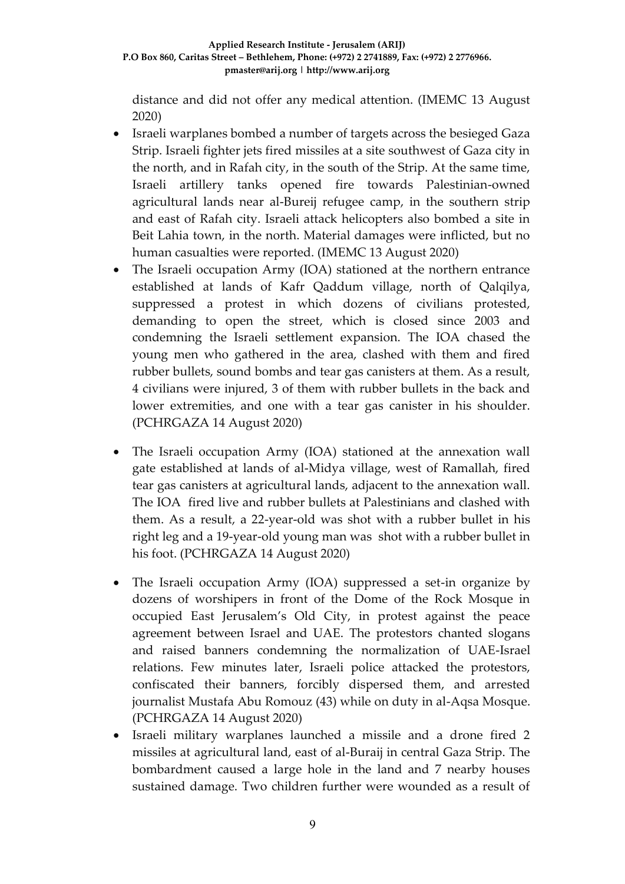distance and did not offer any medical attention. (IMEMC 13 August 2020)

- Israeli warplanes bombed a number of targets across the besieged Gaza Strip. Israeli fighter jets fired missiles at a site southwest of Gaza city in the north, and in Rafah city, in the south of the Strip. At the same time, Israeli artillery tanks opened fire towards Palestinian-owned agricultural lands near al-Bureij refugee camp, in the southern strip and east of Rafah city. Israeli attack helicopters also bombed a site in Beit Lahia town, in the north. Material damages were inflicted, but no human casualties were reported. (IMEMC 13 August 2020)
- The Israeli occupation Army (IOA) stationed at the northern entrance established at lands of Kafr Qaddum village, north of Qalqilya, suppressed a protest in which dozens of civilians protested, demanding to open the street, which is closed since 2003 and condemning the Israeli settlement expansion. The IOA chased the young men who gathered in the area, clashed with them and fired rubber bullets, sound bombs and tear gas canisters at them. As a result, 4 civilians were injured, 3 of them with rubber bullets in the back and lower extremities, and one with a tear gas canister in his shoulder. (PCHRGAZA 14 August 2020)
- The Israeli occupation Army (IOA) stationed at the annexation wall gate established at lands of al-Midya village, west of Ramallah, fired tear gas canisters at agricultural lands, adjacent to the annexation wall. The IOA fired live and rubber bullets at Palestinians and clashed with them. As a result, a 22-year-old was shot with a rubber bullet in his right leg and a 19-year-old young man was shot with a rubber bullet in his foot. (PCHRGAZA 14 August 2020)
- The Israeli occupation Army (IOA) suppressed a set-in organize by dozens of worshipers in front of the Dome of the Rock Mosque in occupied East Jerusalem's Old City, in protest against the peace agreement between Israel and UAE. The protestors chanted slogans and raised banners condemning the normalization of UAE-Israel relations. Few minutes later, Israeli police attacked the protestors, confiscated their banners, forcibly dispersed them, and arrested journalist Mustafa Abu Romouz (43) while on duty in al-Aqsa Mosque. (PCHRGAZA 14 August 2020)
- Israeli military warplanes launched a missile and a drone fired 2 missiles at agricultural land, east of al-Buraij in central Gaza Strip. The bombardment caused a large hole in the land and 7 nearby houses sustained damage. Two children further were wounded as a result of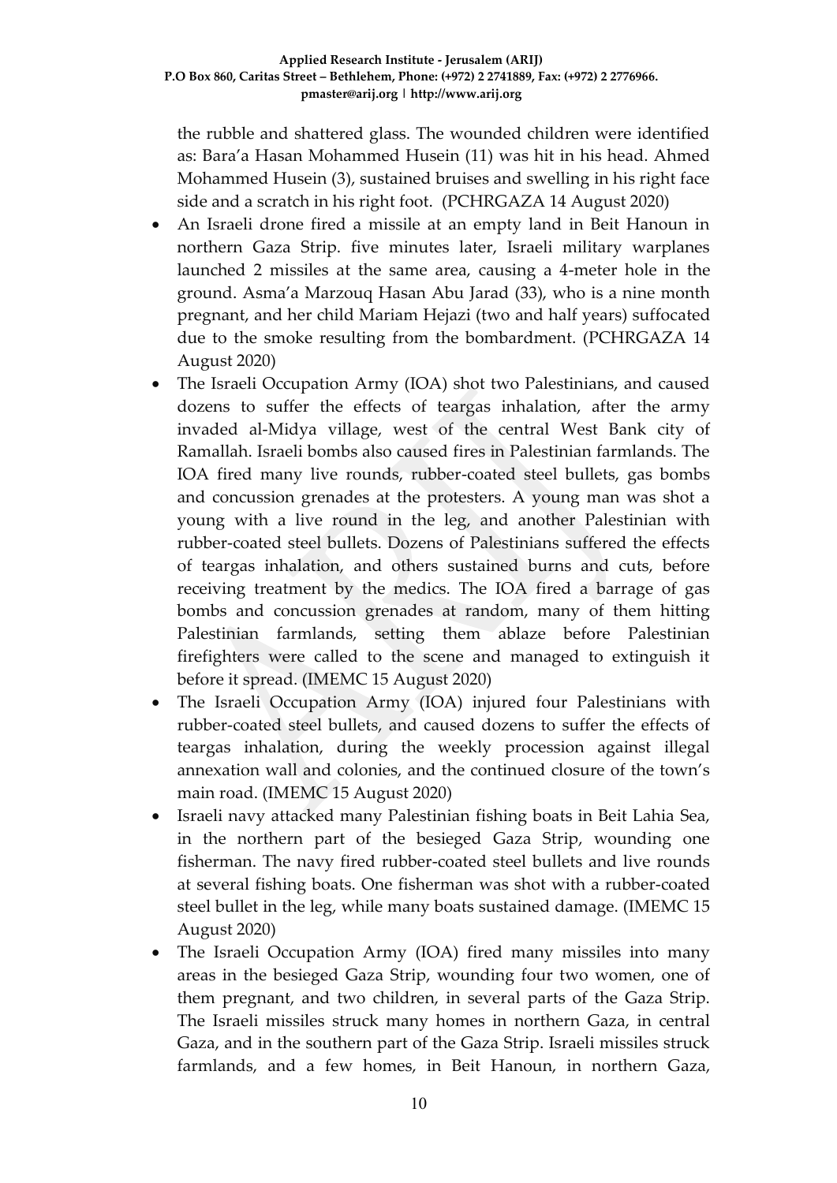the rubble and shattered glass. The wounded children were identified as: Bara'a Hasan Mohammed Husein (11) was hit in his head. Ahmed Mohammed Husein (3), sustained bruises and swelling in his right face side and a scratch in his right foot. (PCHRGAZA 14 August 2020)

- An Israeli drone fired a missile at an empty land in Beit Hanoun in northern Gaza Strip. five minutes later, Israeli military warplanes launched 2 missiles at the same area, causing a 4-meter hole in the ground. Asma'a Marzouq Hasan Abu Jarad (33), who is a nine month pregnant, and her child Mariam Hejazi (two and half years) suffocated due to the smoke resulting from the bombardment. (PCHRGAZA 14 August 2020)
- The Israeli Occupation Army (IOA) shot two Palestinians, and caused dozens to suffer the effects of teargas inhalation, after the army invaded al-Midya village, west of the central West Bank city of Ramallah. Israeli bombs also caused fires in Palestinian farmlands. The IOA fired many live rounds, rubber-coated steel bullets, gas bombs and concussion grenades at the protesters. A young man was shot a young with a live round in the leg, and another Palestinian with rubber-coated steel bullets. Dozens of Palestinians suffered the effects of teargas inhalation, and others sustained burns and cuts, before receiving treatment by the medics. The IOA fired a barrage of gas bombs and concussion grenades at random, many of them hitting Palestinian farmlands, setting them ablaze before Palestinian firefighters were called to the scene and managed to extinguish it before it spread. (IMEMC 15 August 2020)
- The Israeli Occupation Army (IOA) injured four Palestinians with rubber-coated steel bullets, and caused dozens to suffer the effects of teargas inhalation, during the weekly procession against illegal annexation wall and colonies, and the continued closure of the town's main road. (IMEMC 15 August 2020)
- Israeli navy attacked many Palestinian fishing boats in Beit Lahia Sea, in the northern part of the besieged Gaza Strip, wounding one fisherman. The navy fired rubber-coated steel bullets and live rounds at several fishing boats. One fisherman was shot with a rubber-coated steel bullet in the leg, while many boats sustained damage. (IMEMC 15 August 2020)
- The Israeli Occupation Army (IOA) fired many missiles into many areas in the besieged Gaza Strip, wounding four two women, one of them pregnant, and two children, in several parts of the Gaza Strip. The Israeli missiles struck many homes in northern Gaza, in central Gaza, and in the southern part of the Gaza Strip. Israeli missiles struck farmlands, and a few homes, in Beit Hanoun, in northern Gaza,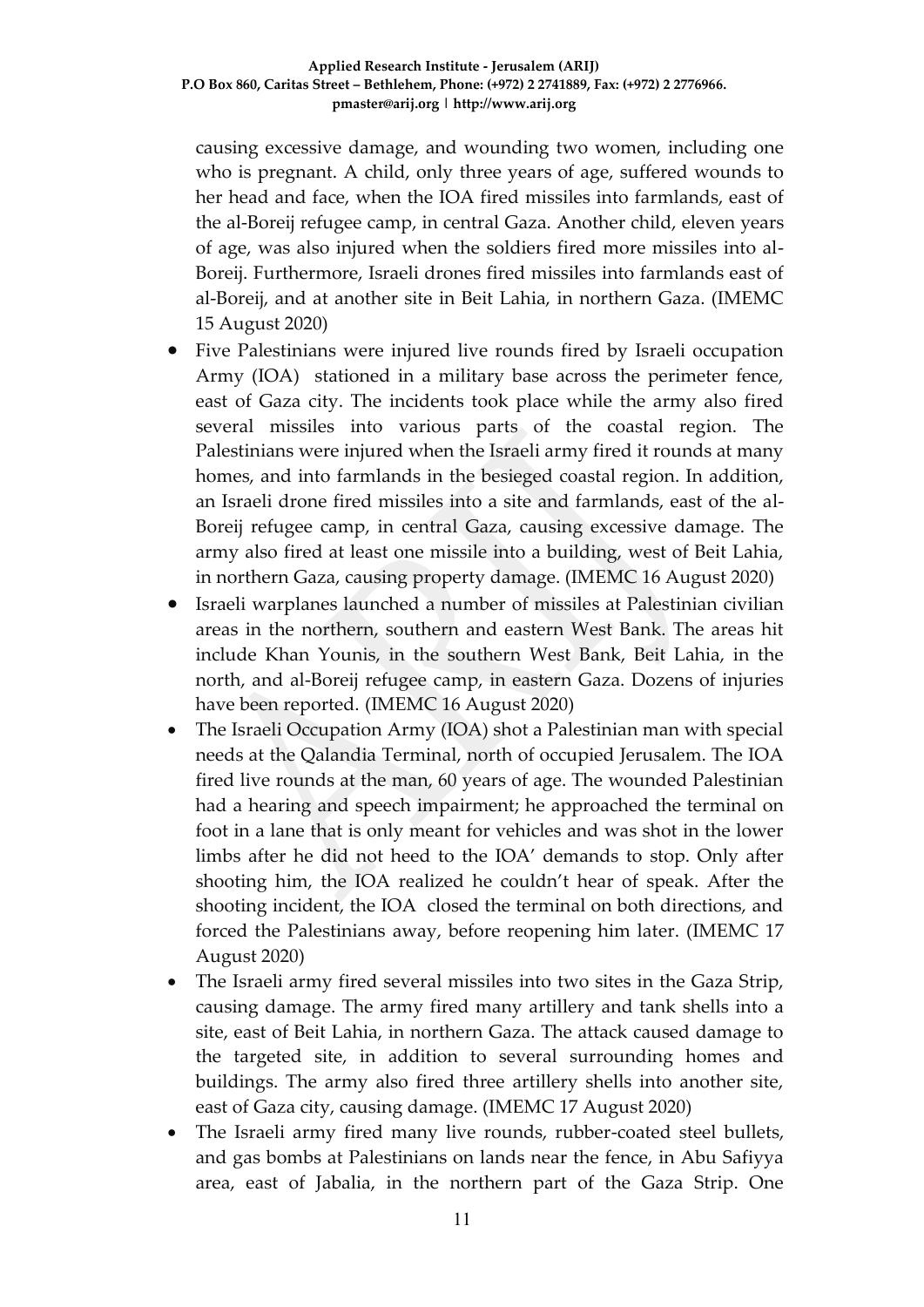causing excessive damage, and wounding two women, including one who is pregnant. A child, only three years of age, suffered wounds to her head and face, when the IOA fired missiles into farmlands, east of the al-Boreij refugee camp, in central Gaza. Another child, eleven years of age, was also injured when the soldiers fired more missiles into al-Boreij. Furthermore, Israeli drones fired missiles into farmlands east of al-Boreij, and at another site in Beit Lahia, in northern Gaza. (IMEMC 15 August 2020)

- Five Palestinians were injured live rounds fired by Israeli occupation Army (IOA) stationed in a military base across the perimeter fence, east of Gaza city. The incidents took place while the army also fired several missiles into various parts of the coastal region. The Palestinians were injured when the Israeli army fired it rounds at many homes, and into farmlands in the besieged coastal region. In addition, an Israeli drone fired missiles into a site and farmlands, east of the al-Boreij refugee camp, in central Gaza, causing excessive damage. The army also fired at least one missile into a building, west of Beit Lahia, in northern Gaza, causing property damage. (IMEMC 16 August 2020)
- Israeli warplanes launched a number of missiles at Palestinian civilian areas in the northern, southern and eastern West Bank. The areas hit include Khan Younis, in the southern West Bank, Beit Lahia, in the north, and al-Boreij refugee camp, in eastern Gaza. Dozens of injuries have been reported. (IMEMC 16 August 2020)
- The Israeli Occupation Army (IOA) shot a Palestinian man with special needs at the Qalandia Terminal, north of occupied Jerusalem. The IOA fired live rounds at the man, 60 years of age. The wounded Palestinian had a hearing and speech impairment; he approached the terminal on foot in a lane that is only meant for vehicles and was shot in the lower limbs after he did not heed to the IOA' demands to stop. Only after shooting him, the IOA realized he couldn't hear of speak. After the shooting incident, the IOA closed the terminal on both directions, and forced the Palestinians away, before reopening him later. (IMEMC 17 August 2020)
- The Israeli army fired several missiles into two sites in the Gaza Strip, causing damage. The army fired many artillery and tank shells into a site, east of Beit Lahia, in northern Gaza. The attack caused damage to the targeted site, in addition to several surrounding homes and buildings. The army also fired three artillery shells into another site, east of Gaza city, causing damage. (IMEMC 17 August 2020)
- The Israeli army fired many live rounds, rubber-coated steel bullets, and gas bombs at Palestinians on lands near the fence, in Abu Safiyya area, east of Jabalia, in the northern part of the Gaza Strip. One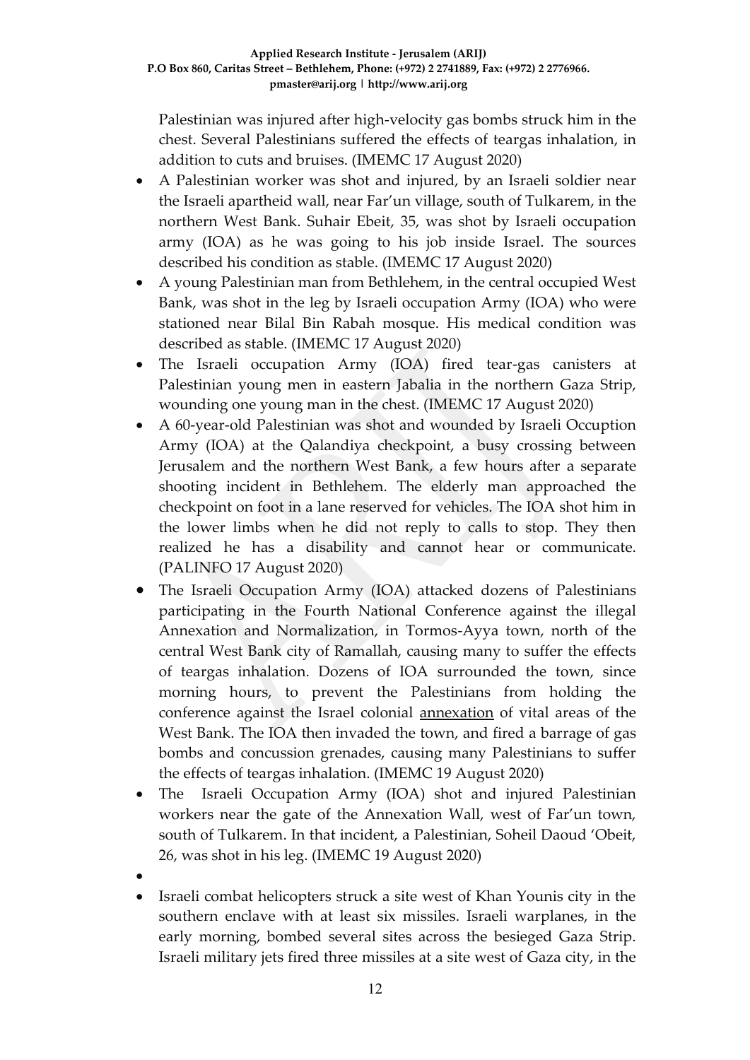Palestinian was injured after high-velocity gas bombs struck him in the chest. Several Palestinians suffered the effects of teargas inhalation, in addition to cuts and bruises. (IMEMC 17 August 2020)

- A Palestinian worker was shot and injured, by an Israeli soldier near the Israeli apartheid wall, near Far'un village, south of Tulkarem, in the northern West Bank. Suhair Ebeit, 35, was shot by Israeli occupation army (IOA) as he was going to his job inside Israel. The sources described his condition as stable. (IMEMC 17 August 2020)
- A young Palestinian man from Bethlehem, in the central occupied West Bank, was shot in the leg by Israeli occupation Army (IOA) who were stationed near Bilal Bin Rabah mosque. His medical condition was described as stable. (IMEMC 17 August 2020)
- The Israeli occupation Army (IOA) fired tear-gas canisters at Palestinian young men in eastern Jabalia in the northern Gaza Strip, wounding one young man in the chest. (IMEMC 17 August 2020)
- A 60-year-old Palestinian was shot and wounded by Israeli Occuption Army (IOA) at the Qalandiya checkpoint, a busy crossing between Jerusalem and the northern West Bank, a few hours after a separate shooting incident in Bethlehem. The elderly man approached the checkpoint on foot in a lane reserved for vehicles. The IOA shot him in the lower limbs when he did not reply to calls to stop. They then realized he has a disability and cannot hear or communicate. (PALINFO 17 August 2020)
- The Israeli Occupation Army (IOA) attacked dozens of Palestinians participating in the Fourth National Conference against the illegal Annexation and Normalization, in Tormos-Ayya town, north of the central West Bank city of Ramallah, causing many to suffer the effects of teargas inhalation. Dozens of IOA surrounded the town, since morning hours, to prevent the Palestinians from holding the conference against the Israel colonial annexation of vital areas of the West Bank. The IOA then invaded the town, and fired a barrage of gas bombs and concussion grenades, causing many Palestinians to suffer the effects of teargas inhalation. (IMEMC 19 August 2020)
- The Israeli Occupation Army (IOA) shot and injured Palestinian workers near the gate of the Annexation Wall, west of Far'un town, south of Tulkarem. In that incident, a Palestinian, Soheil Daoud 'Obeit, 26, was shot in his leg. (IMEMC 19 August 2020)
- Israeli combat helicopters struck a site west of Khan Younis city in the southern enclave with at least six missiles. Israeli warplanes, in the early morning, bombed several sites across the besieged Gaza Strip. Israeli military jets fired three missiles at a site west of Gaza city, in the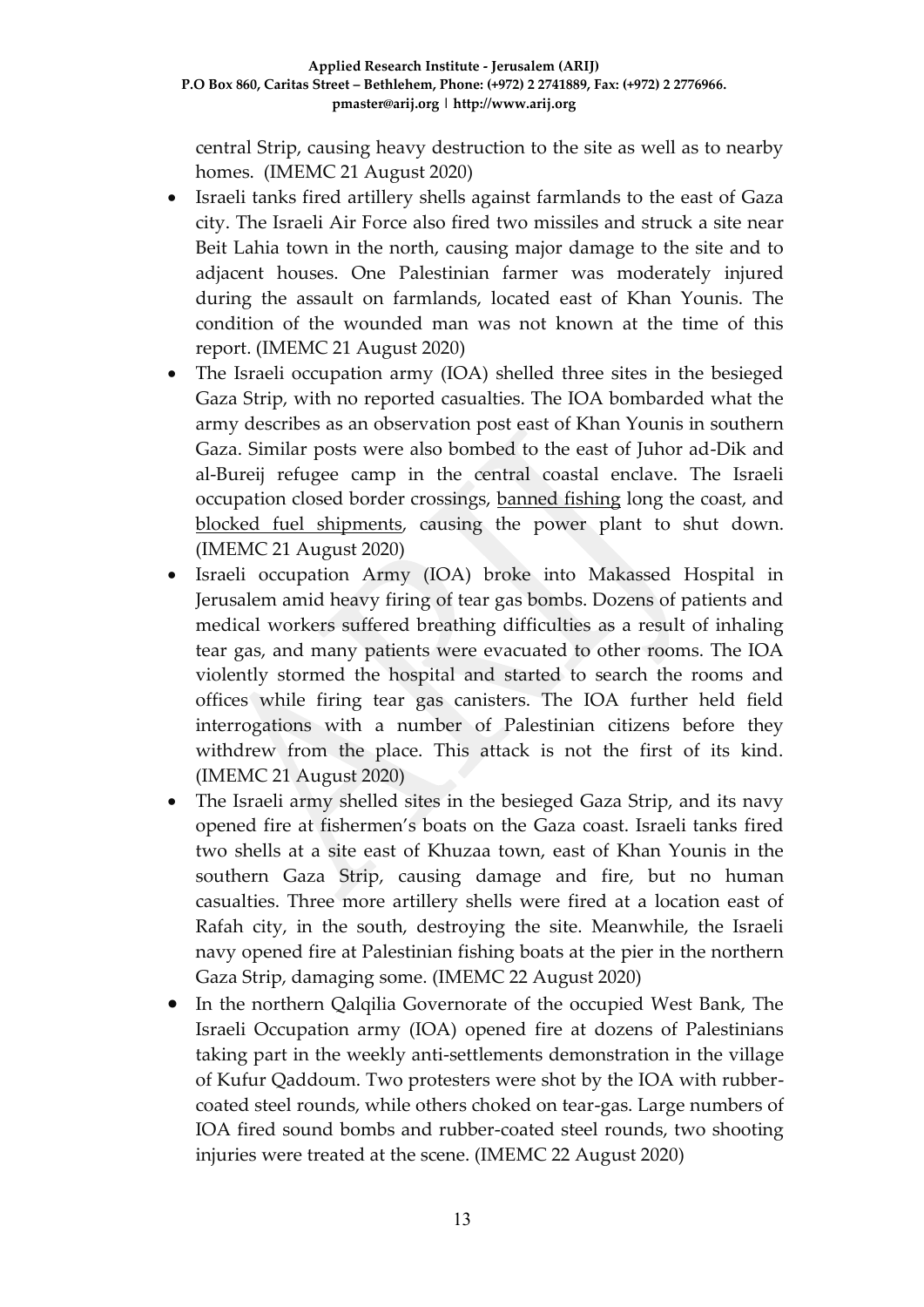central Strip, causing heavy destruction to the site as well as to nearby homes. (IMEMC 21 August 2020)

- Israeli tanks fired artillery shells against farmlands to the east of Gaza city. The Israeli Air Force also fired two missiles and struck a site near Beit Lahia town in the north, causing major damage to the site and to adjacent houses. One Palestinian farmer was moderately injured during the assault on farmlands, located east of Khan Younis. The condition of the wounded man was not known at the time of this report. (IMEMC 21 August 2020)
- The Israeli occupation army (IOA) shelled three sites in the besieged Gaza Strip, with no reported casualties. The IOA bombarded what the army describes as an observation post east of Khan Younis in southern Gaza. Similar posts were also bombed to the east of Juhor ad-Dik and al-Bureij refugee camp in the central coastal enclave. The Israeli occupation closed border crossings, banned fishing long the coast, and blocked fuel shipments, causing the power plant to shut down. (IMEMC 21 August 2020)
- Israeli occupation Army (IOA) broke into Makassed Hospital in Jerusalem amid heavy firing of tear gas bombs. Dozens of patients and medical workers suffered breathing difficulties as a result of inhaling tear gas, and many patients were evacuated to other rooms. The IOA violently stormed the hospital and started to search the rooms and offices while firing tear gas canisters. The IOA further held field interrogations with a number of Palestinian citizens before they withdrew from the place. This attack is not the first of its kind. (IMEMC 21 August 2020)
- The Israeli army shelled sites in the besieged Gaza Strip, and its navy opened fire at fishermen's boats on the Gaza coast. Israeli tanks fired two shells at a site east of Khuzaa town, east of Khan Younis in the southern Gaza Strip, causing damage and fire, but no human casualties. Three more artillery shells were fired at a location east of Rafah city, in the south, destroying the site. Meanwhile, the Israeli navy opened fire at Palestinian fishing boats at the pier in the northern Gaza Strip, damaging some. (IMEMC 22 August 2020)
- In the northern Qalqilia Governorate of the occupied West Bank, The Israeli Occupation army (IOA) opened fire at dozens of Palestinians taking part in the weekly anti-settlements demonstration in the village of Kufur Qaddoum. Two protesters were shot by the IOA with rubber-coated steel rounds, while others choked on tear-gas. Large numbers of IOA fired sound bombs and rubber-coated steel rounds, two shooting injuries were treated at the scene. (IMEMC 22 August 2020)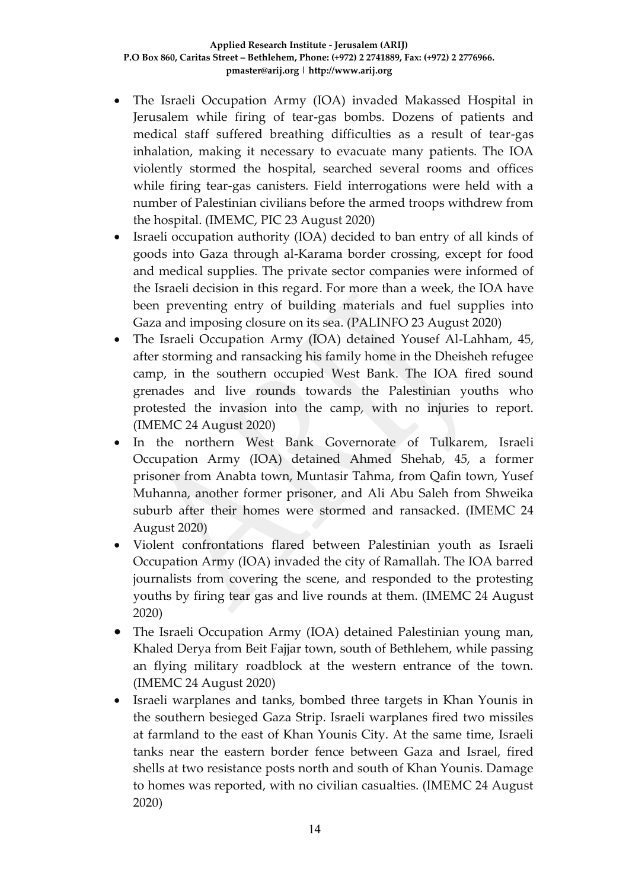- The Israeli Occupation Army (IOA) invaded Makassed Hospital in Jerusalem while firing of tear-gas bombs. Dozens of patients and medical staff suffered breathing difficulties as a result of tear-gas inhalation, making it necessary to evacuate many patients. The IOA violently stormed the hospital, searched several rooms and offices while firing tear-gas canisters. Field interrogations were held with a number of Palestinian civilians before the armed troops withdrew from the hospital. (IMEMC, PIC 23 August 2020)
- Israeli occupation authority (IOA) decided to ban entry of all kinds of goods into Gaza through al-Karama border crossing, except for food and medical supplies. The private sector companies were informed of the Israeli decision in this regard. For more than a week, the IOA have been preventing entry of building materials and fuel supplies into Gaza and imposing closure on its sea. (PALINFO 23 August 2020)
- The Israeli Occupation Army (IOA) detained Yousef Al-Lahham, 45, after storming and ransacking his family home in the Dheisheh refugee camp, in the southern occupied West Bank. The IOA fired sound grenades and live rounds towards the Palestinian youths who protested the invasion into the camp, with no injuries to report. (IMEMC 24 August 2020)
- In the northern West Bank Governorate of Tulkarem, Israeli Occupation Army (IOA) detained Ahmed Shehab, 45, a former prisoner from Anabta town, Muntasir Tahma, from Qafin town, Yusef Muhanna, another former prisoner, and Ali Abu Saleh from Shweika suburb after their homes were stormed and ransacked. (IMEMC 24 August 2020)
- Violent confrontations flared between Palestinian youth as Israeli Occupation Army (IOA) invaded the city of Ramallah. The IOA barred journalists from covering the scene, and responded to the protesting youths by firing tear gas and live rounds at them. (IMEMC 24 August 2020)
- The Israeli Occupation Army (IOA) detained Palestinian young man, Khaled Derya from Beit Fajjar town, south of Bethlehem, while passing an flying military roadblock at the western entrance of the town. (IMEMC 24 August 2020)
- Israeli warplanes and tanks, bombed three targets in Khan Younis in the southern besieged Gaza Strip. Israeli warplanes fired two missiles at farmland to the east of Khan Younis City. At the same time, Israeli tanks near the eastern border fence between Gaza and Israel, fired shells at two resistance posts north and south of Khan Younis. Damage to homes was reported, with no civilian casualties. (IMEMC 24 August 2020)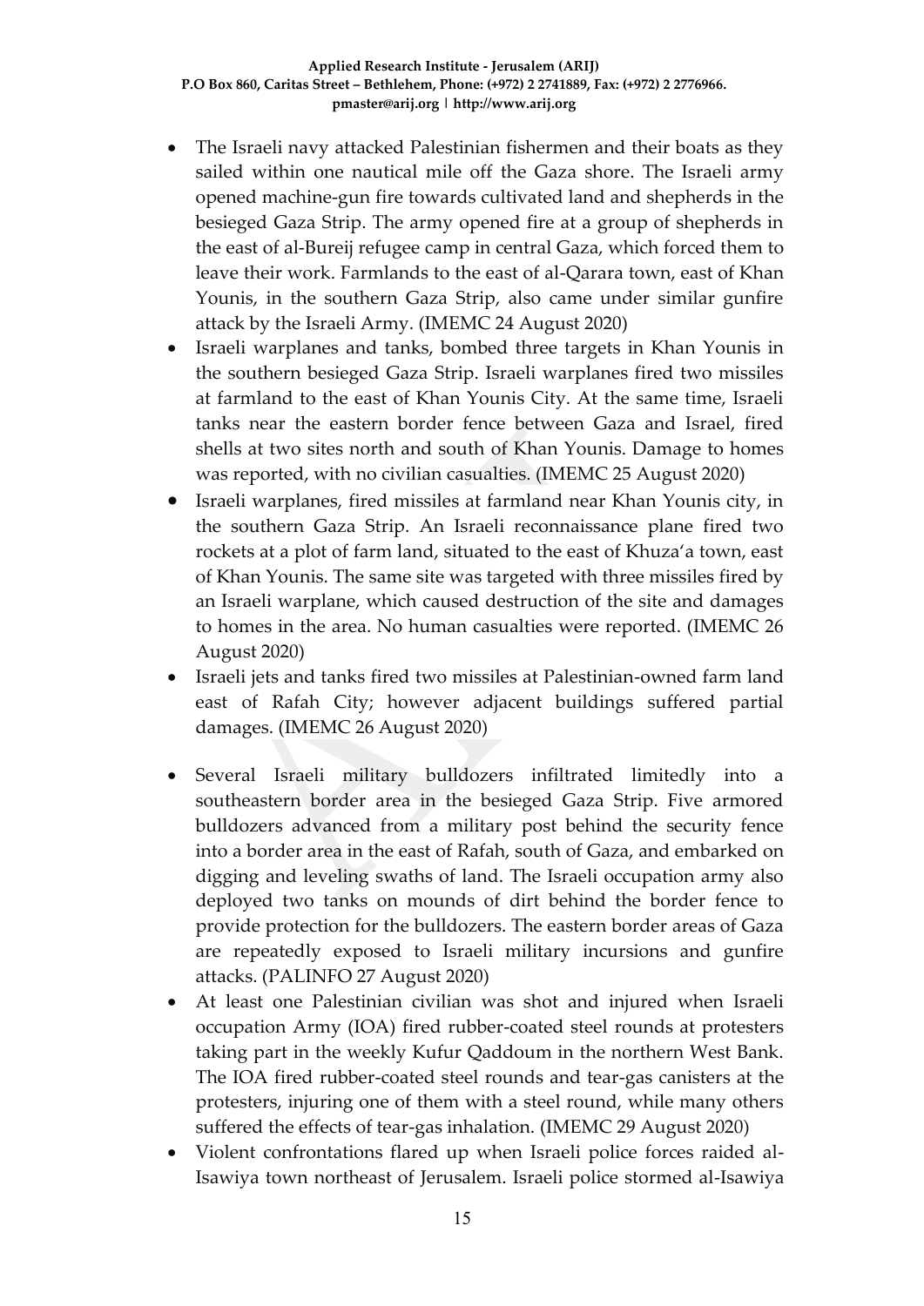- The Israeli navy attacked Palestinian fishermen and their boats as they sailed within one nautical mile off the Gaza shore. The Israeli army opened machine-gun fire towards cultivated land and shepherds in the besieged Gaza Strip. The army opened fire at a group of shepherds in the east of al-Bureij refugee camp in central Gaza, which forced them to leave their work. Farmlands to the east of al-Qarara town, east of Khan Younis, in the southern Gaza Strip, also came under similar gunfire attack by the Israeli Army. (IMEMC 24 August 2020)
- Israeli warplanes and tanks, bombed three targets in Khan Younis in the southern besieged Gaza Strip. Israeli warplanes fired two missiles at farmland to the east of Khan Younis City. At the same time, Israeli tanks near the eastern border fence between Gaza and Israel, fired shells at two sites north and south of Khan Younis. Damage to homes was reported, with no civilian casualties. (IMEMC 25 August 2020)
- Israeli warplanes, fired missiles at farmland near Khan Younis city, in the southern Gaza Strip. An Israeli reconnaissance plane fired two rockets at a plot of farm land, situated to the east of Khuza'a town, east of Khan Younis. The same site was targeted with three missiles fired by an Israeli warplane, which caused destruction of the site and damages to homes in the area. No human casualties were reported. (IMEMC 26 August 2020)
- Israeli jets and tanks fired two missiles at Palestinian-owned farm land east of Rafah City; however adjacent buildings suffered partial damages. (IMEMC 26 August 2020)
- Several Israeli military bulldozers infiltrated limitedly into a southeastern border area in the besieged Gaza Strip. Five armored bulldozers advanced from a military post behind the security fence into a border area in the east of Rafah, south of Gaza, and embarked on digging and leveling swaths of land. The Israeli occupation army also deployed two tanks on mounds of dirt behind the border fence to provide protection for the bulldozers. The eastern border areas of Gaza are repeatedly exposed to Israeli military incursions and gunfire attacks. (PALINFO 27 August 2020)
- At least one Palestinian civilian was shot and injured when Israeli occupation Army (IOA) fired rubber-coated steel rounds at protesters taking part in the weekly Kufur Qaddoum in the northern West Bank. The IOA fired rubber-coated steel rounds and tear-gas canisters at the protesters, injuring one of them with a steel round, while many others suffered the effects of tear-gas inhalation. (IMEMC 29 August 2020)
- Violent confrontations flared up when Israeli police forces raided al-Isawiya town northeast of Jerusalem. Israeli police stormed al-Isawiya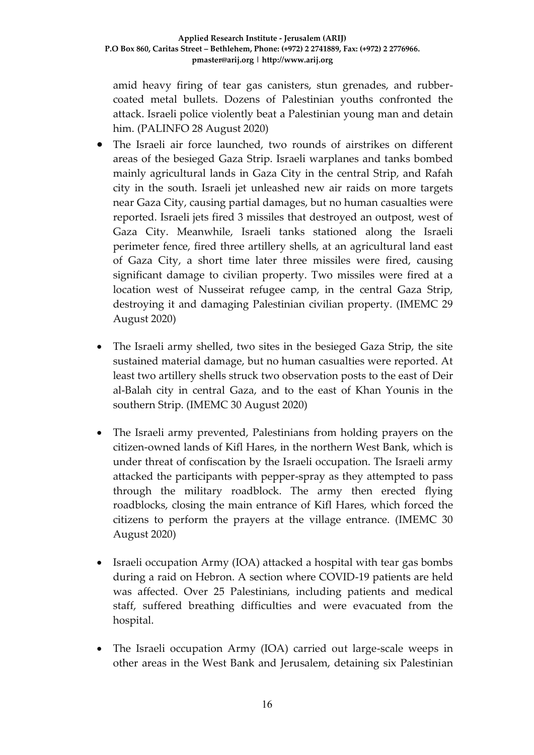amid heavy firing of tear gas canisters, stun grenades, and rubber-coated metal bullets. Dozens of Palestinian youths confronted the attack. Israeli police violently beat a Palestinian young man and detain him. (PALINFO 28 August 2020)

- The Israeli air force launched, two rounds of airstrikes on different areas of the besieged Gaza Strip. Israeli warplanes and tanks bombed mainly agricultural lands in Gaza City in the central Strip, and Rafah city in the south. Israeli jet unleashed new air raids on more targets near Gaza City, causing partial damages, but no human casualties were reported. Israeli jets fired 3 missiles that destroyed an outpost, west of Gaza City. Meanwhile, Israeli tanks stationed along the Israeli perimeter fence, fired three artillery shells, at an agricultural land east of Gaza City, a short time later three missiles were fired, causing significant damage to civilian property. Two missiles were fired at a location west of Nusseirat refugee camp, in the central Gaza Strip, destroying it and damaging Palestinian civilian property. (IMEMC 29 August 2020)

- The Israeli army shelled, two sites in the besieged Gaza Strip, the site sustained material damage, but no human casualties were reported. At least two artillery shells struck two observation posts to the east of Deir al-Balah city in central Gaza, and to the east of Khan Younis in the southern Strip. (IMEMC 30 August 2020)

- The Israeli army prevented, Palestinians from holding prayers on the citizen-owned lands of Kifl Hares, in the northern West Bank, which is under threat of confiscation by the Israeli occupation. The Israeli army attacked the participants with pepper-spray as they attempted to pass through the military roadblock. The army then erected flying roadblocks, closing the main entrance of Kifl Hares, which forced the citizens to perform the prayers at the village entrance. (IMEMC 30 August 2020)

- Israeli occupation Army (IOA) attacked a hospital with tear gas bombs during a raid on Hebron. A section where COVID-19 patients are held was affected. Over 25 Palestinians, including patients and medical staff, suffered breathing difficulties and were evacuated from the hospital.

- The Israeli occupation Army (IOA) carried out large-scale weeps in other areas in the West Bank and Jerusalem, detaining six Palestinian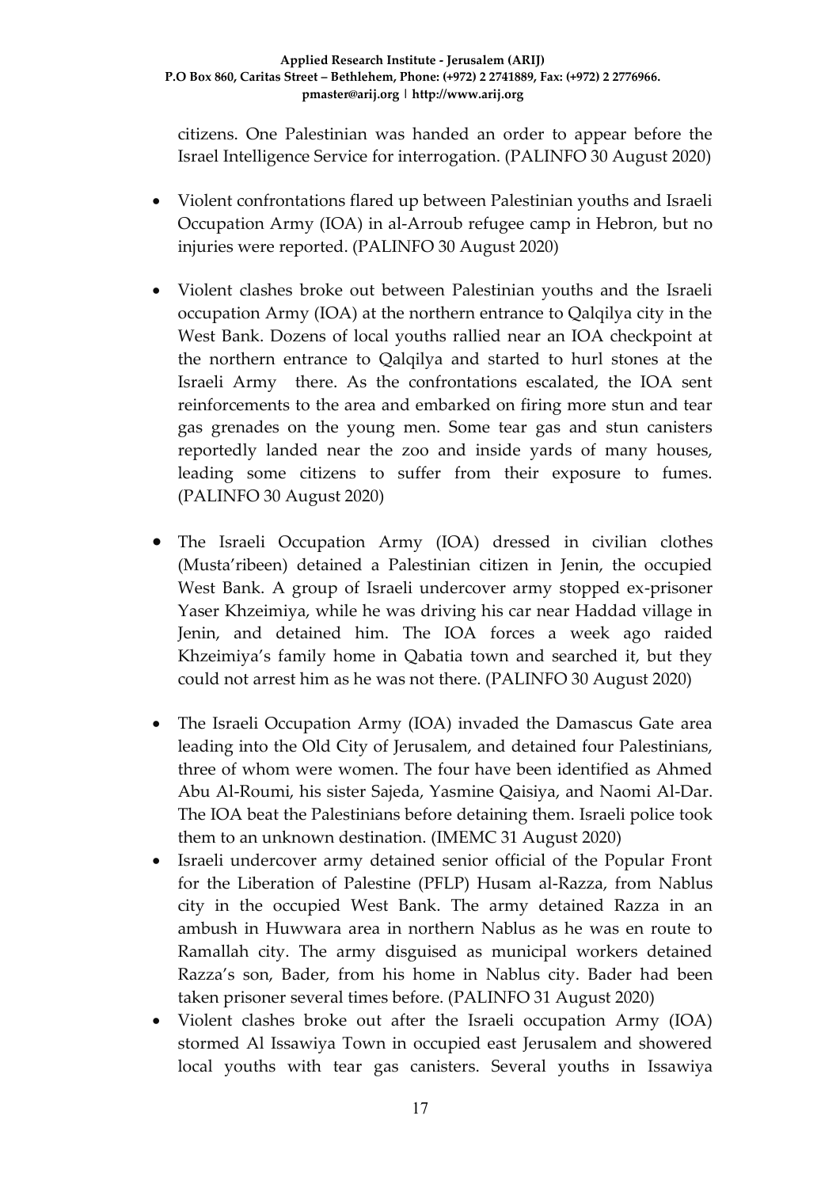citizens. One Palestinian was handed an order to appear before the Israel Intelligence Service for interrogation. (PALINFO 30 August 2020)

- Violent confrontations flared up between Palestinian youths and Israeli Occupation Army (IOA) in al-Arroub refugee camp in Hebron, but no injuries were reported. (PALINFO 30 August 2020)

- Violent clashes broke out between Palestinian youths and the Israeli occupation Army (IOA) at the northern entrance to Qalqilya city in the West Bank. Dozens of local youths rallied near an IOA checkpoint at the northern entrance to Qalqilya and started to hurl stones at the Israeli Army there. As the confrontations escalated, the IOA sent reinforcements to the area and embarked on firing more stun and tear gas grenades on the young men. Some tear gas and stun canisters reportedly landed near the zoo and inside yards of many houses, leading some citizens to suffer from their exposure to fumes. (PALINFO 30 August 2020)

- The Israeli Occupation Army (IOA) dressed in civilian clothes (Musta'ribeen) detained a Palestinian citizen in Jenin, the occupied West Bank. A group of Israeli undercover army stopped ex-prisoner Yaser Khzeimiya, while he was driving his car near Haddad village in Jenin, and detained him. The IOA forces a week ago raided Khzeimiya's family home in Qabatia town and searched it, but they could not arrest him as he was not there. (PALINFO 30 August 2020)

- The Israeli Occupation Army (IOA) invaded the Damascus Gate area leading into the Old City of Jerusalem, and detained four Palestinians, three of whom were women. The four have been identified as Ahmed Abu Al-Roumi, his sister Sajeda, Yasmine Qaisiya, and Naomi Al-Dar. The IOA beat the Palestinians before detaining them. Israeli police took them to an unknown destination. (IMEMC 31 August 2020)
- Israeli undercover army detained senior official of the Popular Front for the Liberation of Palestine (PFLP) Husam al-Razza, from Nablus city in the occupied West Bank. The army detained Razza in an ambush in Huwwara area in northern Nablus as he was en route to Ramallah city. The army disguised as municipal workers detained Razza's son, Bader, from his home in Nablus city. Bader had been taken prisoner several times before. (PALINFO 31 August 2020)
- Violent clashes broke out after the Israeli occupation Army (IOA) stormed Al Issawiya Town in occupied east Jerusalem and showered local youths with tear gas canisters. Several youths in Issawiya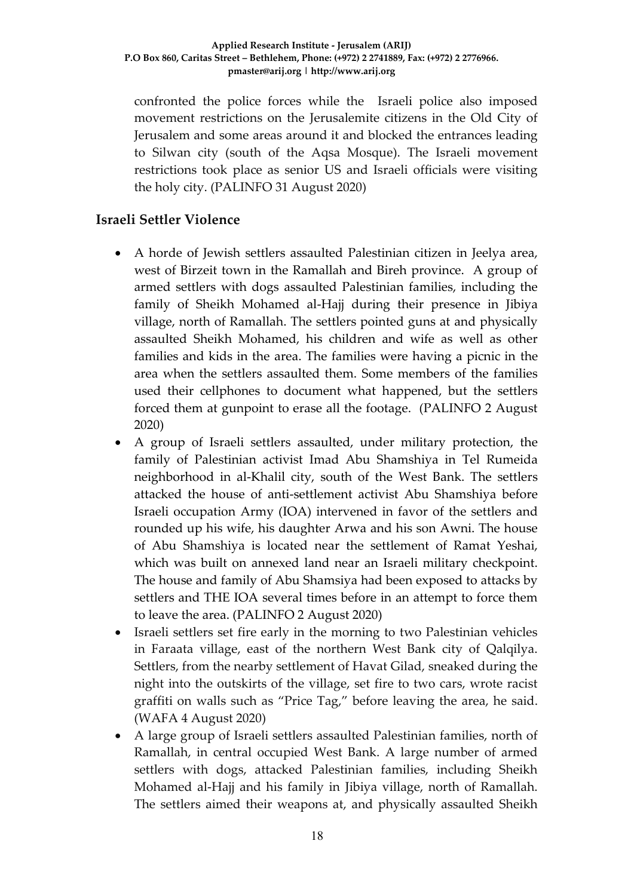confronted the police forces while the Israeli police also imposed movement restrictions on the Jerusalemite citizens in the Old City of Jerusalem and some areas around it and blocked the entrances leading to Silwan city (south of the Aqsa Mosque). The Israeli movement restrictions took place as senior US and Israeli officials were visiting the holy city. (PALINFO 31 August 2020)

## Israeli Settler Violence

- A horde of Jewish settlers assaulted Palestinian citizen in Jeelya area, west of Birzeit town in the Ramallah and Bireh province. A group of armed settlers with dogs assaulted Palestinian families, including the family of Sheikh Mohamed al-Hajj during their presence in Jibiya village, north of Ramallah. The settlers pointed guns at and physically assaulted Sheikh Mohamed, his children and wife as well as other families and kids in the area. The families were having a picnic in the area when the settlers assaulted them. Some members of the families used their cellphones to document what happened, but the settlers forced them at gunpoint to erase all the footage. (PALINFO 2 August 2020)
- A group of Israeli settlers assaulted, under military protection, the family of Palestinian activist Imad Abu Shamshiya in Tel Rumeida neighborhood in al-Khalil city, south of the West Bank. The settlers attacked the house of anti-settlement activist Abu Shamshiya before Israeli occupation Army (IOA) intervened in favor of the settlers and rounded up his wife, his daughter Arwa and his son Awni. The house of Abu Shamshiya is located near the settlement of Ramat Yeshai, which was built on annexed land near an Israeli military checkpoint. The house and family of Abu Shamsiya had been exposed to attacks by settlers and THE IOA several times before in an attempt to force them to leave the area. (PALINFO 2 August 2020)
- Israeli settlers set fire early in the morning to two Palestinian vehicles in Faraata village, east of the northern West Bank city of Qalqilya. Settlers, from the nearby settlement of Havat Gilad, sneaked during the night into the outskirts of the village, set fire to two cars, wrote racist graffiti on walls such as "Price Tag," before leaving the area, he said. (WAFA 4 August 2020)
- A large group of Israeli settlers assaulted Palestinian families, north of Ramallah, in central occupied West Bank. A large number of armed settlers with dogs, attacked Palestinian families, including Sheikh Mohamed al-Hajj and his family in Jibiya village, north of Ramallah. The settlers aimed their weapons at, and physically assaulted Sheikh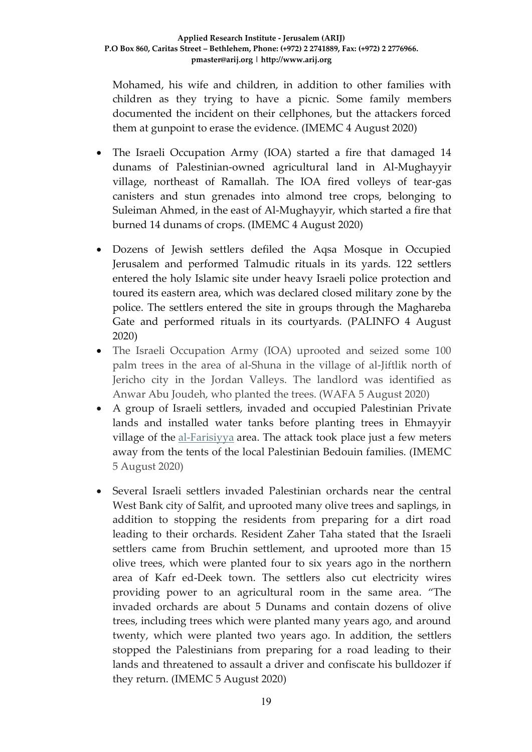Mohamed, his wife and children, in addition to other families with children as they trying to have a picnic. Some family members documented the incident on their cellphones, but the attackers forced them at gunpoint to erase the evidence. (IMEMC 4 August 2020)

- The Israeli Occupation Army (IOA) started a fire that damaged 14 dunams of Palestinian-owned agricultural land in Al-Mughayyir village, northeast of Ramallah. The IOA fired volleys of tear-gas canisters and stun grenades into almond tree crops, belonging to Suleiman Ahmed, in the east of Al-Mughayyir, which started a fire that burned 14 dunams of crops. (IMEMC 4 August 2020)

- Dozens of Jewish settlers defiled the Aqsa Mosque in Occupied Jerusalem and performed Talmudic rituals in its yards. 122 settlers entered the holy Islamic site under heavy Israeli police protection and toured its eastern area, which was declared closed military zone by the police. The settlers entered the site in groups through the Maghareba Gate and performed rituals in its courtyards. (PALINFO 4 August 2020)
- The Israeli Occupation Army (IOA) uprooted and seized some 100 palm trees in the area of al-Shuna in the village of al-Jiftlik north of Jericho city in the Jordan Valleys. The landlord was identified as Anwar Abu Joudeh, who planted the trees. (WAFA 5 August 2020)
- A group of Israeli settlers, invaded and occupied Palestinian Private lands and installed water tanks before planting trees in Ehmayyir village of the al-Farisiyya area. The attack took place just a few meters away from the tents of the local Palestinian Bedouin families. (IMEMC 5 August 2020)

- Several Israeli settlers invaded Palestinian orchards near the central West Bank city of Salfit, and uprooted many olive trees and saplings, in addition to stopping the residents from preparing for a dirt road leading to their orchards. Resident Zaher Taha stated that the Israeli settlers came from Bruchin settlement, and uprooted more than 15 olive trees, which were planted four to six years ago in the northern area of Kafr ed-Deek town. The settlers also cut electricity wires providing power to an agricultural room in the same area. "The invaded orchards are about 5 Dunams and contain dozens of olive trees, including trees which were planted many years ago, and around twenty, which were planted two years ago. In addition, the settlers stopped the Palestinians from preparing for a road leading to their lands and threatened to assault a driver and confiscate his bulldozer if they return. (IMEMC 5 August 2020)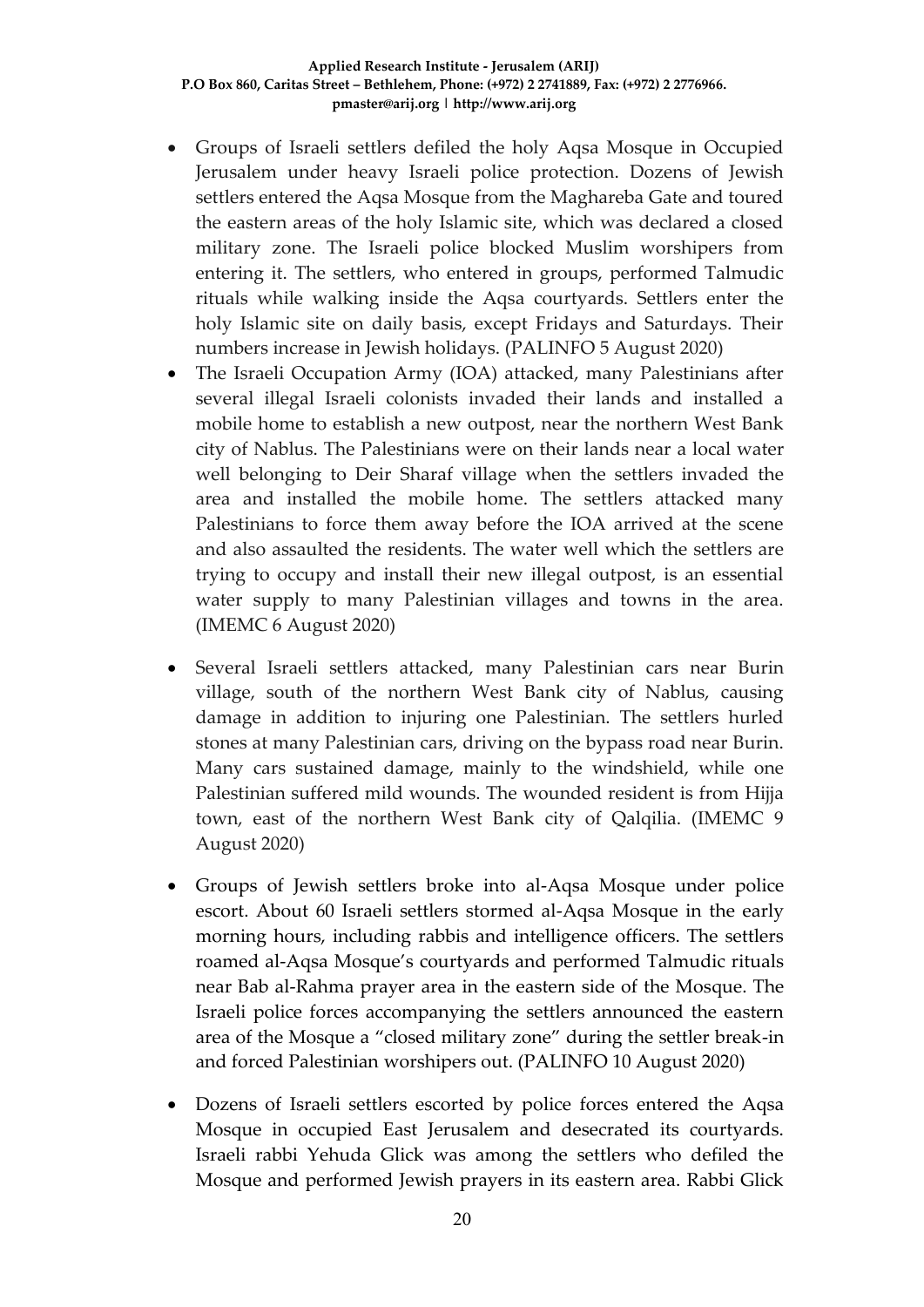- Groups of Israeli settlers defiled the holy Aqsa Mosque in Occupied Jerusalem under heavy Israeli police protection. Dozens of Jewish settlers entered the Aqsa Mosque from the Maghareba Gate and toured the eastern areas of the holy Islamic site, which was declared a closed military zone. The Israeli police blocked Muslim worshipers from entering it. The settlers, who entered in groups, performed Talmudic rituals while walking inside the Aqsa courtyards. Settlers enter the holy Islamic site on daily basis, except Fridays and Saturdays. Their numbers increase in Jewish holidays. (PALINFO 5 August 2020)
- The Israeli Occupation Army (IOA) attacked, many Palestinians after several illegal Israeli colonists invaded their lands and installed a mobile home to establish a new outpost, near the northern West Bank city of Nablus. The Palestinians were on their lands near a local water well belonging to Deir Sharaf village when the settlers invaded the area and installed the mobile home. The settlers attacked many Palestinians to force them away before the IOA arrived at the scene and also assaulted the residents. The water well which the settlers are trying to occupy and install their new illegal outpost, is an essential water supply to many Palestinian villages and towns in the area. (IMEMC 6 August 2020)
- Several Israeli settlers attacked, many Palestinian cars near Burin village, south of the northern West Bank city of Nablus, causing damage in addition to injuring one Palestinian. The settlers hurled stones at many Palestinian cars, driving on the bypass road near Burin. Many cars sustained damage, mainly to the windshield, while one Palestinian suffered mild wounds. The wounded resident is from Hijja town, east of the northern West Bank city of Qalqilia. (IMEMC 9 August 2020)
- Groups of Jewish settlers broke into al-Aqsa Mosque under police escort. About 60 Israeli settlers stormed al-Aqsa Mosque in the early morning hours, including rabbis and intelligence officers. The settlers roamed al-Aqsa Mosque's courtyards and performed Talmudic rituals near Bab al-Rahma prayer area in the eastern side of the Mosque. The Israeli police forces accompanying the settlers announced the eastern area of the Mosque a "closed military zone" during the settler break-in and forced Palestinian worshipers out. (PALINFO 10 August 2020)
- Dozens of Israeli settlers escorted by police forces entered the Aqsa Mosque in occupied East Jerusalem and desecrated its courtyards. Israeli rabbi Yehuda Glick was among the settlers who defiled the Mosque and performed Jewish prayers in its eastern area. Rabbi Glick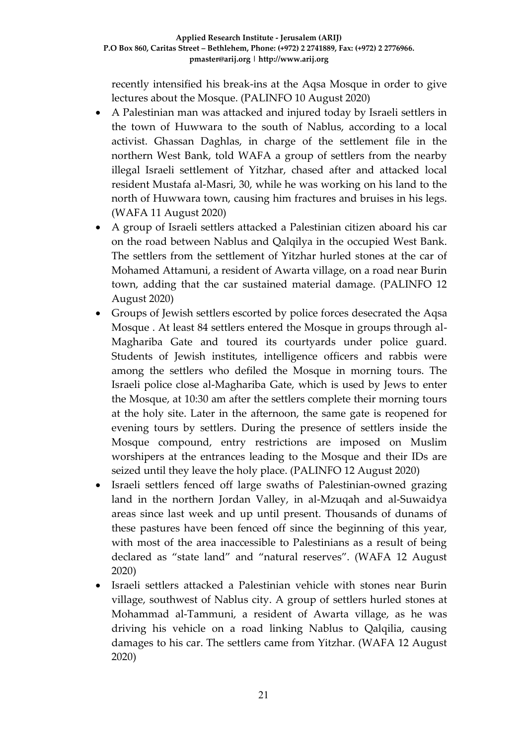recently intensified his break-ins at the Aqsa Mosque in order to give lectures about the Mosque. (PALINFO 10 August 2020)

- A Palestinian man was attacked and injured today by Israeli settlers in the town of Huwwara to the south of Nablus, according to a local activist. Ghassan Daghlas, in charge of the settlement file in the northern West Bank, told WAFA a group of settlers from the nearby illegal Israeli settlement of Yitzhar, chased after and attacked local resident Mustafa al-Masri, 30, while he was working on his land to the north of Huwwara town, causing him fractures and bruises in his legs. (WAFA 11 August 2020)
- A group of Israeli settlers attacked a Palestinian citizen aboard his car on the road between Nablus and Qalqilya in the occupied West Bank. The settlers from the settlement of Yitzhar hurled stones at the car of Mohamed Attamuni, a resident of Awarta village, on a road near Burin town, adding that the car sustained material damage. (PALINFO 12 August 2020)
- Groups of Jewish settlers escorted by police forces desecrated the Aqsa Mosque . At least 84 settlers entered the Mosque in groups through al-Maghariba Gate and toured its courtyards under police guard. Students of Jewish institutes, intelligence officers and rabbis were among the settlers who defiled the Mosque in morning tours. The Israeli police close al-Maghariba Gate, which is used by Jews to enter the Mosque, at 10:30 am after the settlers complete their morning tours at the holy site. Later in the afternoon, the same gate is reopened for evening tours by settlers. During the presence of settlers inside the Mosque compound, entry restrictions are imposed on Muslim worshipers at the entrances leading to the Mosque and their IDs are seized until they leave the holy place. (PALINFO 12 August 2020)
- Israeli settlers fenced off large swaths of Palestinian-owned grazing land in the northern Jordan Valley, in al-Mzuqah and al-Suwaidya areas since last week and up until present. Thousands of dunams of these pastures have been fenced off since the beginning of this year, with most of the area inaccessible to Palestinians as a result of being declared as "state land" and "natural reserves". (WAFA 12 August 2020)
- Israeli settlers attacked a Palestinian vehicle with stones near Burin village, southwest of Nablus city. A group of settlers hurled stones at Mohammad al-Tammuni, a resident of Awarta village, as he was driving his vehicle on a road linking Nablus to Qalqilia, causing damages to his car. The settlers came from Yitzhar. (WAFA 12 August 2020)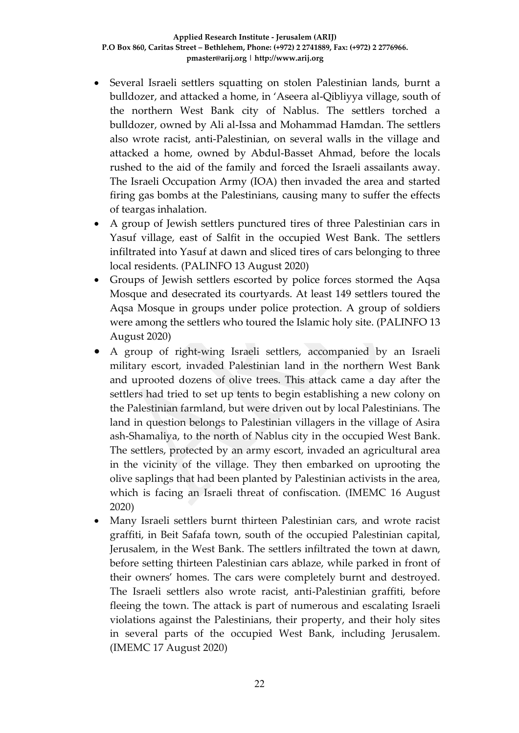- Several Israeli settlers squatting on stolen Palestinian lands, burnt a bulldozer, and attacked a home, in 'Aseera al-Qibliyya village, south of the northern West Bank city of Nablus. The settlers torched a bulldozer, owned by Ali al-Issa and Mohammad Hamdan. The settlers also wrote racist, anti-Palestinian, on several walls in the village and attacked a home, owned by Abdul-Basset Ahmad, before the locals rushed to the aid of the family and forced the Israeli assailants away. The Israeli Occupation Army (IOA) then invaded the area and started firing gas bombs at the Palestinians, causing many to suffer the effects of teargas inhalation.
- A group of Jewish settlers punctured tires of three Palestinian cars in Yasuf village, east of Salfit in the occupied West Bank. The settlers infiltrated into Yasuf at dawn and sliced tires of cars belonging to three local residents. (PALINFO 13 August 2020)
- Groups of Jewish settlers escorted by police forces stormed the Aqsa Mosque and desecrated its courtyards. At least 149 settlers toured the Aqsa Mosque in groups under police protection. A group of soldiers were among the settlers who toured the Islamic holy site. (PALINFO 13 August 2020)
- A group of right-wing Israeli settlers, accompanied by an Israeli military escort, invaded Palestinian land in the northern West Bank and uprooted dozens of olive trees. This attack came a day after the settlers had tried to set up tents to begin establishing a new colony on the Palestinian farmland, but were driven out by local Palestinians. The land in question belongs to Palestinian villagers in the village of Asira ash-Shamaliya, to the north of Nablus city in the occupied West Bank. The settlers, protected by an army escort, invaded an agricultural area in the vicinity of the village. They then embarked on uprooting the olive saplings that had been planted by Palestinian activists in the area, which is facing an Israeli threat of confiscation. (IMEMC 16 August 2020)
- Many Israeli settlers burnt thirteen Palestinian cars, and wrote racist graffiti, in Beit Safafa town, south of the occupied Palestinian capital, Jerusalem, in the West Bank. The settlers infiltrated the town at dawn, before setting thirteen Palestinian cars ablaze, while parked in front of their owners' homes. The cars were completely burnt and destroyed. The Israeli settlers also wrote racist, anti-Palestinian graffiti, before fleeing the town. The attack is part of numerous and escalating Israeli violations against the Palestinians, their property, and their holy sites in several parts of the occupied West Bank, including Jerusalem. (IMEMC 17 August 2020)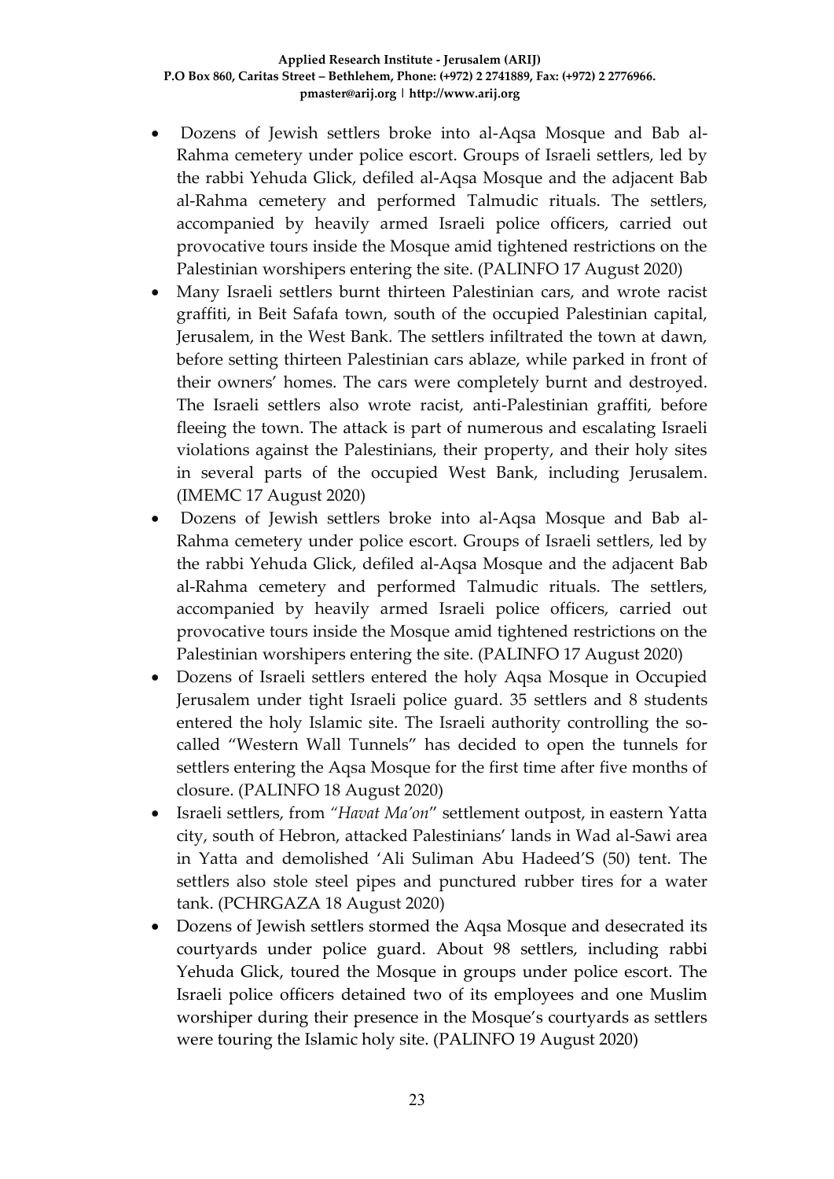- Dozens of Jewish settlers broke into al-Aqsa Mosque and Bab al-Rahma cemetery under police escort. Groups of Israeli settlers, led by the rabbi Yehuda Glick, defiled al-Aqsa Mosque and the adjacent Bab al-Rahma cemetery and performed Talmudic rituals. The settlers, accompanied by heavily armed Israeli police officers, carried out provocative tours inside the Mosque amid tightened restrictions on the Palestinian worshipers entering the site. (PALINFO 17 August 2020)
- Many Israeli settlers burnt thirteen Palestinian cars, and wrote racist graffiti, in Beit Safafa town, south of the occupied Palestinian capital, Jerusalem, in the West Bank. The settlers infiltrated the town at dawn, before setting thirteen Palestinian cars ablaze, while parked in front of their owners' homes. The cars were completely burnt and destroyed. The Israeli settlers also wrote racist, anti-Palestinian graffiti, before fleeing the town. The attack is part of numerous and escalating Israeli violations against the Palestinians, their property, and their holy sites in several parts of the occupied West Bank, including Jerusalem. (IMEMC 17 August 2020)
- Dozens of Jewish settlers broke into al-Aqsa Mosque and Bab al-Rahma cemetery under police escort. Groups of Israeli settlers, led by the rabbi Yehuda Glick, defiled al-Aqsa Mosque and the adjacent Bab al-Rahma cemetery and performed Talmudic rituals. The settlers, accompanied by heavily armed Israeli police officers, carried out provocative tours inside the Mosque amid tightened restrictions on the Palestinian worshipers entering the site. (PALINFO 17 August 2020)
- Dozens of Israeli settlers entered the holy Aqsa Mosque in Occupied Jerusalem under tight Israeli police guard. 35 settlers and 8 students entered the holy Islamic site. The Israeli authority controlling the so-called "Western Wall Tunnels" has decided to open the tunnels for settlers entering the Aqsa Mosque for the first time after five months of closure. (PALINFO 18 August 2020)
- Israeli settlers, from *"Havat Ma'on*" settlement outpost, in eastern Yatta city, south of Hebron, attacked Palestinians' lands in Wad al-Sawi area in Yatta and demolished 'Ali Suliman Abu Hadeed'S (50) tent. The settlers also stole steel pipes and punctured rubber tires for a water tank. (PCHRGAZA 18 August 2020)
- Dozens of Jewish settlers stormed the Aqsa Mosque and desecrated its courtyards under police guard. About 98 settlers, including rabbi Yehuda Glick, toured the Mosque in groups under police escort. The Israeli police officers detained two of its employees and one Muslim worshiper during their presence in the Mosque's courtyards as settlers were touring the Islamic holy site. (PALINFO 19 August 2020)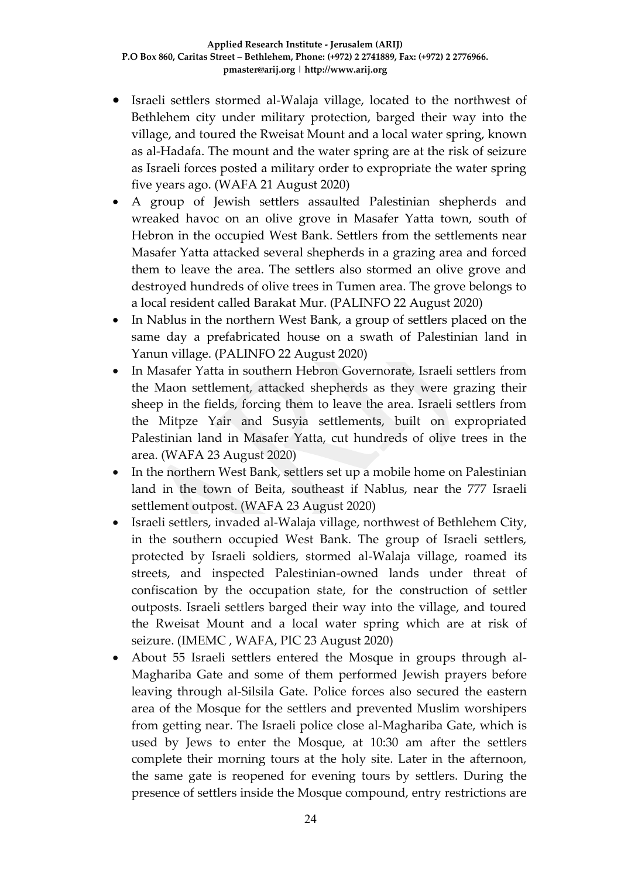- Israeli settlers stormed al-Walaja village, located to the northwest of Bethlehem city under military protection, barged their way into the village, and toured the Rweisat Mount and a local water spring, known as al-Hadafa. The mount and the water spring are at the risk of seizure as Israeli forces posted a military order to expropriate the water spring five years ago. (WAFA 21 August 2020)
- A group of Jewish settlers assaulted Palestinian shepherds and wreaked havoc on an olive grove in Masafer Yatta town, south of Hebron in the occupied West Bank. Settlers from the settlements near Masafer Yatta attacked several shepherds in a grazing area and forced them to leave the area. The settlers also stormed an olive grove and destroyed hundreds of olive trees in Tumen area. The grove belongs to a local resident called Barakat Mur. (PALINFO 22 August 2020)
- In Nablus in the northern West Bank, a group of settlers placed on the same day a prefabricated house on a swath of Palestinian land in Yanun village. (PALINFO 22 August 2020)
- In Masafer Yatta in southern Hebron Governorate, Israeli settlers from the Maon settlement, attacked shepherds as they were grazing their sheep in the fields, forcing them to leave the area. Israeli settlers from the Mitpze Yair and Susyia settlements, built on expropriated Palestinian land in Masafer Yatta, cut hundreds of olive trees in the area. (WAFA 23 August 2020)
- In the northern West Bank, settlers set up a mobile home on Palestinian land in the town of Beita, southeast if Nablus, near the 777 Israeli settlement outpost. (WAFA 23 August 2020)
- Israeli settlers, invaded al-Walaja village, northwest of Bethlehem City, in the southern occupied West Bank. The group of Israeli settlers, protected by Israeli soldiers, stormed al-Walaja village, roamed its streets, and inspected Palestinian-owned lands under threat of confiscation by the occupation state, for the construction of settler outposts. Israeli settlers barged their way into the village, and toured the Rweisat Mount and a local water spring which are at risk of seizure. (IMEMC , WAFA, PIC 23 August 2020)
- About 55 Israeli settlers entered the Mosque in groups through al-Maghariba Gate and some of them performed Jewish prayers before leaving through al-Silsila Gate. Police forces also secured the eastern area of the Mosque for the settlers and prevented Muslim worshipers from getting near. The Israeli police close al-Maghariba Gate, which is used by Jews to enter the Mosque, at 10:30 am after the settlers complete their morning tours at the holy site. Later in the afternoon, the same gate is reopened for evening tours by settlers. During the presence of settlers inside the Mosque compound, entry restrictions are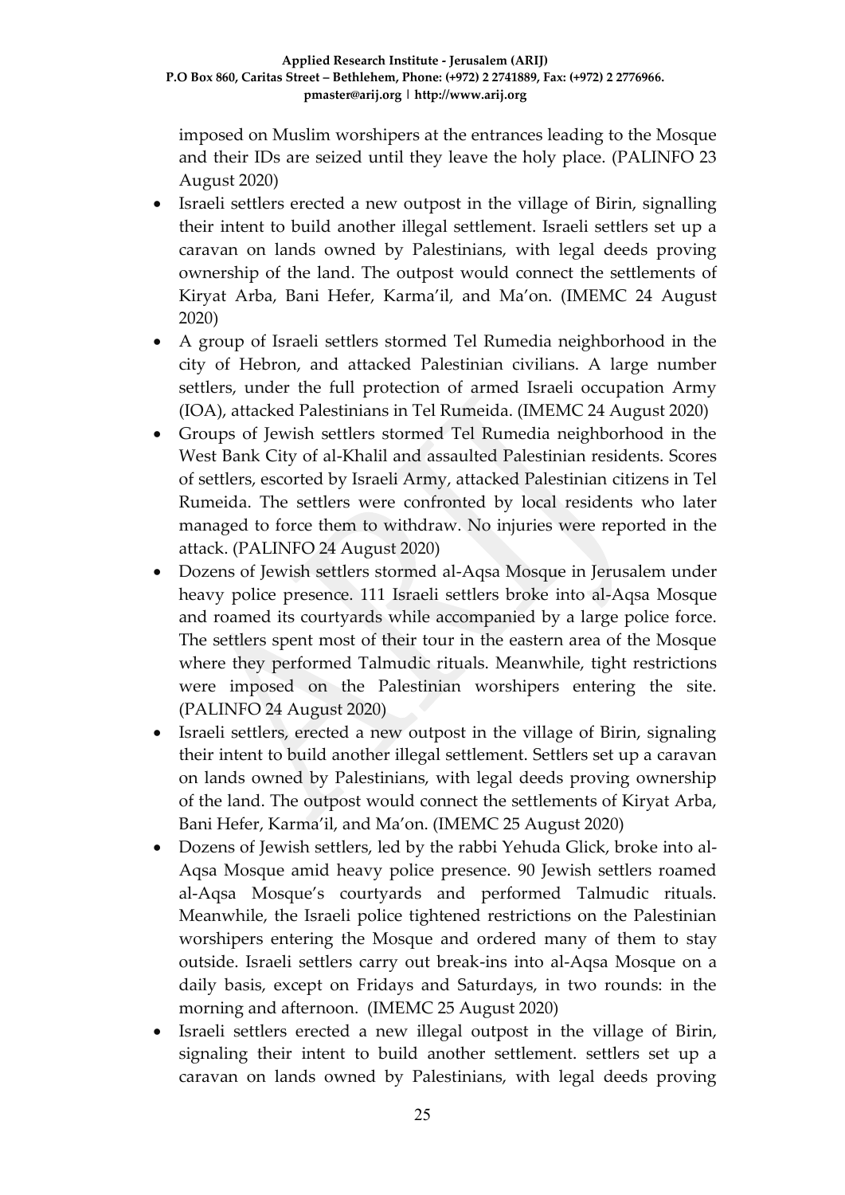imposed on Muslim worshipers at the entrances leading to the Mosque and their IDs are seized until they leave the holy place. (PALINFO 23 August 2020)

- Israeli settlers erected a new outpost in the village of Birin, signalling their intent to build another illegal settlement. Israeli settlers set up a caravan on lands owned by Palestinians, with legal deeds proving ownership of the land. The outpost would connect the settlements of Kiryat Arba, Bani Hefer, Karma'il, and Ma'on. (IMEMC 24 August 2020)
- A group of Israeli settlers stormed Tel Rumedia neighborhood in the city of Hebron, and attacked Palestinian civilians. A large number settlers, under the full protection of armed Israeli occupation Army (IOA), attacked Palestinians in Tel Rumeida. (IMEMC 24 August 2020)
- Groups of Jewish settlers stormed Tel Rumedia neighborhood in the West Bank City of al-Khalil and assaulted Palestinian residents. Scores of settlers, escorted by Israeli Army, attacked Palestinian citizens in Tel Rumeida. The settlers were confronted by local residents who later managed to force them to withdraw. No injuries were reported in the attack. (PALINFO 24 August 2020)
- Dozens of Jewish settlers stormed al-Aqsa Mosque in Jerusalem under heavy police presence. 111 Israeli settlers broke into al-Aqsa Mosque and roamed its courtyards while accompanied by a large police force. The settlers spent most of their tour in the eastern area of the Mosque where they performed Talmudic rituals. Meanwhile, tight restrictions were imposed on the Palestinian worshipers entering the site. (PALINFO 24 August 2020)
- Israeli settlers, erected a new outpost in the village of Birin, signaling their intent to build another illegal settlement. Settlers set up a caravan on lands owned by Palestinians, with legal deeds proving ownership of the land. The outpost would connect the settlements of Kiryat Arba, Bani Hefer, Karma'il, and Ma'on. (IMEMC 25 August 2020)
- Dozens of Jewish settlers, led by the rabbi Yehuda Glick, broke into al-Aqsa Mosque amid heavy police presence. 90 Jewish settlers roamed al-Aqsa Mosque's courtyards and performed Talmudic rituals. Meanwhile, the Israeli police tightened restrictions on the Palestinian worshipers entering the Mosque and ordered many of them to stay outside. Israeli settlers carry out break-ins into al-Aqsa Mosque on a daily basis, except on Fridays and Saturdays, in two rounds: in the morning and afternoon. (IMEMC 25 August 2020)
- Israeli settlers erected a new illegal outpost in the village of Birin, signaling their intent to build another settlement. settlers set up a caravan on lands owned by Palestinians, with legal deeds proving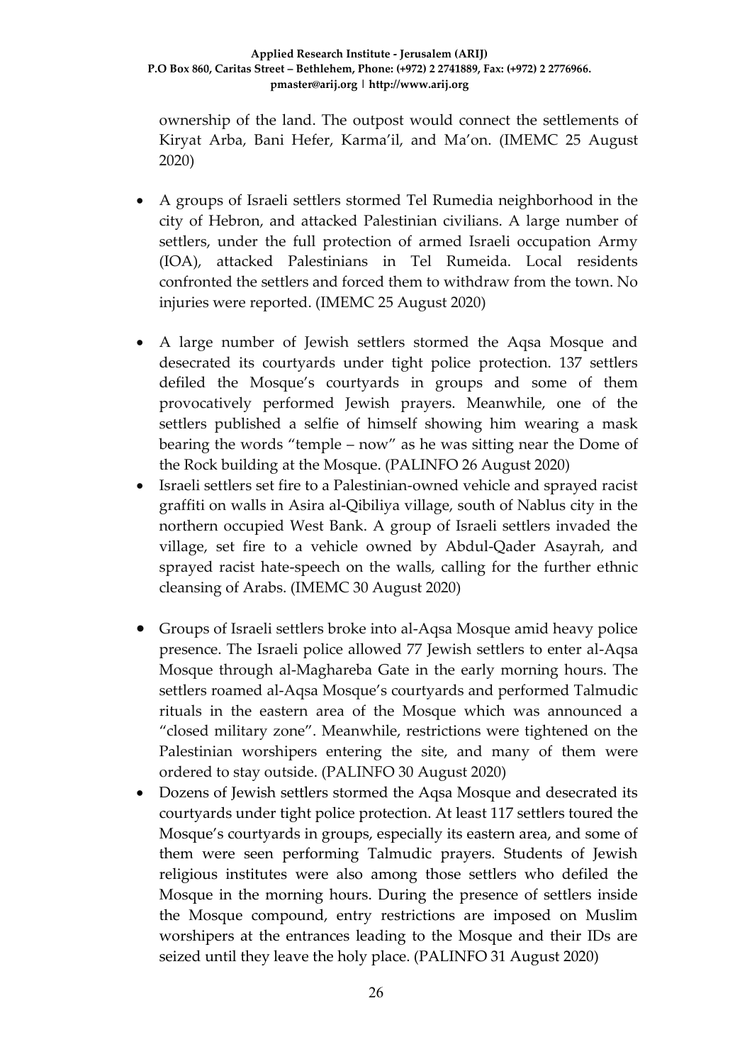ownership of the land. The outpost would connect the settlements of Kiryat Arba, Bani Hefer, Karma'il, and Ma'on. (IMEMC 25 August 2020)

- A groups of Israeli settlers stormed Tel Rumedia neighborhood in the city of Hebron, and attacked Palestinian civilians. A large number of settlers, under the full protection of armed Israeli occupation Army (IOA), attacked Palestinians in Tel Rumeida. Local residents confronted the settlers and forced them to withdraw from the town. No injuries were reported. (IMEMC 25 August 2020)

- A large number of Jewish settlers stormed the Aqsa Mosque and desecrated its courtyards under tight police protection. 137 settlers defiled the Mosque's courtyards in groups and some of them provocatively performed Jewish prayers. Meanwhile, one of the settlers published a selfie of himself showing him wearing a mask bearing the words "temple – now" as he was sitting near the Dome of the Rock building at the Mosque. (PALINFO 26 August 2020)
- Israeli settlers set fire to a Palestinian-owned vehicle and sprayed racist graffiti on walls in Asira al-Qibiliya village, south of Nablus city in the northern occupied West Bank. A group of Israeli settlers invaded the village, set fire to a vehicle owned by Abdul-Qader Asayrah, and sprayed racist hate-speech on the walls, calling for the further ethnic cleansing of Arabs. (IMEMC 30 August 2020)

- Groups of Israeli settlers broke into al-Aqsa Mosque amid heavy police presence. The Israeli police allowed 77 Jewish settlers to enter al-Aqsa Mosque through al-Maghareba Gate in the early morning hours. The settlers roamed al-Aqsa Mosque's courtyards and performed Talmudic rituals in the eastern area of the Mosque which was announced a "closed military zone". Meanwhile, restrictions were tightened on the Palestinian worshipers entering the site, and many of them were ordered to stay outside. (PALINFO 30 August 2020)
- Dozens of Jewish settlers stormed the Aqsa Mosque and desecrated its courtyards under tight police protection. At least 117 settlers toured the Mosque's courtyards in groups, especially its eastern area, and some of them were seen performing Talmudic prayers. Students of Jewish religious institutes were also among those settlers who defiled the Mosque in the morning hours. During the presence of settlers inside the Mosque compound, entry restrictions are imposed on Muslim worshipers at the entrances leading to the Mosque and their IDs are seized until they leave the holy place. (PALINFO 31 August 2020)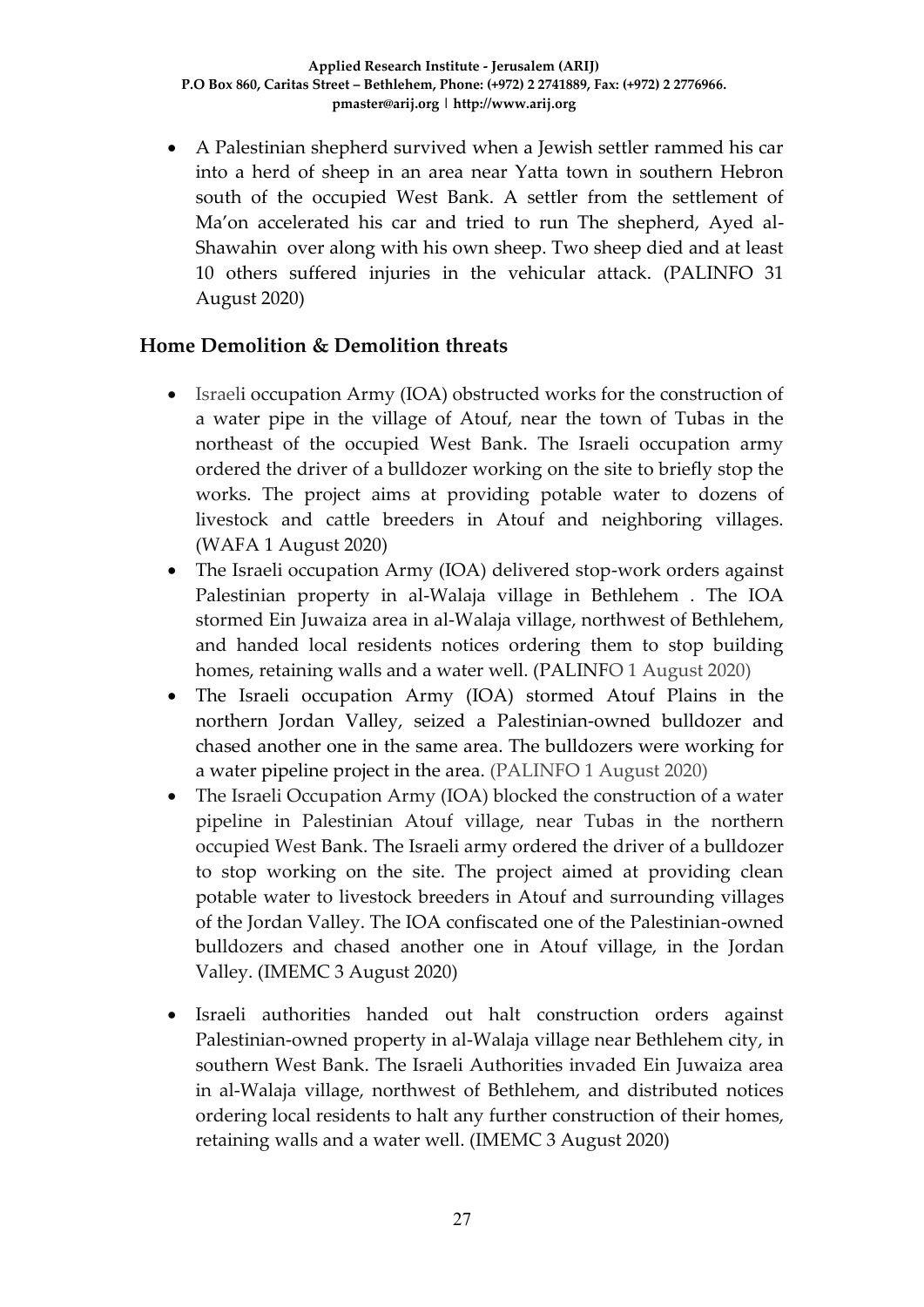- A Palestinian shepherd survived when a Jewish settler rammed his car into a herd of sheep in an area near Yatta town in southern Hebron south of the occupied West Bank. A settler from the settlement of Ma'on accelerated his car and tried to run The shepherd, Ayed al-Shawahin over along with his own sheep. Two sheep died and at least 10 others suffered injuries in the vehicular attack. (PALINFO 31 August 2020)

## Home Demolition & Demolition threats

- Israeli occupation Army (IOA) obstructed works for the construction of a water pipe in the village of Atouf, near the town of Tubas in the northeast of the occupied West Bank. The Israeli occupation army ordered the driver of a bulldozer working on the site to briefly stop the works. The project aims at providing potable water to dozens of livestock and cattle breeders in Atouf and neighboring villages. (WAFA 1 August 2020)
- The Israeli occupation Army (IOA) delivered stop-work orders against Palestinian property in al-Walaja village in Bethlehem . The IOA stormed Ein Juwaiza area in al-Walaja village, northwest of Bethlehem, and handed local residents notices ordering them to stop building homes, retaining walls and a water well. (PALINFO 1 August 2020)
- The Israeli occupation Army (IOA) stormed Atouf Plains in the northern Jordan Valley, seized a Palestinian-owned bulldozer and chased another one in the same area. The bulldozers were working for a water pipeline project in the area. (PALINFO 1 August 2020)
- The Israeli Occupation Army (IOA) blocked the construction of a water pipeline in Palestinian Atouf village, near Tubas in the northern occupied West Bank. The Israeli army ordered the driver of a bulldozer to stop working on the site. The project aimed at providing clean potable water to livestock breeders in Atouf and surrounding villages of the Jordan Valley. The IOA confiscated one of the Palestinian-owned bulldozers and chased another one in Atouf village, in the Jordan Valley. (IMEMC 3 August 2020)
- Israeli authorities handed out halt construction orders against Palestinian-owned property in al-Walaja village near Bethlehem city, in southern West Bank. The Israeli Authorities invaded Ein Juwaiza area in al-Walaja village, northwest of Bethlehem, and distributed notices ordering local residents to halt any further construction of their homes, retaining walls and a water well. (IMEMC 3 August 2020)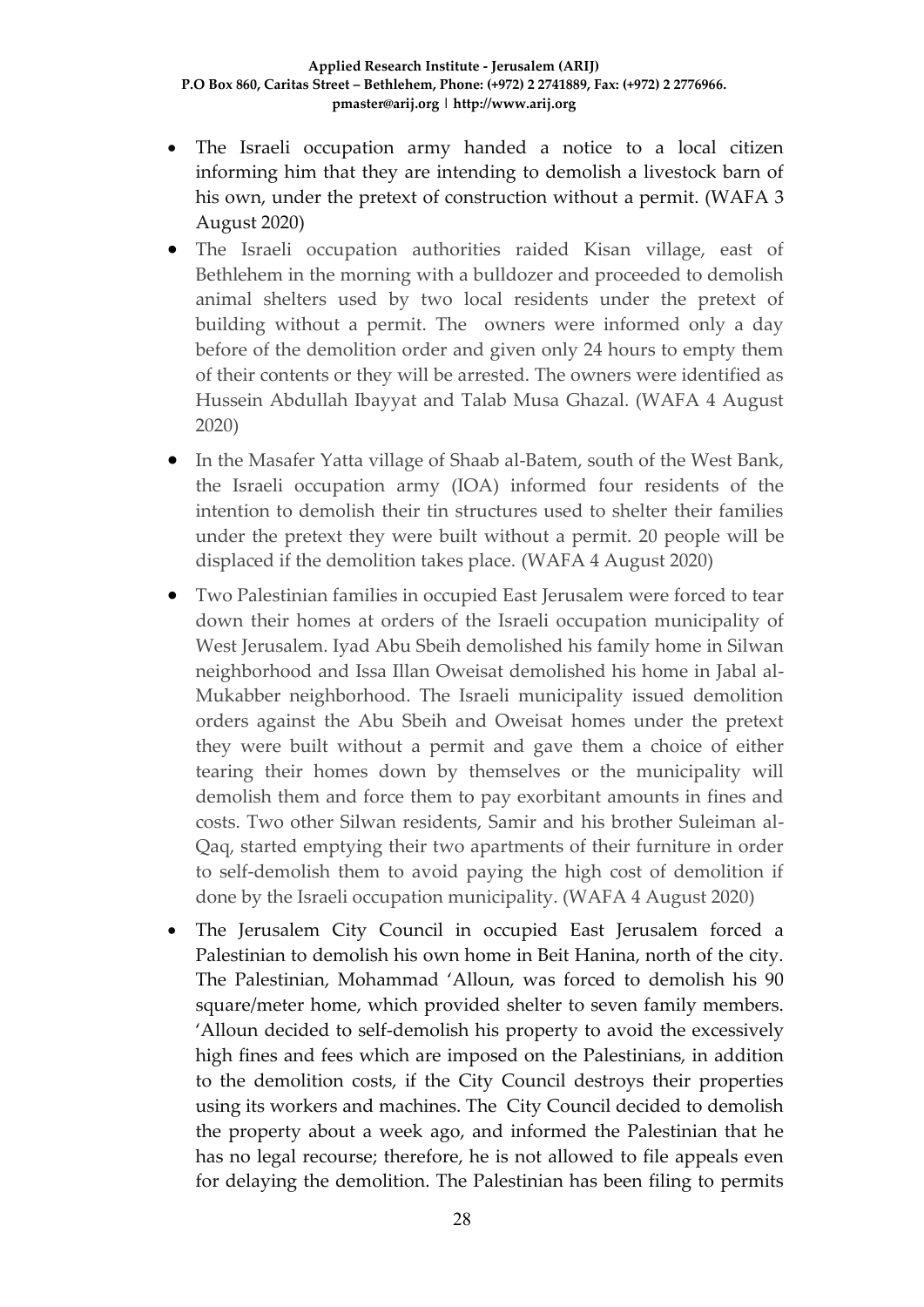- The Israeli occupation army handed a notice to a local citizen informing him that they are intending to demolish a livestock barn of his own, under the pretext of construction without a permit. (WAFA 3 August 2020)
- The Israeli occupation authorities raided Kisan village, east of Bethlehem in the morning with a bulldozer and proceeded to demolish animal shelters used by two local residents under the pretext of building without a permit. The owners were informed only a day before of the demolition order and given only 24 hours to empty them of their contents or they will be arrested. The owners were identified as Hussein Abdullah Ibayyat and Talab Musa Ghazal. (WAFA 4 August 2020)
- In the Masafer Yatta village of Shaab al-Batem, south of the West Bank, the Israeli occupation army (IOA) informed four residents of the intention to demolish their tin structures used to shelter their families under the pretext they were built without a permit. 20 people will be displaced if the demolition takes place. (WAFA 4 August 2020)
- Two Palestinian families in occupied East Jerusalem were forced to tear down their homes at orders of the Israeli occupation municipality of West Jerusalem. Iyad Abu Sbeih demolished his family home in Silwan neighborhood and Issa Illan Oweisat demolished his home in Jabal al-Mukabber neighborhood. The Israeli municipality issued demolition orders against the Abu Sbeih and Oweisat homes under the pretext they were built without a permit and gave them a choice of either tearing their homes down by themselves or the municipality will demolish them and force them to pay exorbitant amounts in fines and costs. Two other Silwan residents, Samir and his brother Suleiman al-Qaq, started emptying their two apartments of their furniture in order to self-demolish them to avoid paying the high cost of demolition if done by the Israeli occupation municipality. (WAFA 4 August 2020)
- The Jerusalem City Council in occupied East Jerusalem forced a Palestinian to demolish his own home in Beit Hanina, north of the city. The Palestinian, Mohammad 'Alloun, was forced to demolish his 90 square/meter home, which provided shelter to seven family members. 'Alloun decided to self-demolish his property to avoid the excessively high fines and fees which are imposed on the Palestinians, in addition to the demolition costs, if the City Council destroys their properties using its workers and machines. The City Council decided to demolish the property about a week ago, and informed the Palestinian that he has no legal recourse; therefore, he is not allowed to file appeals even for delaying the demolition. The Palestinian has been filing to permits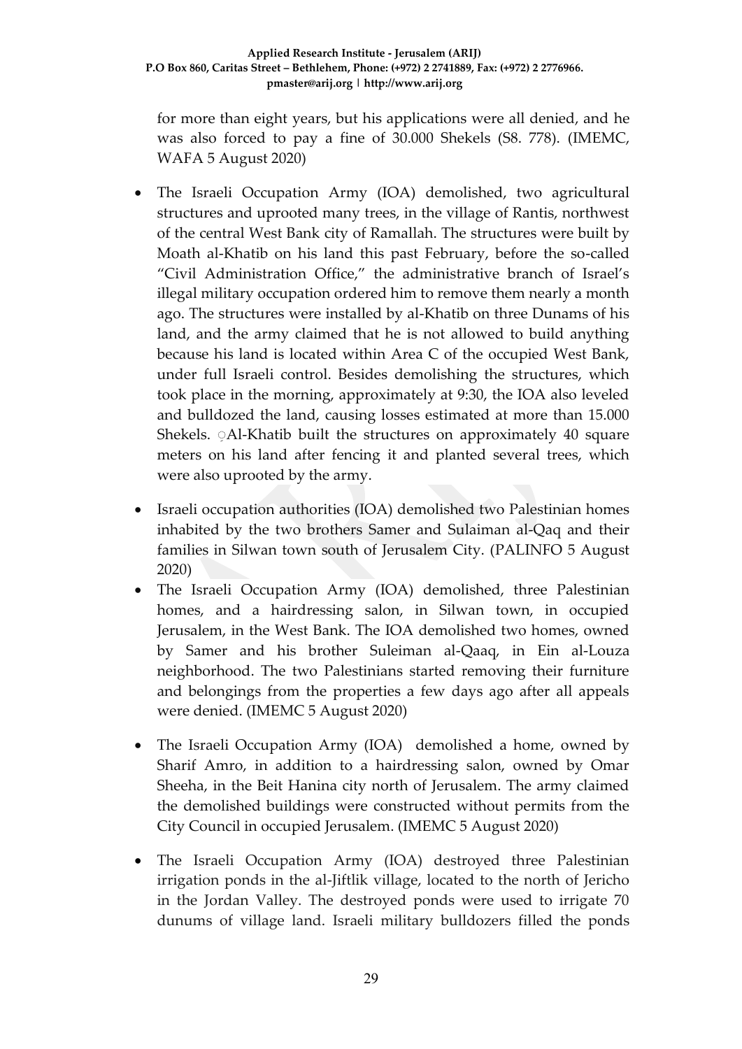for more than eight years, but his applications were all denied, and he was also forced to pay a fine of 30.000 Shekels (S8. 778). (IMEMC, WAFA 5 August 2020)

- The Israeli Occupation Army (IOA) demolished, two agricultural structures and uprooted many trees, in the village of Rantis, northwest of the central West Bank city of Ramallah. The structures were built by Moath al-Khatib on his land this past February, before the so-called "Civil Administration Office," the administrative branch of Israel's illegal military occupation ordered him to remove them nearly a month ago. The structures were installed by al-Khatib on three Dunams of his land, and the army claimed that he is not allowed to build anything because his land is located within Area C of the occupied West Bank, under full Israeli control. Besides demolishing the structures, which took place in the morning, approximately at 9:30, the IOA also leveled and bulldozed the land, causing losses estimated at more than 15.000 Shekels. Al-Khatib built the structures on approximately 40 square meters on his land after fencing it and planted several trees, which were also uprooted by the army.
- Israeli occupation authorities (IOA) demolished two Palestinian homes inhabited by the two brothers Samer and Sulaiman al-Qaq and their families in Silwan town south of Jerusalem City. (PALINFO 5 August 2020)
- The Israeli Occupation Army (IOA) demolished, three Palestinian homes, and a hairdressing salon, in Silwan town, in occupied Jerusalem, in the West Bank. The IOA demolished two homes, owned by Samer and his brother Suleiman al-Qaaq, in Ein al-Louza neighborhood. The two Palestinians started removing their furniture and belongings from the properties a few days ago after all appeals were denied. (IMEMC 5 August 2020)
- The Israeli Occupation Army (IOA) demolished a home, owned by Sharif Amro, in addition to a hairdressing salon, owned by Omar Sheeha, in the Beit Hanina city north of Jerusalem. The army claimed the demolished buildings were constructed without permits from the City Council in occupied Jerusalem. (IMEMC 5 August 2020)
- The Israeli Occupation Army (IOA) destroyed three Palestinian irrigation ponds in the al-Jiftlik village, located to the north of Jericho in the Jordan Valley. The destroyed ponds were used to irrigate 70 dunums of village land. Israeli military bulldozers filled the ponds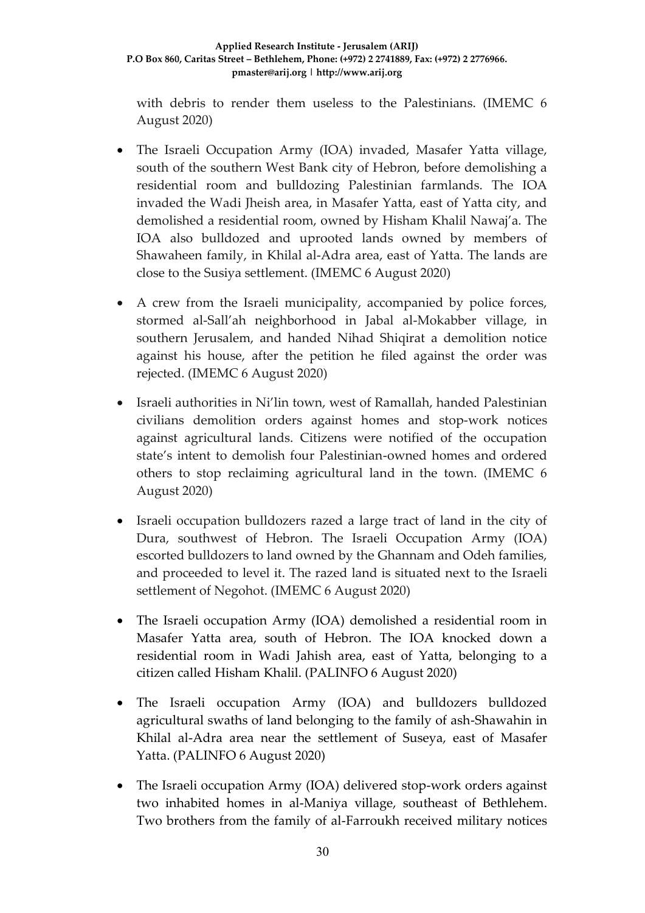with debris to render them useless to the Palestinians. (IMEMC 6 August 2020)

- The Israeli Occupation Army (IOA) invaded, Masafer Yatta village, south of the southern West Bank city of Hebron, before demolishing a residential room and bulldozing Palestinian farmlands. The IOA invaded the Wadi Jheish area, in Masafer Yatta, east of Yatta city, and demolished a residential room, owned by Hisham Khalil Nawaj'a. The IOA also bulldozed and uprooted lands owned by members of Shawaheen family, in Khilal al-Adra area, east of Yatta. The lands are close to the Susiya settlement. (IMEMC 6 August 2020)
- A crew from the Israeli municipality, accompanied by police forces, stormed al-Sall'ah neighborhood in Jabal al-Mokabber village, in southern Jerusalem, and handed Nihad Shiqirat a demolition notice against his house, after the petition he filed against the order was rejected. (IMEMC 6 August 2020)
- Israeli authorities in Ni'lin town, west of Ramallah, handed Palestinian civilians demolition orders against homes and stop-work notices against agricultural lands. Citizens were notified of the occupation state's intent to demolish four Palestinian-owned homes and ordered others to stop reclaiming agricultural land in the town. (IMEMC 6 August 2020)
- Israeli occupation bulldozers razed a large tract of land in the city of Dura, southwest of Hebron. The Israeli Occupation Army (IOA) escorted bulldozers to land owned by the Ghannam and Odeh families, and proceeded to level it. The razed land is situated next to the Israeli settlement of Negohot. (IMEMC 6 August 2020)
- The Israeli occupation Army (IOA) demolished a residential room in Masafer Yatta area, south of Hebron. The IOA knocked down a residential room in Wadi Jahish area, east of Yatta, belonging to a citizen called Hisham Khalil. (PALINFO 6 August 2020)
- The Israeli occupation Army (IOA) and bulldozers bulldozed agricultural swaths of land belonging to the family of ash-Shawahin in Khilal al-Adra area near the settlement of Suseya, east of Masafer Yatta. (PALINFO 6 August 2020)
- The Israeli occupation Army (IOA) delivered stop-work orders against two inhabited homes in al-Maniya village, southeast of Bethlehem. Two brothers from the family of al-Farroukh received military notices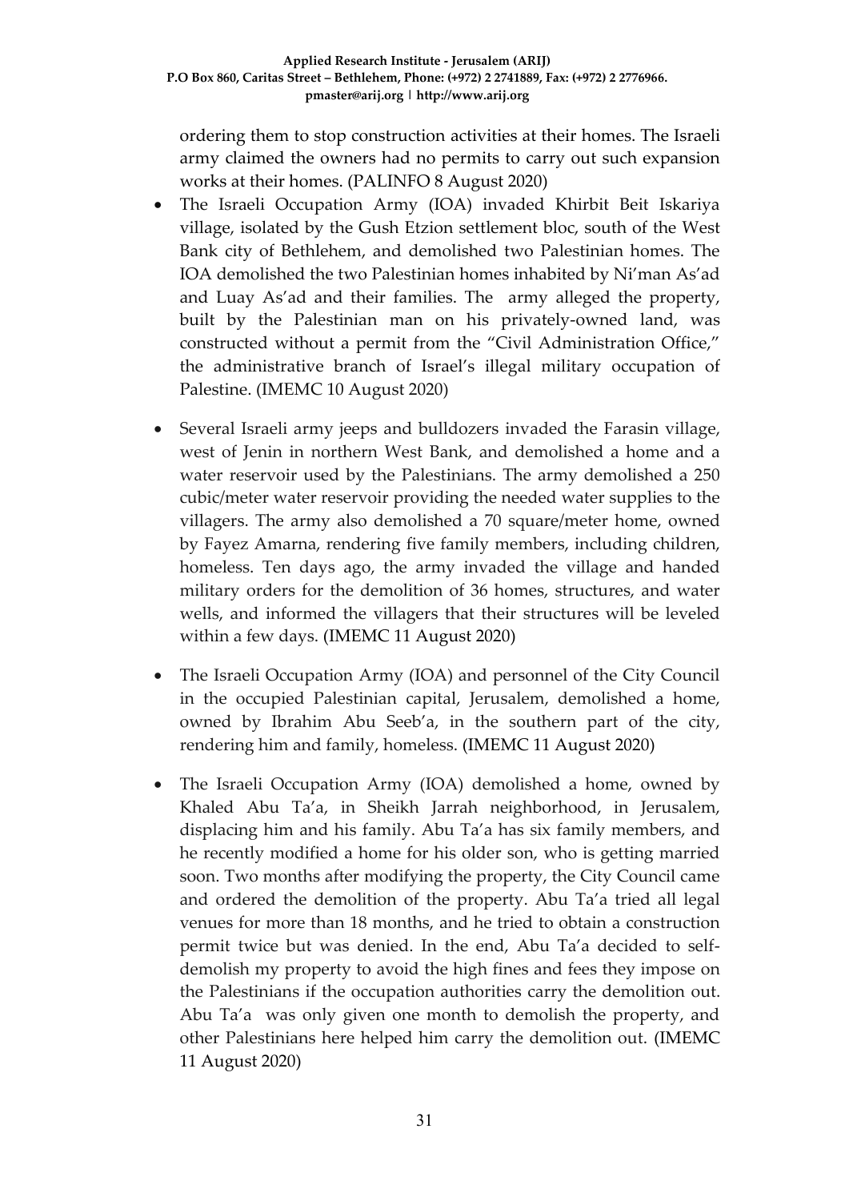ordering them to stop construction activities at their homes. The Israeli army claimed the owners had no permits to carry out such expansion works at their homes. (PALINFO 8 August 2020)

- The Israeli Occupation Army (IOA) invaded Khirbit Beit Iskariya village, isolated by the Gush Etzion settlement bloc, south of the West Bank city of Bethlehem, and demolished two Palestinian homes. The IOA demolished the two Palestinian homes inhabited by Ni'man As'ad and Luay As'ad and their families. The army alleged the property, built by the Palestinian man on his privately-owned land, was constructed without a permit from the "Civil Administration Office," the administrative branch of Israel's illegal military occupation of Palestine. (IMEMC 10 August 2020)

- Several Israeli army jeeps and bulldozers invaded the Farasin village, west of Jenin in northern West Bank, and demolished a home and a water reservoir used by the Palestinians. The army demolished a 250 cubic/meter water reservoir providing the needed water supplies to the villagers. The army also demolished a 70 square/meter home, owned by Fayez Amarna, rendering five family members, including children, homeless. Ten days ago, the army invaded the village and handed military orders for the demolition of 36 homes, structures, and water wells, and informed the villagers that their structures will be leveled within a few days. (IMEMC 11 August 2020)

- The Israeli Occupation Army (IOA) and personnel of the City Council in the occupied Palestinian capital, Jerusalem, demolished a home, owned by Ibrahim Abu Seeb'a, in the southern part of the city, rendering him and family, homeless. (IMEMC 11 August 2020)

- The Israeli Occupation Army (IOA) demolished a home, owned by Khaled Abu Ta'a, in Sheikh Jarrah neighborhood, in Jerusalem, displacing him and his family. Abu Ta'a has six family members, and he recently modified a home for his older son, who is getting married soon. Two months after modifying the property, the City Council came and ordered the demolition of the property. Abu Ta'a tried all legal venues for more than 18 months, and he tried to obtain a construction permit twice but was denied. In the end, Abu Ta'a decided to self-demolish my property to avoid the high fines and fees they impose on the Palestinians if the occupation authorities carry the demolition out. Abu Ta'a was only given one month to demolish the property, and other Palestinians here helped him carry the demolition out. (IMEMC 11 August 2020)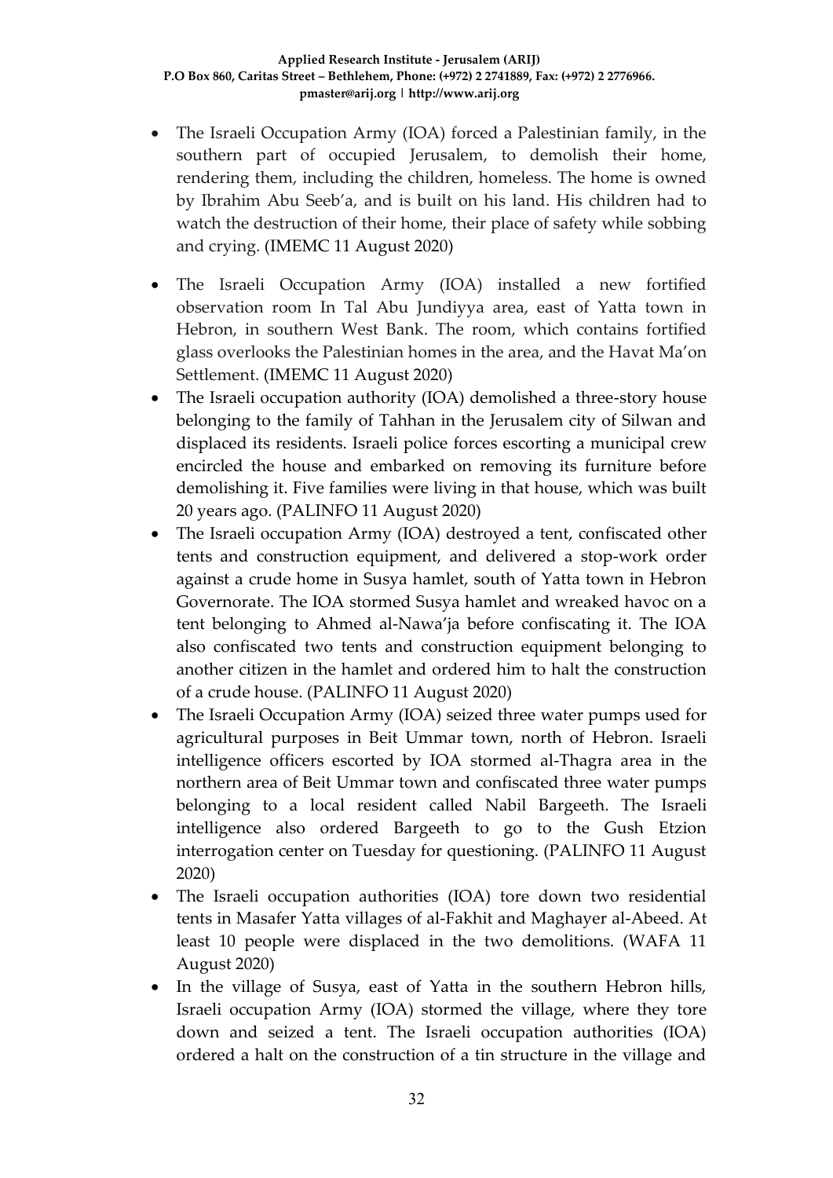- The Israeli Occupation Army (IOA) forced a Palestinian family, in the southern part of occupied Jerusalem, to demolish their home, rendering them, including the children, homeless. The home is owned by Ibrahim Abu Seeb'a, and is built on his land. His children had to watch the destruction of their home, their place of safety while sobbing and crying. (IMEMC 11 August 2020)
- The Israeli Occupation Army (IOA) installed a new fortified observation room In Tal Abu Jundiyya area, east of Yatta town in Hebron, in southern West Bank. The room, which contains fortified glass overlooks the Palestinian homes in the area, and the Havat Ma'on Settlement. (IMEMC 11 August 2020)
- The Israeli occupation authority (IOA) demolished a three-story house belonging to the family of Tahhan in the Jerusalem city of Silwan and displaced its residents. Israeli police forces escorting a municipal crew encircled the house and embarked on removing its furniture before demolishing it. Five families were living in that house, which was built 20 years ago. (PALINFO 11 August 2020)
- The Israeli occupation Army (IOA) destroyed a tent, confiscated other tents and construction equipment, and delivered a stop-work order against a crude home in Susya hamlet, south of Yatta town in Hebron Governorate. The IOA stormed Susya hamlet and wreaked havoc on a tent belonging to Ahmed al-Nawa'ja before confiscating it. The IOA also confiscated two tents and construction equipment belonging to another citizen in the hamlet and ordered him to halt the construction of a crude house. (PALINFO 11 August 2020)
- The Israeli Occupation Army (IOA) seized three water pumps used for agricultural purposes in Beit Ummar town, north of Hebron. Israeli intelligence officers escorted by IOA stormed al-Thagra area in the northern area of Beit Ummar town and confiscated three water pumps belonging to a local resident called Nabil Bargeeth. The Israeli intelligence also ordered Bargeeth to go to the Gush Etzion interrogation center on Tuesday for questioning. (PALINFO 11 August 2020)
- The Israeli occupation authorities (IOA) tore down two residential tents in Masafer Yatta villages of al-Fakhit and Maghayer al-Abeed. At least 10 people were displaced in the two demolitions. (WAFA 11 August 2020)
- In the village of Susya, east of Yatta in the southern Hebron hills, Israeli occupation Army (IOA) stormed the village, where they tore down and seized a tent. The Israeli occupation authorities (IOA) ordered a halt on the construction of a tin structure in the village and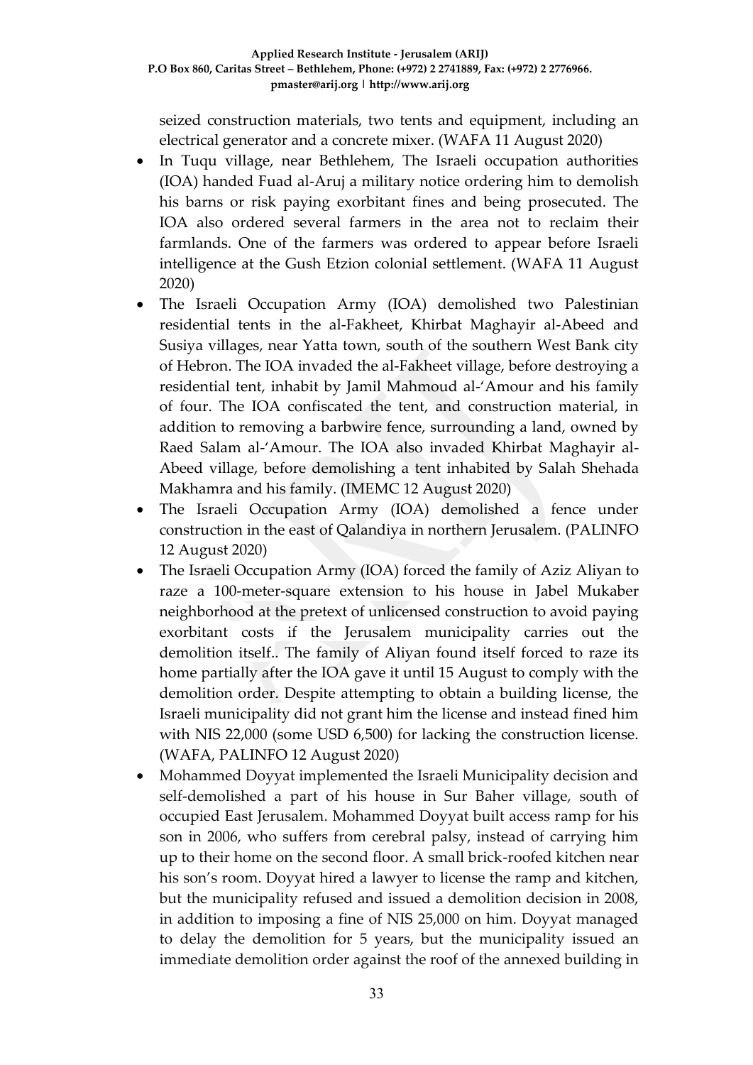seized construction materials, two tents and equipment, including an electrical generator and a concrete mixer. (WAFA 11 August 2020)

- In Tuqu village, near Bethlehem, The Israeli occupation authorities (IOA) handed Fuad al-Aruj a military notice ordering him to demolish his barns or risk paying exorbitant fines and being prosecuted. The IOA also ordered several farmers in the area not to reclaim their farmlands. One of the farmers was ordered to appear before Israeli intelligence at the Gush Etzion colonial settlement. (WAFA 11 August 2020)
- The Israeli Occupation Army (IOA) demolished two Palestinian residential tents in the al-Fakheet, Khirbat Maghayir al-Abeed and Susiya villages, near Yatta town, south of the southern West Bank city of Hebron. The IOA invaded the al-Fakheet village, before destroying a residential tent, inhabit by Jamil Mahmoud al-'Amour and his family of four. The IOA confiscated the tent, and construction material, in addition to removing a barbwire fence, surrounding a land, owned by Raed Salam al-'Amour. The IOA also invaded Khirbat Maghayir al-Abeed village, before demolishing a tent inhabited by Salah Shehada Makhamra and his family. (IMEMC 12 August 2020)
- The Israeli Occupation Army (IOA) demolished a fence under construction in the east of Qalandiya in northern Jerusalem. (PALINFO 12 August 2020)
- The Israeli Occupation Army (IOA) forced the family of Aziz Aliyan to raze a 100-meter-square extension to his house in Jabel Mukaber neighborhood at the pretext of unlicensed construction to avoid paying exorbitant costs if the Jerusalem municipality carries out the demolition itself.. The family of Aliyan found itself forced to raze its home partially after the IOA gave it until 15 August to comply with the demolition order. Despite attempting to obtain a building license, the Israeli municipality did not grant him the license and instead fined him with NIS 22,000 (some USD 6,500) for lacking the construction license. (WAFA, PALINFO 12 August 2020)
- Mohammed Doyyat implemented the Israeli Municipality decision and self-demolished a part of his house in Sur Baher village, south of occupied East Jerusalem. Mohammed Doyyat built access ramp for his son in 2006, who suffers from cerebral palsy, instead of carrying him up to their home on the second floor. A small brick-roofed kitchen near his son's room. Doyyat hired a lawyer to license the ramp and kitchen, but the municipality refused and issued a demolition decision in 2008, in addition to imposing a fine of NIS 25,000 on him. Doyyat managed to delay the demolition for 5 years, but the municipality issued an immediate demolition order against the roof of the annexed building in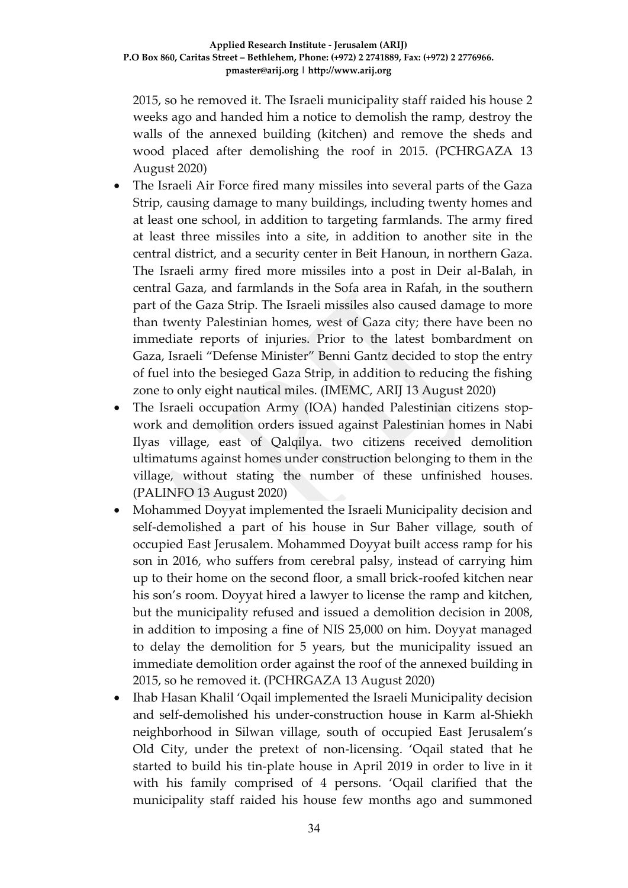2015, so he removed it. The Israeli municipality staff raided his house 2 weeks ago and handed him a notice to demolish the ramp, destroy the walls of the annexed building (kitchen) and remove the sheds and wood placed after demolishing the roof in 2015. (PCHRGAZA 13 August 2020)

- The Israeli Air Force fired many missiles into several parts of the Gaza Strip, causing damage to many buildings, including twenty homes and at least one school, in addition to targeting farmlands. The army fired at least three missiles into a site, in addition to another site in the central district, and a security center in Beit Hanoun, in northern Gaza. The Israeli army fired more missiles into a post in Deir al-Balah, in central Gaza, and farmlands in the Sofa area in Rafah, in the southern part of the Gaza Strip. The Israeli missiles also caused damage to more than twenty Palestinian homes, west of Gaza city; there have been no immediate reports of injuries. Prior to the latest bombardment on Gaza, Israeli "Defense Minister" Benni Gantz decided to stop the entry of fuel into the besieged Gaza Strip, in addition to reducing the fishing zone to only eight nautical miles. (IMEMC, ARIJ 13 August 2020)
- The Israeli occupation Army (IOA) handed Palestinian citizens stop-work and demolition orders issued against Palestinian homes in Nabi Ilyas village, east of Qalqilya. two citizens received demolition ultimatums against homes under construction belonging to them in the village, without stating the number of these unfinished houses. (PALINFO 13 August 2020)
- Mohammed Doyyat implemented the Israeli Municipality decision and self-demolished a part of his house in Sur Baher village, south of occupied East Jerusalem. Mohammed Doyyat built access ramp for his son in 2016, who suffers from cerebral palsy, instead of carrying him up to their home on the second floor, a small brick-roofed kitchen near his son's room. Doyyat hired a lawyer to license the ramp and kitchen, but the municipality refused and issued a demolition decision in 2008, in addition to imposing a fine of NIS 25,000 on him. Doyyat managed to delay the demolition for 5 years, but the municipality issued an immediate demolition order against the roof of the annexed building in 2015, so he removed it. (PCHRGAZA 13 August 2020)
- Ihab Hasan Khalil 'Oqail implemented the Israeli Municipality decision and self-demolished his under-construction house in Karm al-Shiekh neighborhood in Silwan village, south of occupied East Jerusalem's Old City, under the pretext of non-licensing. 'Oqail stated that he started to build his tin-plate house in April 2019 in order to live in it with his family comprised of 4 persons. 'Oqail clarified that the municipality staff raided his house few months ago and summoned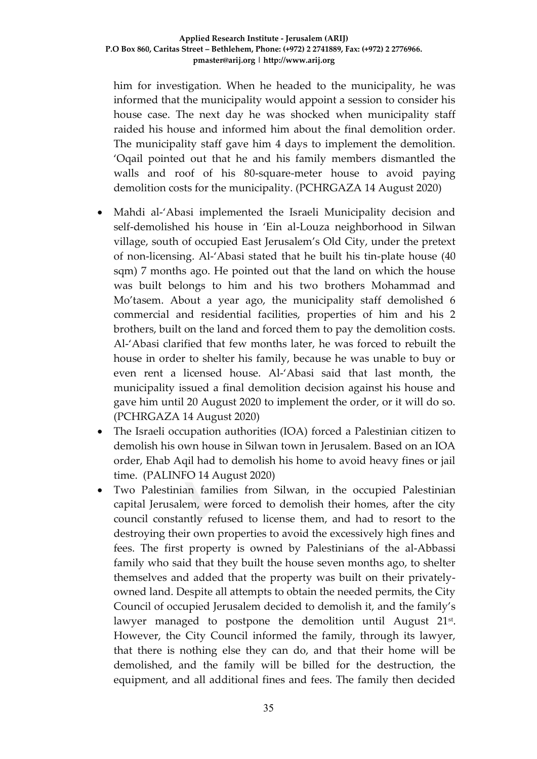him for investigation. When he headed to the municipality, he was informed that the municipality would appoint a session to consider his house case. The next day he was shocked when municipality staff raided his house and informed him about the final demolition order. The municipality staff gave him 4 days to implement the demolition. 'Oqail pointed out that he and his family members dismantled the walls and roof of his 80-square-meter house to avoid paying demolition costs for the municipality. (PCHRGAZA 14 August 2020)

- Mahdi al-'Abasi implemented the Israeli Municipality decision and self-demolished his house in 'Ein al-Louza neighborhood in Silwan village, south of occupied East Jerusalem's Old City, under the pretext of non-licensing. Al-'Abasi stated that he built his tin-plate house (40 sqm) 7 months ago. He pointed out that the land on which the house was built belongs to him and his two brothers Mohammad and Mo'tasem. About a year ago, the municipality staff demolished 6 commercial and residential facilities, properties of him and his 2 brothers, built on the land and forced them to pay the demolition costs. Al-'Abasi clarified that few months later, he was forced to rebuilt the house in order to shelter his family, because he was unable to buy or even rent a licensed house. Al-'Abasi said that last month, the municipality issued a final demolition decision against his house and gave him until 20 August 2020 to implement the order, or it will do so. (PCHRGAZA 14 August 2020)
- The Israeli occupation authorities (IOA) forced a Palestinian citizen to demolish his own house in Silwan town in Jerusalem. Based on an IOA order, Ehab Aqil had to demolish his home to avoid heavy fines or jail time. (PALINFO 14 August 2020)
- Two Palestinian families from Silwan, in the occupied Palestinian capital Jerusalem, were forced to demolish their homes, after the city council constantly refused to license them, and had to resort to the destroying their own properties to avoid the excessively high fines and fees. The first property is owned by Palestinians of the al-Abbassi family who said that they built the house seven months ago, to shelter themselves and added that the property was built on their privately-owned land. Despite all attempts to obtain the needed permits, the City Council of occupied Jerusalem decided to demolish it, and the family's lawyer managed to postpone the demolition until August 21st. However, the City Council informed the family, through its lawyer, that there is nothing else they can do, and that their home will be demolished, and the family will be billed for the destruction, the equipment, and all additional fines and fees. The family then decided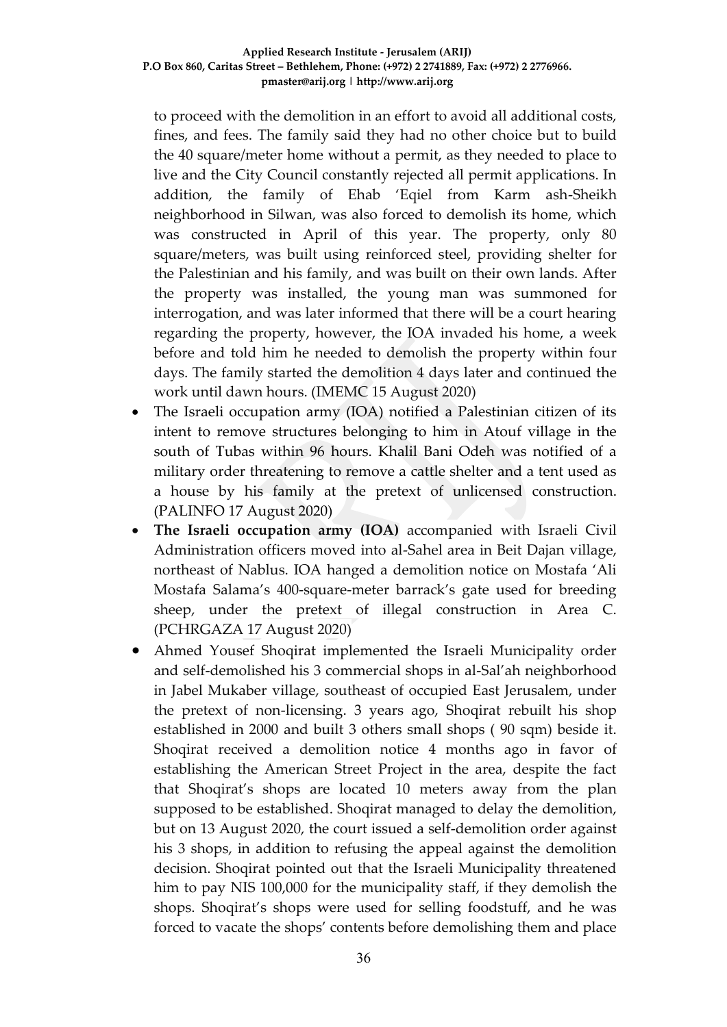to proceed with the demolition in an effort to avoid all additional costs, fines, and fees. The family said they had no other choice but to build the 40 square/meter home without a permit, as they needed to place to live and the City Council constantly rejected all permit applications. In addition, the family of Ehab 'Eqiel from Karm ash-Sheikh neighborhood in Silwan, was also forced to demolish its home, which was constructed in April of this year. The property, only 80 square/meters, was built using reinforced steel, providing shelter for the Palestinian and his family, and was built on their own lands. After the property was installed, the young man was summoned for interrogation, and was later informed that there will be a court hearing regarding the property, however, the IOA invaded his home, a week before and told him he needed to demolish the property within four days. The family started the demolition 4 days later and continued the work until dawn hours. (IMEMC 15 August 2020)

- The Israeli occupation army (IOA) notified a Palestinian citizen of its intent to remove structures belonging to him in Atouf village in the south of Tubas within 96 hours. Khalil Bani Odeh was notified of a military order threatening to remove a cattle shelter and a tent used as a house by his family at the pretext of unlicensed construction. (PALINFO 17 August 2020)
- **The Israeli occupation army (IOA)** accompanied with Israeli Civil Administration officers moved into al-Sahel area in Beit Dajan village, northeast of Nablus. IOA hanged a demolition notice on Mostafa 'Ali Mostafa Salama's 400-square-meter barrack's gate used for breeding sheep, under the pretext of illegal construction in Area C. (PCHRGAZA 17 August 2020)
- Ahmed Yousef Shoqirat implemented the Israeli Municipality order and self-demolished his 3 commercial shops in al-Sal'ah neighborhood in Jabel Mukaber village, southeast of occupied East Jerusalem, under the pretext of non-licensing. 3 years ago, Shoqirat rebuilt his shop established in 2000 and built 3 others small shops ( 90 sqm) beside it. Shoqirat received a demolition notice 4 months ago in favor of establishing the American Street Project in the area, despite the fact that Shoqirat's shops are located 10 meters away from the plan supposed to be established. Shoqirat managed to delay the demolition, but on 13 August 2020, the court issued a self-demolition order against his 3 shops, in addition to refusing the appeal against the demolition decision. Shoqirat pointed out that the Israeli Municipality threatened him to pay NIS 100,000 for the municipality staff, if they demolish the shops. Shoqirat's shops were used for selling foodstuff, and he was forced to vacate the shops' contents before demolishing them and place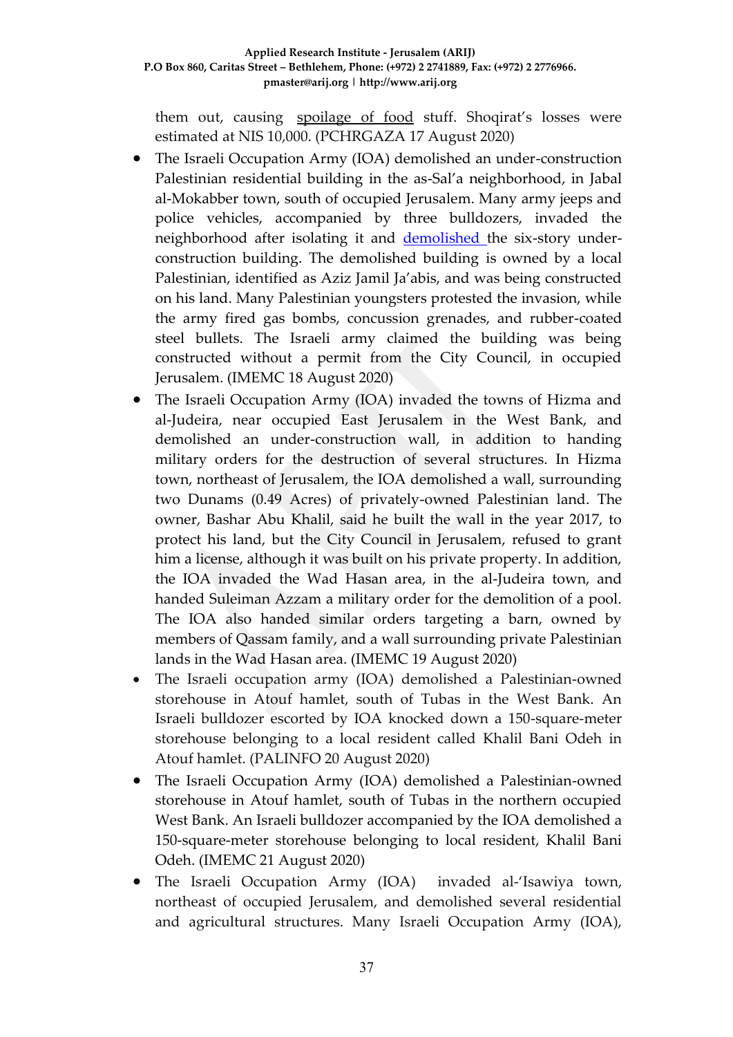them out, causing spoilage of food stuff. Shoqirat's losses were estimated at NIS 10,000. (PCHRGAZA 17 August 2020)

- The Israeli Occupation Army (IOA) demolished an under-construction Palestinian residential building in the as-Sal'a neighborhood, in Jabal al-Mokabber town, south of occupied Jerusalem. Many army jeeps and police vehicles, accompanied by three bulldozers, invaded the neighborhood after isolating it and demolished the six-story under-construction building. The demolished building is owned by a local Palestinian, identified as Aziz Jamil Ja'abis, and was being constructed on his land. Many Palestinian youngsters protested the invasion, while the army fired gas bombs, concussion grenades, and rubber-coated steel bullets. The Israeli army claimed the building was being constructed without a permit from the City Council, in occupied Jerusalem. (IMEMC 18 August 2020)
- The Israeli Occupation Army (IOA) invaded the towns of Hizma and al-Judeira, near occupied East Jerusalem in the West Bank, and demolished an under-construction wall, in addition to handing military orders for the destruction of several structures. In Hizma town, northeast of Jerusalem, the IOA demolished a wall, surrounding two Dunams (0.49 Acres) of privately-owned Palestinian land. The owner, Bashar Abu Khalil, said he built the wall in the year 2017, to protect his land, but the City Council in Jerusalem, refused to grant him a license, although it was built on his private property. In addition, the IOA invaded the Wad Hasan area, in the al-Judeira town, and handed Suleiman Azzam a military order for the demolition of a pool. The IOA also handed similar orders targeting a barn, owned by members of Qassam family, and a wall surrounding private Palestinian lands in the Wad Hasan area. (IMEMC 19 August 2020)
- The Israeli occupation army (IOA) demolished a Palestinian-owned storehouse in Atouf hamlet, south of Tubas in the West Bank. An Israeli bulldozer escorted by IOA knocked down a 150-square-meter storehouse belonging to a local resident called Khalil Bani Odeh in Atouf hamlet. (PALINFO 20 August 2020)
- The Israeli Occupation Army (IOA) demolished a Palestinian-owned storehouse in Atouf hamlet, south of Tubas in the northern occupied West Bank. An Israeli bulldozer accompanied by the IOA demolished a 150-square-meter storehouse belonging to local resident, Khalil Bani Odeh. (IMEMC 21 August 2020)
- The Israeli Occupation Army (IOA) invaded al-'Isawiya town, northeast of occupied Jerusalem, and demolished several residential and agricultural structures. Many Israeli Occupation Army (IOA),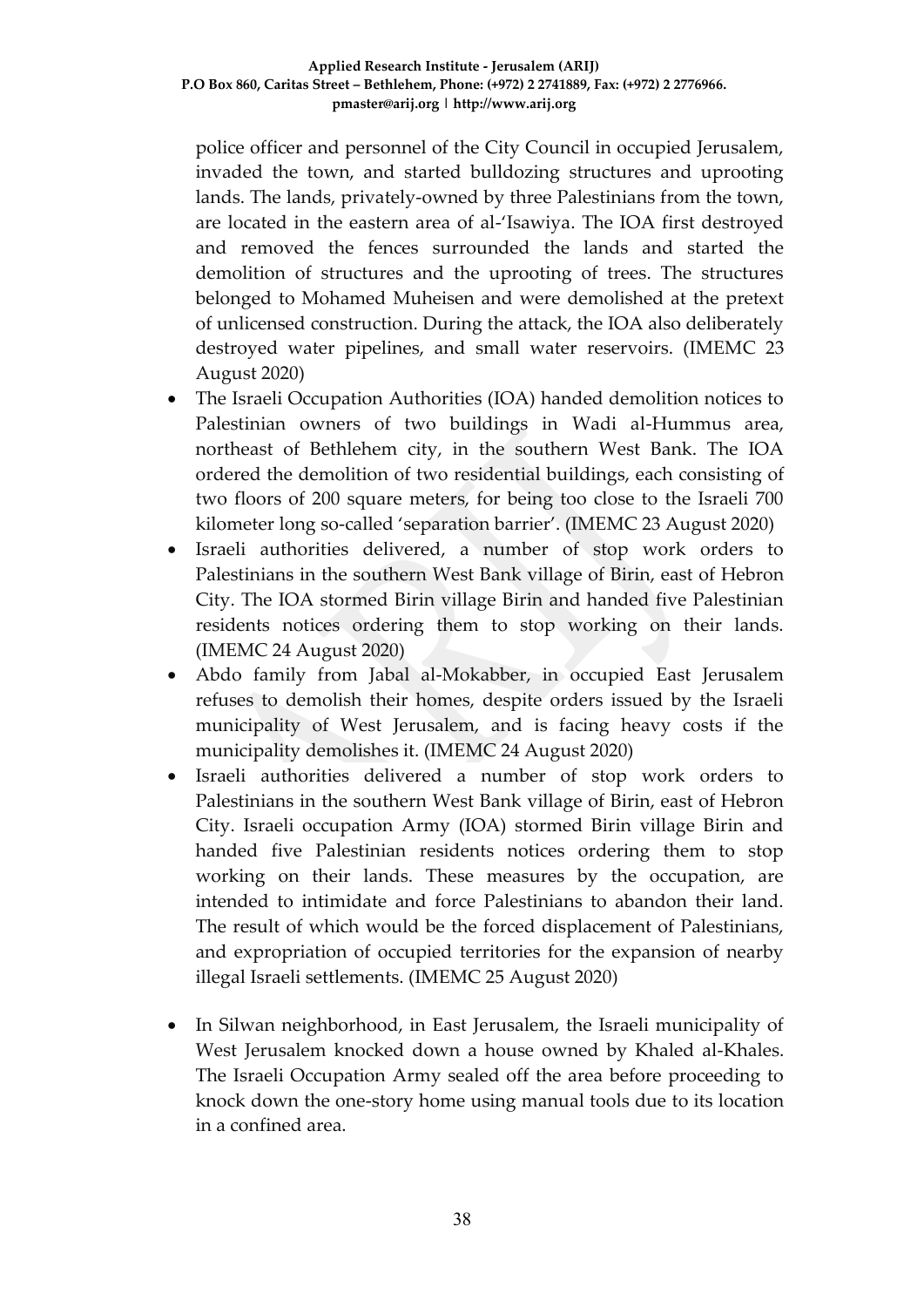police officer and personnel of the City Council in occupied Jerusalem, invaded the town, and started bulldozing structures and uprooting lands. The lands, privately-owned by three Palestinians from the town, are located in the eastern area of al-'Isawiya. The IOA first destroyed and removed the fences surrounded the lands and started the demolition of structures and the uprooting of trees. The structures belonged to Mohamed Muheisen and were demolished at the pretext of unlicensed construction. During the attack, the IOA also deliberately destroyed water pipelines, and small water reservoirs. (IMEMC 23 August 2020)

- The Israeli Occupation Authorities (IOA) handed demolition notices to Palestinian owners of two buildings in Wadi al-Hummus area, northeast of Bethlehem city, in the southern West Bank. The IOA ordered the demolition of two residential buildings, each consisting of two floors of 200 square meters, for being too close to the Israeli 700 kilometer long so-called 'separation barrier'. (IMEMC 23 August 2020)
- Israeli authorities delivered, a number of stop work orders to Palestinians in the southern West Bank village of Birin, east of Hebron City. The IOA stormed Birin village Birin and handed five Palestinian residents notices ordering them to stop working on their lands. (IMEMC 24 August 2020)
- Abdo family from Jabal al-Mokabber, in occupied East Jerusalem refuses to demolish their homes, despite orders issued by the Israeli municipality of West Jerusalem, and is facing heavy costs if the municipality demolishes it. (IMEMC 24 August 2020)
- Israeli authorities delivered a number of stop work orders to Palestinians in the southern West Bank village of Birin, east of Hebron City. Israeli occupation Army (IOA) stormed Birin village Birin and handed five Palestinian residents notices ordering them to stop working on their lands. These measures by the occupation, are intended to intimidate and force Palestinians to abandon their land. The result of which would be the forced displacement of Palestinians, and expropriation of occupied territories for the expansion of nearby illegal Israeli settlements. (IMEMC 25 August 2020)
- In Silwan neighborhood, in East Jerusalem, the Israeli municipality of West Jerusalem knocked down a house owned by Khaled al-Khales. The Israeli Occupation Army sealed off the area before proceeding to knock down the one-story home using manual tools due to its location in a confined area.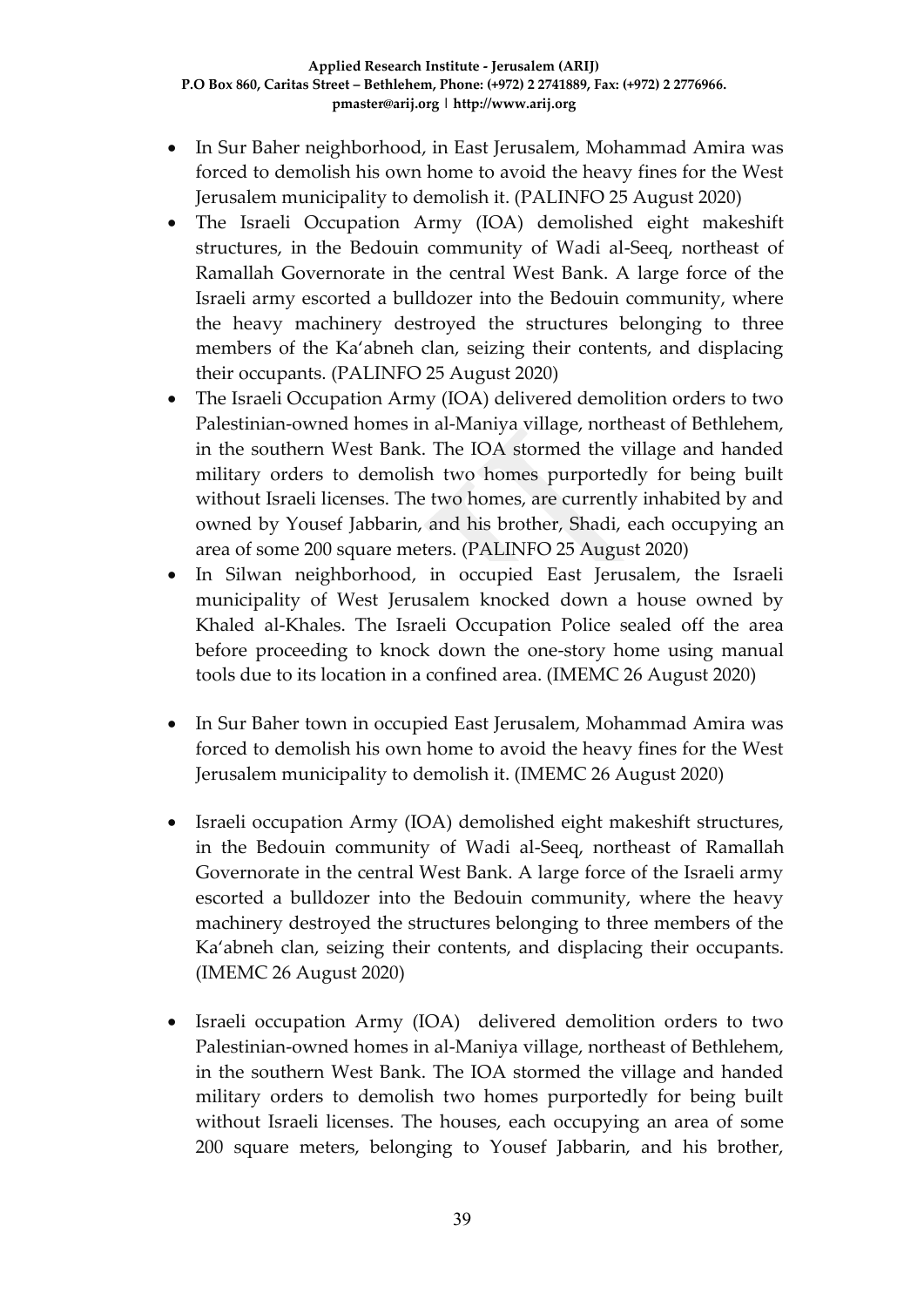- In Sur Baher neighborhood, in East Jerusalem, Mohammad Amira was forced to demolish his own home to avoid the heavy fines for the West Jerusalem municipality to demolish it. (PALINFO 25 August 2020)
- The Israeli Occupation Army (IOA) demolished eight makeshift structures, in the Bedouin community of Wadi al-Seeq, northeast of Ramallah Governorate in the central West Bank. A large force of the Israeli army escorted a bulldozer into the Bedouin community, where the heavy machinery destroyed the structures belonging to three members of the Ka'abneh clan, seizing their contents, and displacing their occupants. (PALINFO 25 August 2020)
- The Israeli Occupation Army (IOA) delivered demolition orders to two Palestinian-owned homes in al-Maniya village, northeast of Bethlehem, in the southern West Bank. The IOA stormed the village and handed military orders to demolish two homes purportedly for being built without Israeli licenses. The two homes, are currently inhabited by and owned by Yousef Jabbarin, and his brother, Shadi, each occupying an area of some 200 square meters. (PALINFO 25 August 2020)
- In Silwan neighborhood, in occupied East Jerusalem, the Israeli municipality of West Jerusalem knocked down a house owned by Khaled al-Khales. The Israeli Occupation Police sealed off the area before proceeding to knock down the one-story home using manual tools due to its location in a confined area. (IMEMC 26 August 2020)
- In Sur Baher town in occupied East Jerusalem, Mohammad Amira was forced to demolish his own home to avoid the heavy fines for the West Jerusalem municipality to demolish it. (IMEMC 26 August 2020)
- Israeli occupation Army (IOA) demolished eight makeshift structures, in the Bedouin community of Wadi al-Seeq, northeast of Ramallah Governorate in the central West Bank. A large force of the Israeli army escorted a bulldozer into the Bedouin community, where the heavy machinery destroyed the structures belonging to three members of the Ka'abneh clan, seizing their contents, and displacing their occupants. (IMEMC 26 August 2020)
- Israeli occupation Army (IOA) delivered demolition orders to two Palestinian-owned homes in al-Maniya village, northeast of Bethlehem, in the southern West Bank. The IOA stormed the village and handed military orders to demolish two homes purportedly for being built without Israeli licenses. The houses, each occupying an area of some 200 square meters, belonging to Yousef Jabbarin, and his brother,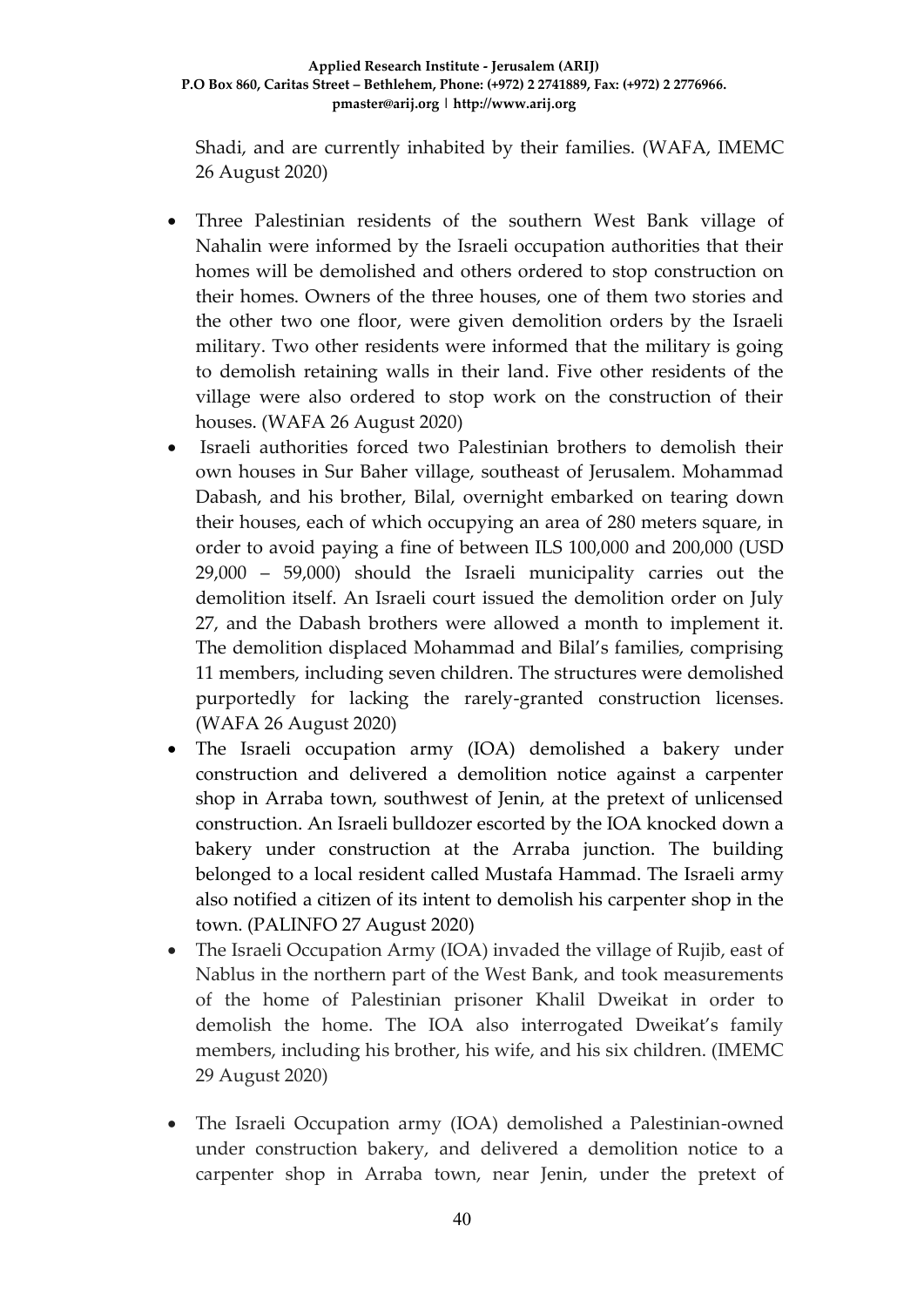Shadi, and are currently inhabited by their families. (WAFA, IMEMC 26 August 2020)

- Three Palestinian residents of the southern West Bank village of Nahalin were informed by the Israeli occupation authorities that their homes will be demolished and others ordered to stop construction on their homes. Owners of the three houses, one of them two stories and the other two one floor, were given demolition orders by the Israeli military. Two other residents were informed that the military is going to demolish retaining walls in their land. Five other residents of the village were also ordered to stop work on the construction of their houses. (WAFA 26 August 2020)
- Israeli authorities forced two Palestinian brothers to demolish their own houses in Sur Baher village, southeast of Jerusalem. Mohammad Dabash, and his brother, Bilal, overnight embarked on tearing down their houses, each of which occupying an area of 280 meters square, in order to avoid paying a fine of between ILS 100,000 and 200,000 (USD 29,000 – 59,000) should the Israeli municipality carries out the demolition itself. An Israeli court issued the demolition order on July 27, and the Dabash brothers were allowed a month to implement it. The demolition displaced Mohammad and Bilal's families, comprising 11 members, including seven children. The structures were demolished purportedly for lacking the rarely-granted construction licenses. (WAFA 26 August 2020)
- The Israeli occupation army (IOA) demolished a bakery under construction and delivered a demolition notice against a carpenter shop in Arraba town, southwest of Jenin, at the pretext of unlicensed construction. An Israeli bulldozer escorted by the IOA knocked down a bakery under construction at the Arraba junction. The building belonged to a local resident called Mustafa Hammad. The Israeli army also notified a citizen of its intent to demolish his carpenter shop in the town. (PALINFO 27 August 2020)
- The Israeli Occupation Army (IOA) invaded the village of Rujib, east of Nablus in the northern part of the West Bank, and took measurements of the home of Palestinian prisoner Khalil Dweikat in order to demolish the home. The IOA also interrogated Dweikat's family members, including his brother, his wife, and his six children. (IMEMC 29 August 2020)
- The Israeli Occupation army (IOA) demolished a Palestinian-owned under construction bakery, and delivered a demolition notice to a carpenter shop in Arraba town, near Jenin, under the pretext of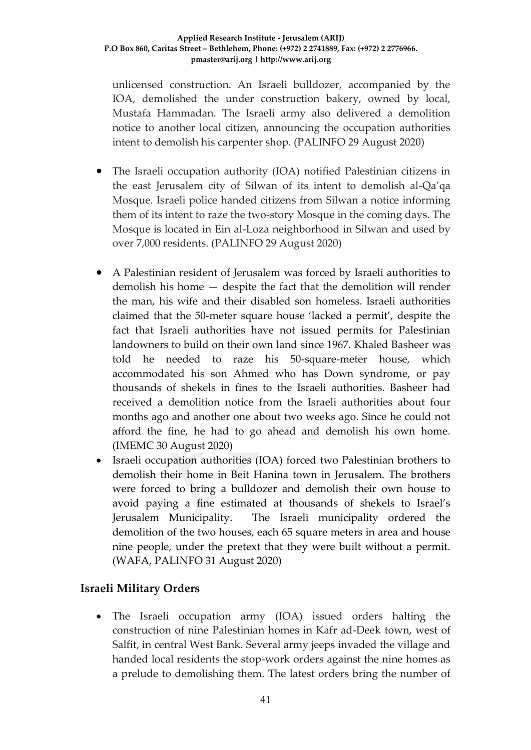unlicensed construction. An Israeli bulldozer, accompanied by the IOA, demolished the under construction bakery, owned by local, Mustafa Hammadan. The Israeli army also delivered a demolition notice to another local citizen, announcing the occupation authorities intent to demolish his carpenter shop. (PALINFO 29 August 2020)

- The Israeli occupation authority (IOA) notified Palestinian citizens in the east Jerusalem city of Silwan of its intent to demolish al-Qa'qa Mosque. Israeli police handed citizens from Silwan a notice informing them of its intent to raze the two-story Mosque in the coming days. The Mosque is located in Ein al-Loza neighborhood in Silwan and used by over 7,000 residents. (PALINFO 29 August 2020)

- A Palestinian resident of Jerusalem was forced by Israeli authorities to demolish his home — despite the fact that the demolition will render the man, his wife and their disabled son homeless. Israeli authorities claimed that the 50-meter square house 'lacked a permit', despite the fact that Israeli authorities have not issued permits for Palestinian landowners to build on their own land since 1967. Khaled Basheer was told he needed to raze his 50-square-meter house, which accommodated his son Ahmed who has Down syndrome, or pay thousands of shekels in fines to the Israeli authorities. Basheer had received a demolition notice from the Israeli authorities about four months ago and another one about two weeks ago. Since he could not afford the fine, he had to go ahead and demolish his own home. (IMEMC 30 August 2020)
- Israeli occupation authorities (IOA) forced two Palestinian brothers to demolish their home in Beit Hanina town in Jerusalem. The brothers were forced to bring a bulldozer and demolish their own house to avoid paying a fine estimated at thousands of shekels to Israel's Jerusalem Municipality. The Israeli municipality ordered the demolition of the two houses, each 65 square meters in area and house nine people, under the pretext that they were built without a permit. (WAFA, PALINFO 31 August 2020)

## Israeli Military Orders

- The Israeli occupation army (IOA) issued orders halting the construction of nine Palestinian homes in Kafr ad-Deek town, west of Salfit, in central West Bank. Several army jeeps invaded the village and handed local residents the stop-work orders against the nine homes as a prelude to demolishing them. The latest orders bring the number of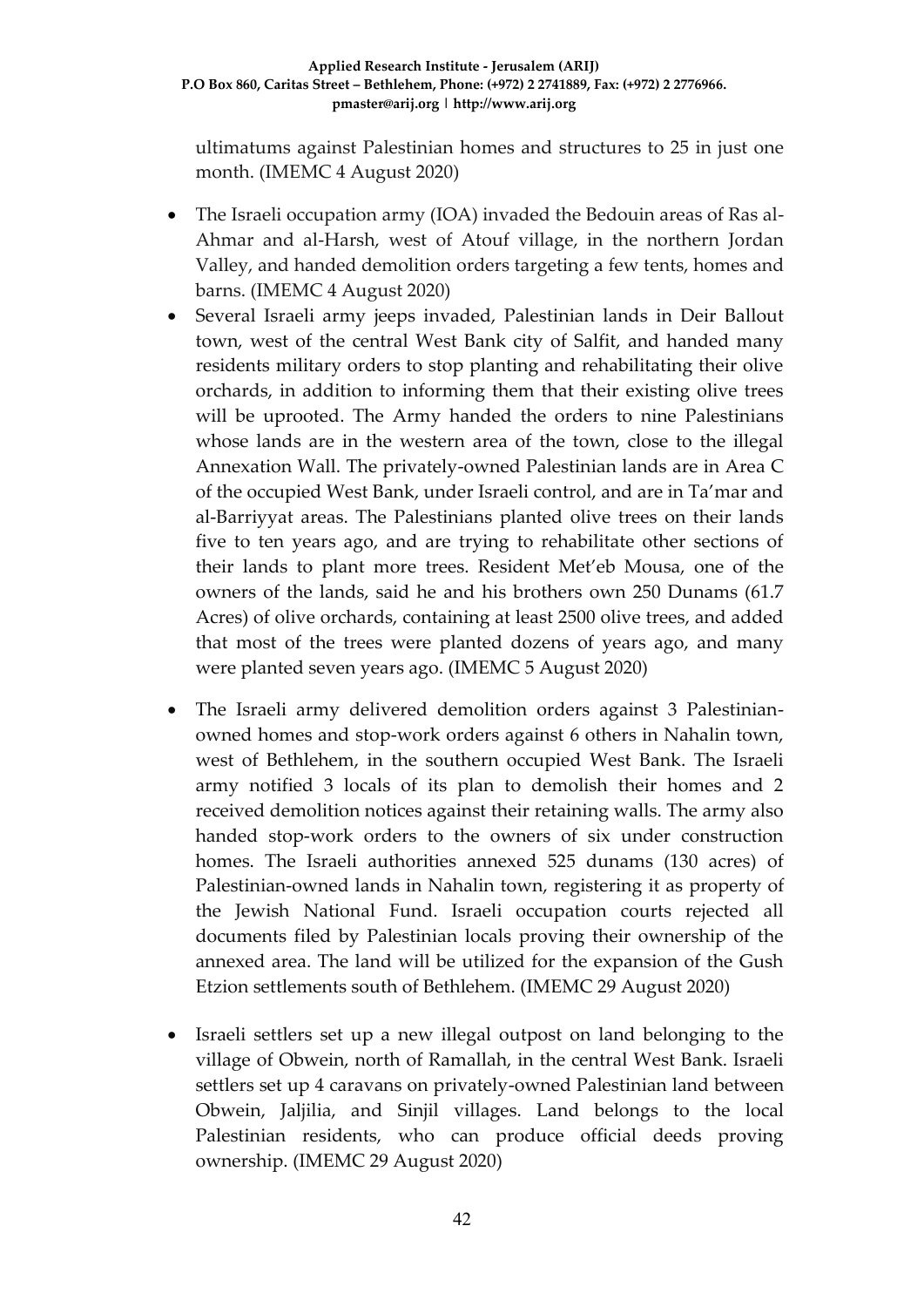ultimatums against Palestinian homes and structures to 25 in just one month. (IMEMC 4 August 2020)

- The Israeli occupation army (IOA) invaded the Bedouin areas of Ras al-Ahmar and al-Harsh, west of Atouf village, in the northern Jordan Valley, and handed demolition orders targeting a few tents, homes and barns. (IMEMC 4 August 2020)
- Several Israeli army jeeps invaded, Palestinian lands in Deir Ballout town, west of the central West Bank city of Salfit, and handed many residents military orders to stop planting and rehabilitating their olive orchards, in addition to informing them that their existing olive trees will be uprooted. The Army handed the orders to nine Palestinians whose lands are in the western area of the town, close to the illegal Annexation Wall. The privately-owned Palestinian lands are in Area C of the occupied West Bank, under Israeli control, and are in Ta'mar and al-Barriyyat areas. The Palestinians planted olive trees on their lands five to ten years ago, and are trying to rehabilitate other sections of their lands to plant more trees. Resident Met'eb Mousa, one of the owners of the lands, said he and his brothers own 250 Dunams (61.7 Acres) of olive orchards, containing at least 2500 olive trees, and added that most of the trees were planted dozens of years ago, and many were planted seven years ago. (IMEMC 5 August 2020)
- The Israeli army delivered demolition orders against 3 Palestinian-owned homes and stop-work orders against 6 others in Nahalin town, west of Bethlehem, in the southern occupied West Bank. The Israeli army notified 3 locals of its plan to demolish their homes and 2 received demolition notices against their retaining walls. The army also handed stop-work orders to the owners of six under construction homes. The Israeli authorities annexed 525 dunams (130 acres) of Palestinian-owned lands in Nahalin town, registering it as property of the Jewish National Fund. Israeli occupation courts rejected all documents filed by Palestinian locals proving their ownership of the annexed area. The land will be utilized for the expansion of the Gush Etzion settlements south of Bethlehem. (IMEMC 29 August 2020)
- Israeli settlers set up a new illegal outpost on land belonging to the village of Obwein, north of Ramallah, in the central West Bank. Israeli settlers set up 4 caravans on privately-owned Palestinian land between Obwein, Jaljilia, and Sinjil villages. Land belongs to the local Palestinian residents, who can produce official deeds proving ownership. (IMEMC 29 August 2020)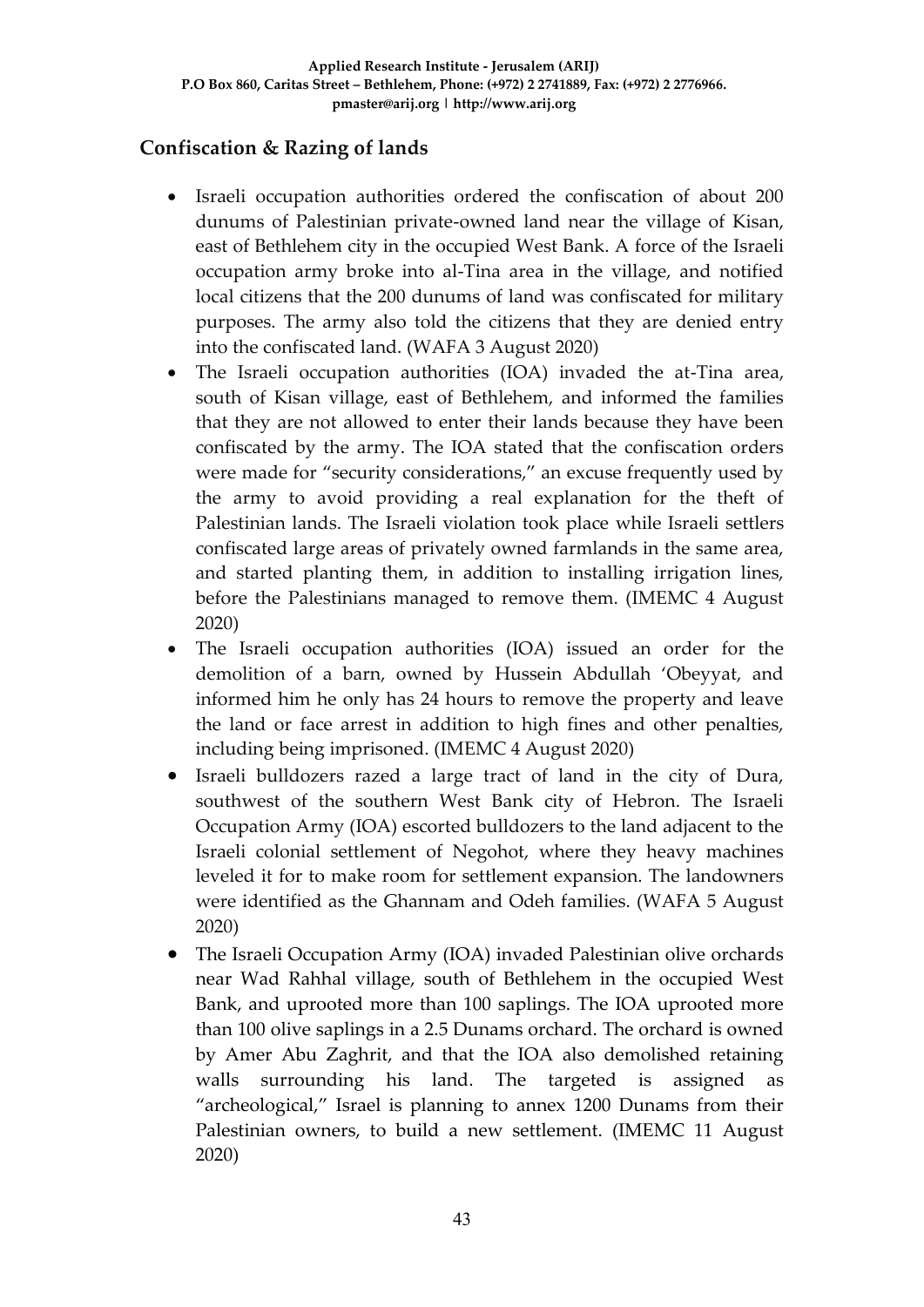## Confiscation & Razing of lands

- Israeli occupation authorities ordered the confiscation of about 200 dunums of Palestinian private-owned land near the village of Kisan, east of Bethlehem city in the occupied West Bank. A force of the Israeli occupation army broke into al-Tina area in the village, and notified local citizens that the 200 dunums of land was confiscated for military purposes. The army also told the citizens that they are denied entry into the confiscated land. (WAFA 3 August 2020)
- The Israeli occupation authorities (IOA) invaded the at-Tina area, south of Kisan village, east of Bethlehem, and informed the families that they are not allowed to enter their lands because they have been confiscated by the army. The IOA stated that the confiscation orders were made for "security considerations," an excuse frequently used by the army to avoid providing a real explanation for the theft of Palestinian lands. The Israeli violation took place while Israeli settlers confiscated large areas of privately owned farmlands in the same area, and started planting them, in addition to installing irrigation lines, before the Palestinians managed to remove them. (IMEMC 4 August 2020)
- The Israeli occupation authorities (IOA) issued an order for the demolition of a barn, owned by Hussein Abdullah 'Obeyyat, and informed him he only has 24 hours to remove the property and leave the land or face arrest in addition to high fines and other penalties, including being imprisoned. (IMEMC 4 August 2020)
- Israeli bulldozers razed a large tract of land in the city of Dura, southwest of the southern West Bank city of Hebron. The Israeli Occupation Army (IOA) escorted bulldozers to the land adjacent to the Israeli colonial settlement of Negohot, where they heavy machines leveled it for to make room for settlement expansion. The landowners were identified as the Ghannam and Odeh families. (WAFA 5 August 2020)
- The Israeli Occupation Army (IOA) invaded Palestinian olive orchards near Wad Rahhal village, south of Bethlehem in the occupied West Bank, and uprooted more than 100 saplings. The IOA uprooted more than 100 olive saplings in a 2.5 Dunams orchard. The orchard is owned by Amer Abu Zaghrit, and that the IOA also demolished retaining walls surrounding his land. The targeted is assigned as "archeological," Israel is planning to annex 1200 Dunams from their Palestinian owners, to build a new settlement. (IMEMC 11 August 2020)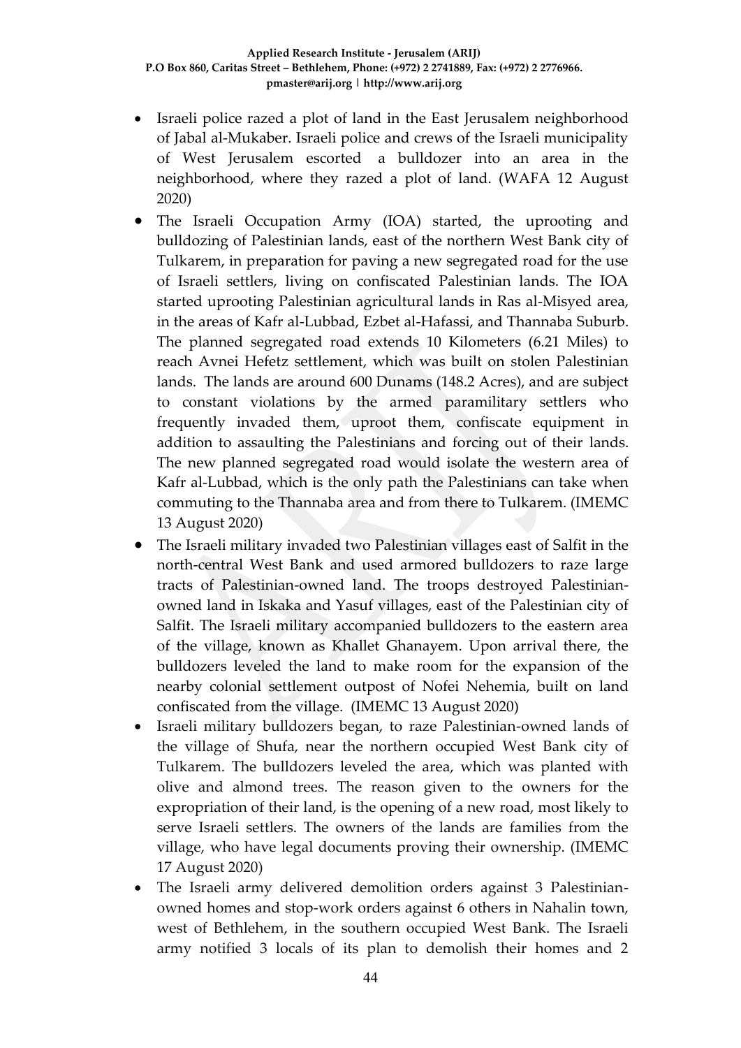- Israeli police razed a plot of land in the East Jerusalem neighborhood of Jabal al-Mukaber. Israeli police and crews of the Israeli municipality of West Jerusalem escorted a bulldozer into an area in the neighborhood, where they razed a plot of land. (WAFA 12 August 2020)
- The Israeli Occupation Army (IOA) started, the uprooting and bulldozing of Palestinian lands, east of the northern West Bank city of Tulkarem, in preparation for paving a new segregated road for the use of Israeli settlers, living on confiscated Palestinian lands. The IOA started uprooting Palestinian agricultural lands in Ras al-Misyed area, in the areas of Kafr al-Lubbad, Ezbet al-Hafassi, and Thannaba Suburb. The planned segregated road extends 10 Kilometers (6.21 Miles) to reach Avnei Hefetz settlement, which was built on stolen Palestinian lands. The lands are around 600 Dunams (148.2 Acres), and are subject to constant violations by the armed paramilitary settlers who frequently invaded them, uproot them, confiscate equipment in addition to assaulting the Palestinians and forcing out of their lands. The new planned segregated road would isolate the western area of Kafr al-Lubbad, which is the only path the Palestinians can take when commuting to the Thannaba area and from there to Tulkarem. (IMEMC 13 August 2020)
- The Israeli military invaded two Palestinian villages east of Salfit in the north-central West Bank and used armored bulldozers to raze large tracts of Palestinian-owned land. The troops destroyed Palestinian-owned land in Iskaka and Yasuf villages, east of the Palestinian city of Salfit. The Israeli military accompanied bulldozers to the eastern area of the village, known as Khallet Ghanayem. Upon arrival there, the bulldozers leveled the land to make room for the expansion of the nearby colonial settlement outpost of Nofei Nehemia, built on land confiscated from the village. (IMEMC 13 August 2020)
- Israeli military bulldozers began, to raze Palestinian-owned lands of the village of Shufa, near the northern occupied West Bank city of Tulkarem. The bulldozers leveled the area, which was planted with olive and almond trees. The reason given to the owners for the expropriation of their land, is the opening of a new road, most likely to serve Israeli settlers. The owners of the lands are families from the village, who have legal documents proving their ownership. (IMEMC 17 August 2020)
- The Israeli army delivered demolition orders against 3 Palestinian-owned homes and stop-work orders against 6 others in Nahalin town, west of Bethlehem, in the southern occupied West Bank. The Israeli army notified 3 locals of its plan to demolish their homes and 2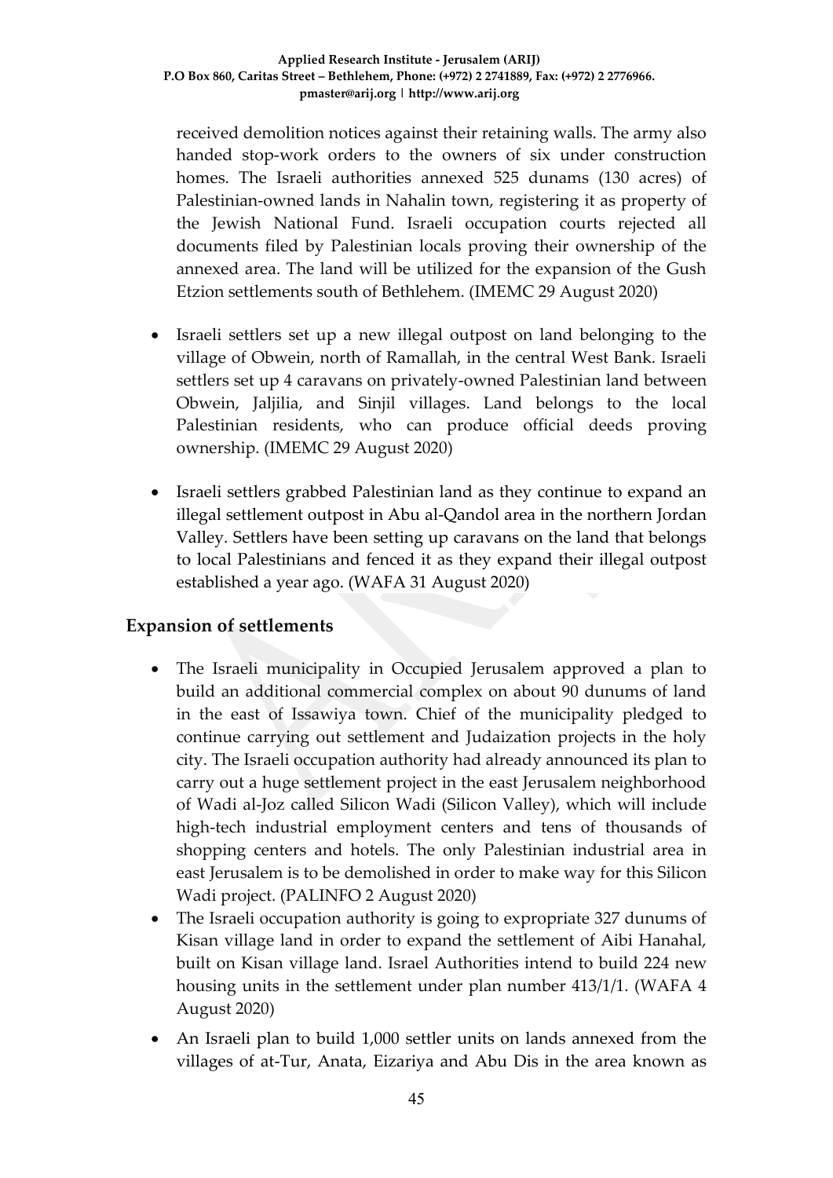received demolition notices against their retaining walls. The army also handed stop-work orders to the owners of six under construction homes. The Israeli authorities annexed 525 dunams (130 acres) of Palestinian-owned lands in Nahalin town, registering it as property of the Jewish National Fund. Israeli occupation courts rejected all documents filed by Palestinian locals proving their ownership of the annexed area. The land will be utilized for the expansion of the Gush Etzion settlements south of Bethlehem. (IMEMC 29 August 2020)

- Israeli settlers set up a new illegal outpost on land belonging to the village of Obwein, north of Ramallah, in the central West Bank. Israeli settlers set up 4 caravans on privately-owned Palestinian land between Obwein, Jaljilia, and Sinjil villages. Land belongs to the local Palestinian residents, who can produce official deeds proving ownership. (IMEMC 29 August 2020)
- Israeli settlers grabbed Palestinian land as they continue to expand an illegal settlement outpost in Abu al-Qandol area in the northern Jordan Valley. Settlers have been setting up caravans on the land that belongs to local Palestinians and fenced it as they expand their illegal outpost established a year ago. (WAFA 31 August 2020)

## Expansion of settlements

- The Israeli municipality in Occupied Jerusalem approved a plan to build an additional commercial complex on about 90 dunums of land in the east of Issawiya town. Chief of the municipality pledged to continue carrying out settlement and Judaization projects in the holy city. The Israeli occupation authority had already announced its plan to carry out a huge settlement project in the east Jerusalem neighborhood of Wadi al-Joz called Silicon Wadi (Silicon Valley), which will include high-tech industrial employment centers and tens of thousands of shopping centers and hotels. The only Palestinian industrial area in east Jerusalem is to be demolished in order to make way for this Silicon Wadi project. (PALINFO 2 August 2020)
- The Israeli occupation authority is going to expropriate 327 dunums of Kisan village land in order to expand the settlement of Aibi Hanahal, built on Kisan village land. Israel Authorities intend to build 224 new housing units in the settlement under plan number 413/1/1. (WAFA 4 August 2020)
- An Israeli plan to build 1,000 settler units on lands annexed from the villages of at-Tur, Anata, Eizariya and Abu Dis in the area known as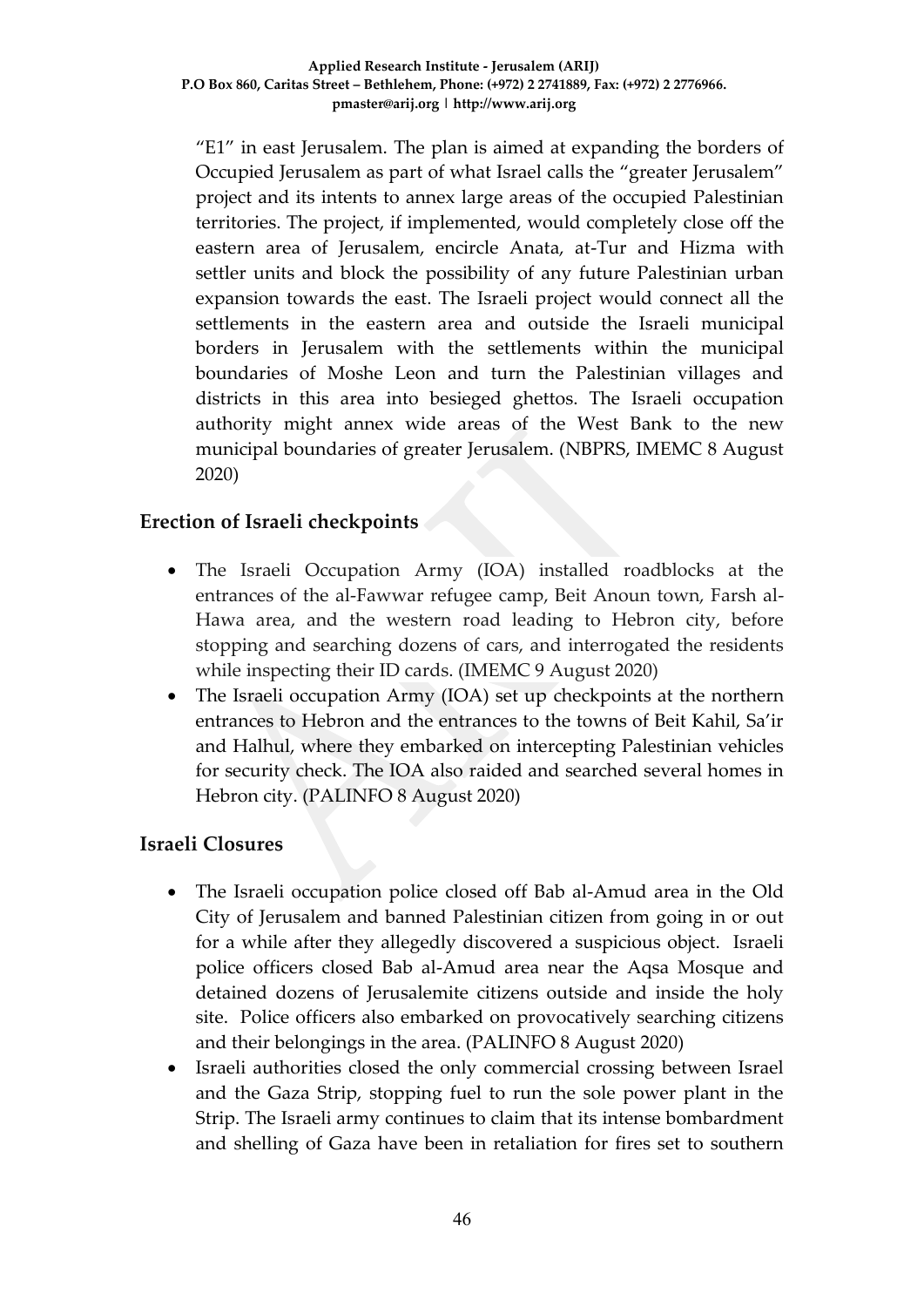"E1" in east Jerusalem. The plan is aimed at expanding the borders of Occupied Jerusalem as part of what Israel calls the "greater Jerusalem" project and its intents to annex large areas of the occupied Palestinian territories. The project, if implemented, would completely close off the eastern area of Jerusalem, encircle Anata, at-Tur and Hizma with settler units and block the possibility of any future Palestinian urban expansion towards the east. The Israeli project would connect all the settlements in the eastern area and outside the Israeli municipal borders in Jerusalem with the settlements within the municipal boundaries of Moshe Leon and turn the Palestinian villages and districts in this area into besieged ghettos. The Israeli occupation authority might annex wide areas of the West Bank to the new municipal boundaries of greater Jerusalem. (NBPRS, IMEMC 8 August 2020)

## Erection of Israeli checkpoints

- The Israeli Occupation Army (IOA) installed roadblocks at the entrances of the al-Fawwar refugee camp, Beit Anoun town, Farsh al-Hawa area, and the western road leading to Hebron city, before stopping and searching dozens of cars, and interrogated the residents while inspecting their ID cards. (IMEMC 9 August 2020)
- The Israeli occupation Army (IOA) set up checkpoints at the northern entrances to Hebron and the entrances to the towns of Beit Kahil, Sa'ir and Halhul, where they embarked on intercepting Palestinian vehicles for security check. The IOA also raided and searched several homes in Hebron city. (PALINFO 8 August 2020)

## Israeli Closures

- The Israeli occupation police closed off Bab al-Amud area in the Old City of Jerusalem and banned Palestinian citizen from going in or out for a while after they allegedly discovered a suspicious object. Israeli police officers closed Bab al-Amud area near the Aqsa Mosque and detained dozens of Jerusalemite citizens outside and inside the holy site. Police officers also embarked on provocatively searching citizens and their belongings in the area. (PALINFO 8 August 2020)
- Israeli authorities closed the only commercial crossing between Israel and the Gaza Strip, stopping fuel to run the sole power plant in the Strip. The Israeli army continues to claim that its intense bombardment and shelling of Gaza have been in retaliation for fires set to southern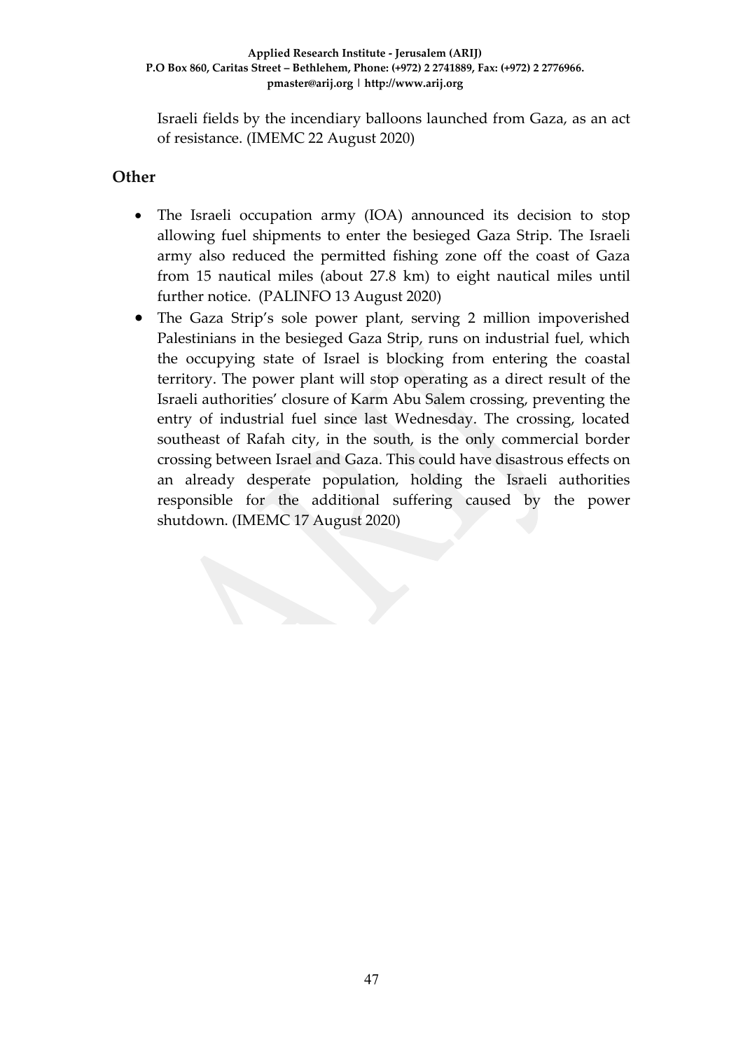Israeli fields by the incendiary balloons launched from Gaza, as an act of resistance. (IMEMC 22 August 2020)

## Other

- The Israeli occupation army (IOA) announced its decision to stop allowing fuel shipments to enter the besieged Gaza Strip. The Israeli army also reduced the permitted fishing zone off the coast of Gaza from 15 nautical miles (about 27.8 km) to eight nautical miles until further notice. (PALINFO 13 August 2020)
- The Gaza Strip's sole power plant, serving 2 million impoverished Palestinians in the besieged Gaza Strip, runs on industrial fuel, which the occupying state of Israel is blocking from entering the coastal territory. The power plant will stop operating as a direct result of the Israeli authorities' closure of Karm Abu Salem crossing, preventing the entry of industrial fuel since last Wednesday. The crossing, located southeast of Rafah city, in the south, is the only commercial border crossing between Israel and Gaza. This could have disastrous effects on an already desperate population, holding the Israeli authorities responsible for the additional suffering caused by the power shutdown. (IMEMC 17 August 2020)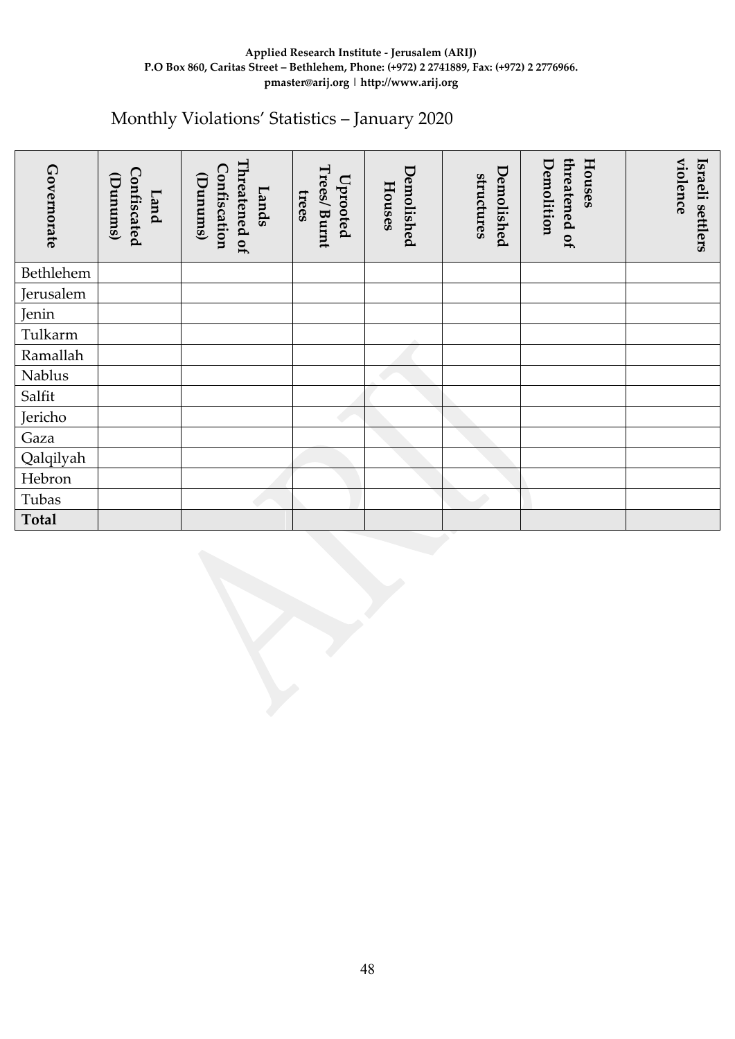Applied Research Institute - Jerusalem (ARIJ)
P.O Box 860, Caritas Street – Bethlehem, Phone: (+972) 2 2741889, Fax: (+972) 2 2776966.
pmaster@arij.org | http://www.arij.org

## Monthly Violations' Statistics – January 2020

| Governorate | Land Confiscated (Dunums) | Lands Threatened of Confiscation (Dunums) | Uprooted Trees/ Burnt trees | Demolished Houses | Demolished structures | Houses threatened of Demolition | Israeli settlers violence |
|---|---|---|---|---|---|---|---|
| Bethlehem | | | | | | | |
| Jerusalem | | | | | | | |
| Jenin | | | | | | | |
| Tulkarm | | | | | | | |
| Ramallah | | | | | | | |
| Nablus | | | | | | | |
| Salfit | | | | | | | |
| Jericho | | | | | | | |
| Gaza | | | | | | | |
| Qalqilyah | | | | | | | |
| Hebron | | | | | | | |
| Tubas | | | | | | | |
| **Total** | | | | | | | |